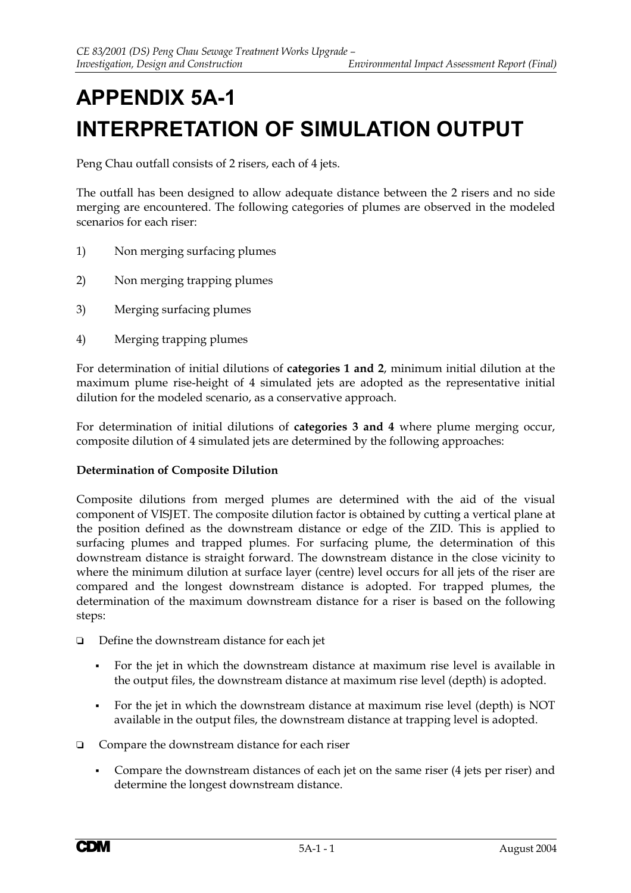# APPENDIX 5A-1
# INTERPRETATION OF SIMULATION OUTPUT

Peng Chau outfall consists of 2 risers, each of 4 jets.

The outfall has been designed to allow adequate distance between the 2 risers and no side merging are encountered. The following categories of plumes are observed in the modeled scenarios for each riser:

1) Non merging surfacing plumes
2) Non merging trapping plumes
3) Merging surfacing plumes
4) Merging trapping plumes

For determination of initial dilutions of **categories 1 and 2**, minimum initial dilution at the maximum plume rise-height of 4 simulated jets are adopted as the representative initial dilution for the modeled scenario, as a conservative approach.

For determination of initial dilutions of **categories 3 and 4** where plume merging occur, composite dilution of 4 simulated jets are determined by the following approaches:

**Determination of Composite Dilution**

Composite dilutions from merged plumes are determined with the aid of the visual component of VISJET. The composite dilution factor is obtained by cutting a vertical plane at the position defined as the downstream distance or edge of the ZID. This is applied to surfacing plumes and trapped plumes. For surfacing plume, the determination of this downstream distance is straight forward. The downstream distance in the close vicinity to where the minimum dilution at surface layer (centre) level occurs for all jets of the riser are compared and the longest downstream distance is adopted. For trapped plumes, the determination of the maximum downstream distance for a riser is based on the following steps:

- Define the downstream distance for each jet
  - For the jet in which the downstream distance at maximum rise level is available in the output files, the downstream distance at maximum rise level (depth) is adopted.
  - For the jet in which the downstream distance at maximum rise level (depth) is NOT available in the output files, the downstream distance at trapping level is adopted.
- Compare the downstream distance for each riser
  - Compare the downstream distances of each jet on the same riser (4 jets per riser) and determine the longest downstream distance.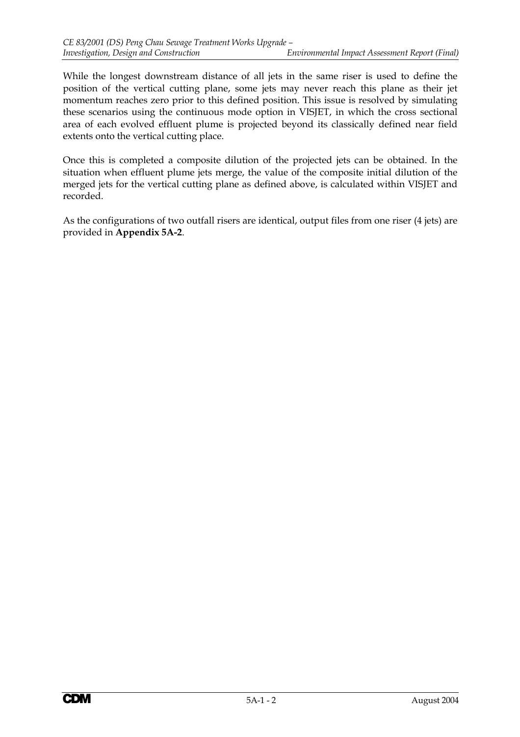While the longest downstream distance of all jets in the same riser is used to define the position of the vertical cutting plane, some jets may never reach this plane as their jet momentum reaches zero prior to this defined position. This issue is resolved by simulating these scenarios using the continuous mode option in VISJET, in which the cross sectional area of each evolved effluent plume is projected beyond its classically defined near field extents onto the vertical cutting place.

Once this is completed a composite dilution of the projected jets can be obtained. In the situation when effluent plume jets merge, the value of the composite initial dilution of the merged jets for the vertical cutting plane as defined above, is calculated within VISJET and recorded.

As the configurations of two outfall risers are identical, output files from one riser (4 jets) are provided in **Appendix 5A-2**.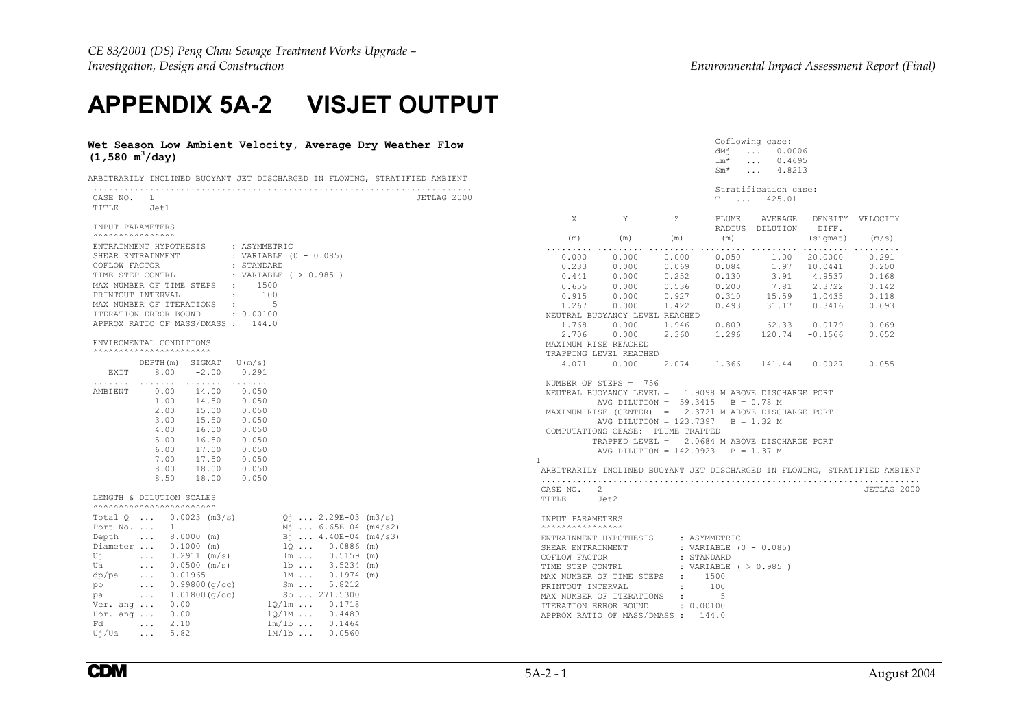# APPENDIX 5A-2 VISJET OUTPUT

**Wet Season Low Ambient Velocity, Average Dry Weather Flow ($1,580\ m^3/day$)**

```
ARBITRARILY INCLINED BUOYANT JET DISCHARGED IN FLOWING, STRATIFIED AMBIENT
..........................................................................
CASE NO.  1                                                    JETLAG 2000
TITLE     Jet1

 INPUT PARAMETERS
 ^^^^^^^^^^^^^^^^
ENTRAINMENT HYPOTHESIS      : ASYMMETRIC
SHEAR ENTRAINMENT           : VARIABLE (0 - 0.085)
COFLOW FACTOR               : STANDARD
TIME STEP CONTRL            : VARIABLE ( > 0.985 )
MAX NUMBER OF TIME STEPS  :    1500
PRINTOUT INTERVAL         :     100
MAX NUMBER OF ITERATIONS  :       5
ITERATION ERROR BOUND       : 0.00100
APPROX RATIO OF MASS/DMASS :   144.0

ENVIROMENTAL CONDITIONS
^^^^^^^^^^^^^^^^^^^^^^^

        DEPTH(m)  SIGMAT   U(m/s)
  EXIT    8.00    -2.00    0.291
.......  .......  .......  .......
AMBIENT   0.00    14.00    0.050
          1.00    14.50    0.050
          2.00    15.00    0.050
          3.00    15.50    0.050
          4.00    16.00    0.050
          5.00    16.50    0.050
          6.00    17.00    0.050
          7.00    17.50    0.050
          8.00    18.00    0.050
          8.50    18.00    0.050

 LENGTH & DILUTION SCALES
 ^^^^^^^^^^^^^^^^^^^^^^^^
Total Q  ...   0.0023 (m3/s)        Qj ... 2.29E-03 (m3/s)
Port No. ...   1                    Mj ... 6.65E-04 (m4/s2)
Depth    ...   8.0000 (m)           Bj ... 4.40E-04 (m4/s3)
Diameter ...   0.1000 (m)           lQ ...   0.0886 (m)
Uj       ...   0.2911 (m/s)         lm ...   0.5159 (m)
Ua       ...   0.0500 (m/s)         lb ...   3.5234 (m)
dp/pa    ...   0.01965              lM ...   0.1974 (m)
po       ...   0.99800(g/cc)        Sm ...   5.8212
pa       ...   1.01800(g/cc)        Sb ... 271.5300
Ver. ang ...   0.00              lQ/lm ...   0.1718
Hor. ang ...   0.00              lQ/lM ...   0.4489
Fd       ...   2.10              lm/lb ...   0.1464
Uj/Ua    ...   5.82              lM/lb ...   0.0560

                                          Coflowing case:
                                          dMj  ...   0.0006
                                          lm*  ...   0.4695
                                          Sm*  ...   4.8213

                                          Stratification case:
                                          T  ...  -425.01

     X         Y         Z        PLUME    AVERAGE   DENSITY  VELOCITY
                                  RADIUS   DILUTION   DIFF.
    (m)       (m)       (m)        (m)               (sigmat)   (m/s)
......... ......... ......... ......... ......... ......... .........
   0.000     0.000     0.000     0.050      1.00   20.0000     0.291
   0.233     0.000     0.069     0.084      1.97   10.0441     0.200
   0.441     0.000     0.252     0.130      3.91    4.9537     0.168
   0.655     0.000     0.536     0.200      7.81    2.3722     0.142
   0.915     0.000     0.927     0.310     15.59    1.0435     0.118
   1.267     0.000     1.422     0.493     31.17    0.3416     0.093
NEUTRAL BUOYANCY LEVEL REACHED
   1.768     0.000     1.946     0.809     62.33   -0.0179     0.069
   2.706     0.000     2.360     1.296    120.74   -0.1566     0.052
MAXIMUM RISE REACHED
TRAPPING LEVEL REACHED
   4.071     0.000     2.074     1.366    141.44   -0.0027     0.055

NUMBER OF STEPS =  756
NEUTRAL BUOYANCY LEVEL =   1.9098 M ABOVE DISCHARGE PORT
        AVG DILUTION =  59.3415   B = 0.78 M
MAXIMUM RISE (CENTER)  =   2.3721 M ABOVE DISCHARGE PORT
        AVG DILUTION = 123.7397   B = 1.32 M
COMPUTATIONS CEASE:  PLUME TRAPPED
        TRAPPED LEVEL =   2.0684 M ABOVE DISCHARGE PORT
        AVG DILUTION = 142.0923   B = 1.37 M
1
ARBITRARILY INCLINED BUOYANT JET DISCHARGED IN FLOWING, STRATIFIED AMBIENT
..........................................................................
CASE NO.  2                                                    JETLAG 2000
TITLE     Jet2

 INPUT PARAMETERS
 ^^^^^^^^^^^^^^^^
ENTRAINMENT HYPOTHESIS      : ASYMMETRIC
SHEAR ENTRAINMENT           : VARIABLE (0 - 0.085)
COFLOW FACTOR               : STANDARD
TIME STEP CONTRL            : VARIABLE ( > 0.985 )
MAX NUMBER OF TIME STEPS  :    1500
PRINTOUT INTERVAL         :     100
MAX NUMBER OF ITERATIONS  :       5
ITERATION ERROR BOUND       : 0.00100
APPROX RATIO OF MASS/DMASS :   144.0
```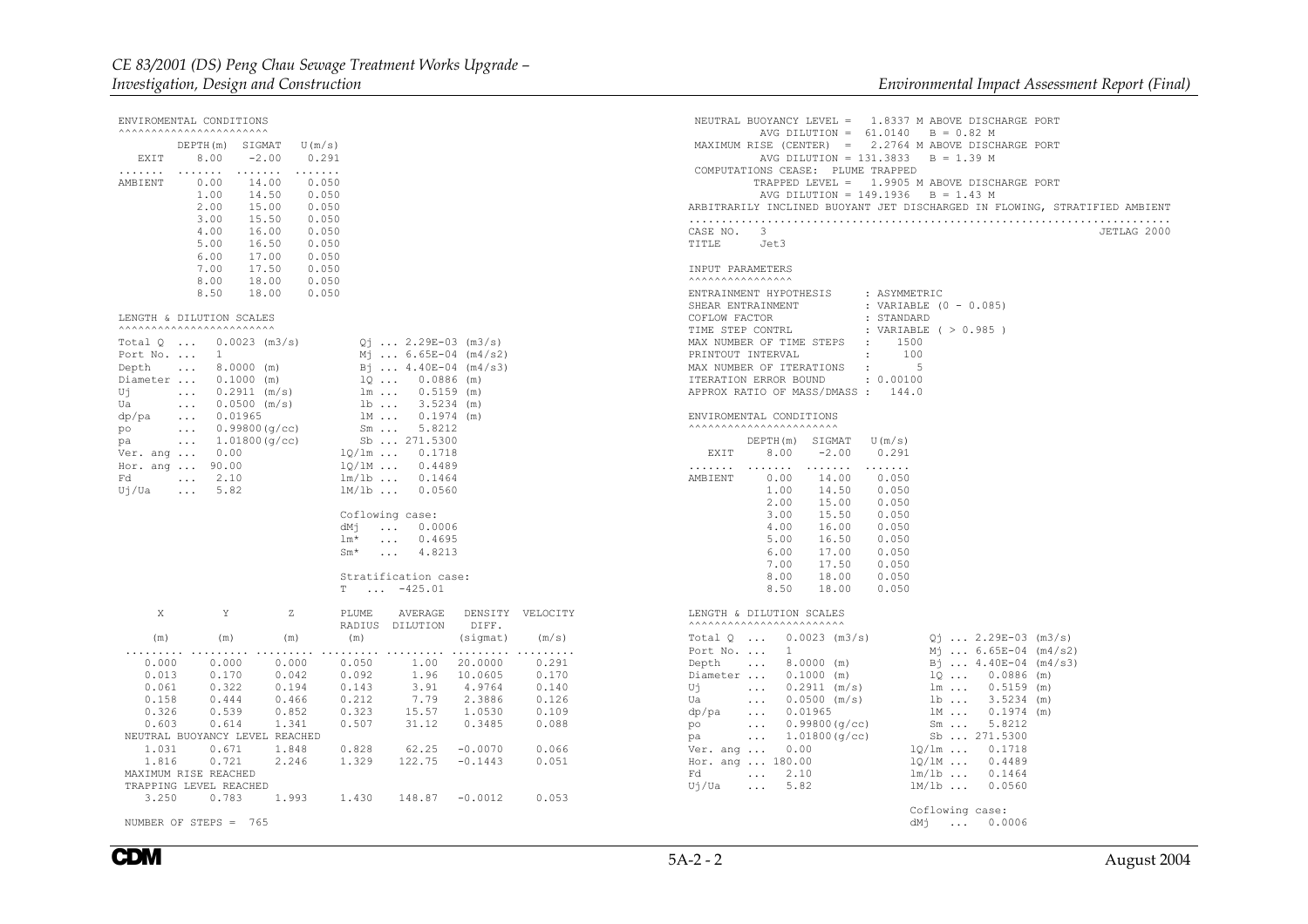```
ENVIROMENTAL CONDITIONS
^^^^^^^^^^^^^^^^^^^^^^^
         DEPTH(m)  SIGMAT   U(m/s)
   EXIT    8.00    -2.00    0.291
.......  .......  .......  .......
AMBIENT    0.00    14.00    0.050
           1.00    14.50    0.050
           2.00    15.00    0.050
           3.00    15.50    0.050
           4.00    16.00    0.050
           5.00    16.50    0.050
           6.00    17.00    0.050
           7.00    17.50    0.050
           8.00    18.00    0.050
           8.50    18.00    0.050

LENGTH & DILUTION SCALES
^^^^^^^^^^^^^^^^^^^^^^^^
Total Q  ...   0.0023 (m3/s)          Qj ... 2.29E-03 (m3/s)
Port No. ...   1                      Mj ... 6.65E-04 (m4/s2)
Depth    ...   8.0000 (m)             Bj ... 4.40E-04 (m4/s3)
Diameter ...   0.1000 (m)             lQ ...   0.0886 (m)
Uj       ...   0.2911 (m/s)           lm ...   0.5159 (m)
Ua       ...   0.0500 (m/s)           lb ...   3.5234 (m)
dp/pa    ...   0.01965                lM ...   0.1974 (m)
po       ...   0.99800(g/cc)          Sm ...   5.8212
pa       ...   1.01800(g/cc)          Sb ... 271.5300
Ver. ang ...   0.00                 lQ/lm ...   0.1718
Hor. ang ...  90.00                 lQ/lM ...   0.4489
Fd       ...   2.10                 lm/lb ...   0.1464
Uj/Ua    ...   5.82                 lM/lb ...   0.0560

                                    Coflowing case:
                                    dMj   ...   0.0006
                                    lm*   ...   0.4695
                                    Sm*   ...   4.8213

                                    Stratification case:
                                    T   ...  -425.01

     X         Y         Z       PLUME    AVERAGE   DENSITY  VELOCITY
                                 RADIUS   DILUTION   DIFF.
    (m)       (m)       (m)       (m)               (sigmat)   (m/s)
......... ......... ......... ......... ......... ......... .........
   0.000     0.000     0.000     0.050      1.00   20.0000     0.291
   0.013     0.170     0.042     0.092      1.96   10.0605     0.170
   0.061     0.322     0.194     0.143      3.91    4.9764     0.140
   0.158     0.444     0.466     0.212      7.79    2.3886     0.126
   0.326     0.539     0.852     0.323     15.57    1.0530     0.109
   0.603     0.614     1.341     0.507     31.12    0.3485     0.088
 NEUTRAL BUOYANCY LEVEL REACHED
   1.031     0.671     1.848     0.828     62.25   -0.0070     0.066
   1.816     0.721     2.246     1.329    122.75   -0.1443     0.051
 MAXIMUM RISE REACHED
 TRAPPING LEVEL REACHED
   3.250     0.783     1.993     1.430    148.87   -0.0012     0.053

NUMBER OF STEPS =  765
```

```
 NEUTRAL BUOYANCY LEVEL =    1.8337 M ABOVE DISCHARGE PORT
          AVG DILUTION =  61.0140   B = 0.82 M
 MAXIMUM RISE (CENTER)  =    2.2764 M ABOVE DISCHARGE PORT
          AVG DILUTION = 131.3833   B = 1.39 M
 COMPUTATIONS CEASE:  PLUME TRAPPED
          TRAPPED LEVEL =   1.9905 M ABOVE DISCHARGE PORT
          AVG DILUTION = 149.1936   B = 1.43 M
ARBITRARILY INCLINED BUOYANT JET DISCHARGED IN FLOWING, STRATIFIED AMBIENT
..........................................................................
CASE NO.   3                                                   JETLAG 2000
TITLE      Jet3

INPUT PARAMETERS
^^^^^^^^^^^^^^^^
ENTRAINMENT HYPOTHESIS       : ASYMMETRIC
SHEAR ENTRAINMENT            : VARIABLE (0 - 0.085)
COFLOW FACTOR                : STANDARD
TIME STEP CONTRL             : VARIABLE ( > 0.985 )
MAX NUMBER OF TIME STEPS   :    1500
PRINTOUT INTERVAL          :     100
MAX NUMBER OF ITERATIONS   :       5
ITERATION ERROR BOUND        : 0.00100
APPROX RATIO OF MASS/DMASS :   144.0

ENVIROMENTAL CONDITIONS
^^^^^^^^^^^^^^^^^^^^^^^
         DEPTH(m)  SIGMAT   U(m/s)
   EXIT    8.00    -2.00    0.291
.......  .......  .......  .......
AMBIENT    0.00    14.00    0.050
           1.00    14.50    0.050
           2.00    15.00    0.050
           3.00    15.50    0.050
           4.00    16.00    0.050
           5.00    16.50    0.050
           6.00    17.00    0.050
           7.00    17.50    0.050
           8.00    18.00    0.050
           8.50    18.00    0.050

LENGTH & DILUTION SCALES
^^^^^^^^^^^^^^^^^^^^^^^^
Total Q  ...   0.0023 (m3/s)          Qj ... 2.29E-03 (m3/s)
Port No. ...   1                      Mj ... 6.65E-04 (m4/s2)
Depth    ...   8.0000 (m)             Bj ... 4.40E-04 (m4/s3)
Diameter ...   0.1000 (m)             lQ ...   0.0886 (m)
Uj       ...   0.2911 (m/s)           lm ...   0.5159 (m)
Ua       ...   0.0500 (m/s)           lb ...   3.5234 (m)
dp/pa    ...   0.01965                lM ...   0.1974 (m)
po       ...   0.99800(g/cc)          Sm ...   5.8212
pa       ...   1.01800(g/cc)          Sb ... 271.5300
Ver. ang ...   0.00                 lQ/lm ...   0.1718
Hor. ang ... 180.00                 lQ/lM ...   0.4489
Fd       ...   2.10                 lm/lb ...   0.1464
Uj/Ua    ...   5.82                 lM/lb ...   0.0560

                                    Coflowing case:
                                    dMj   ...   0.0006
```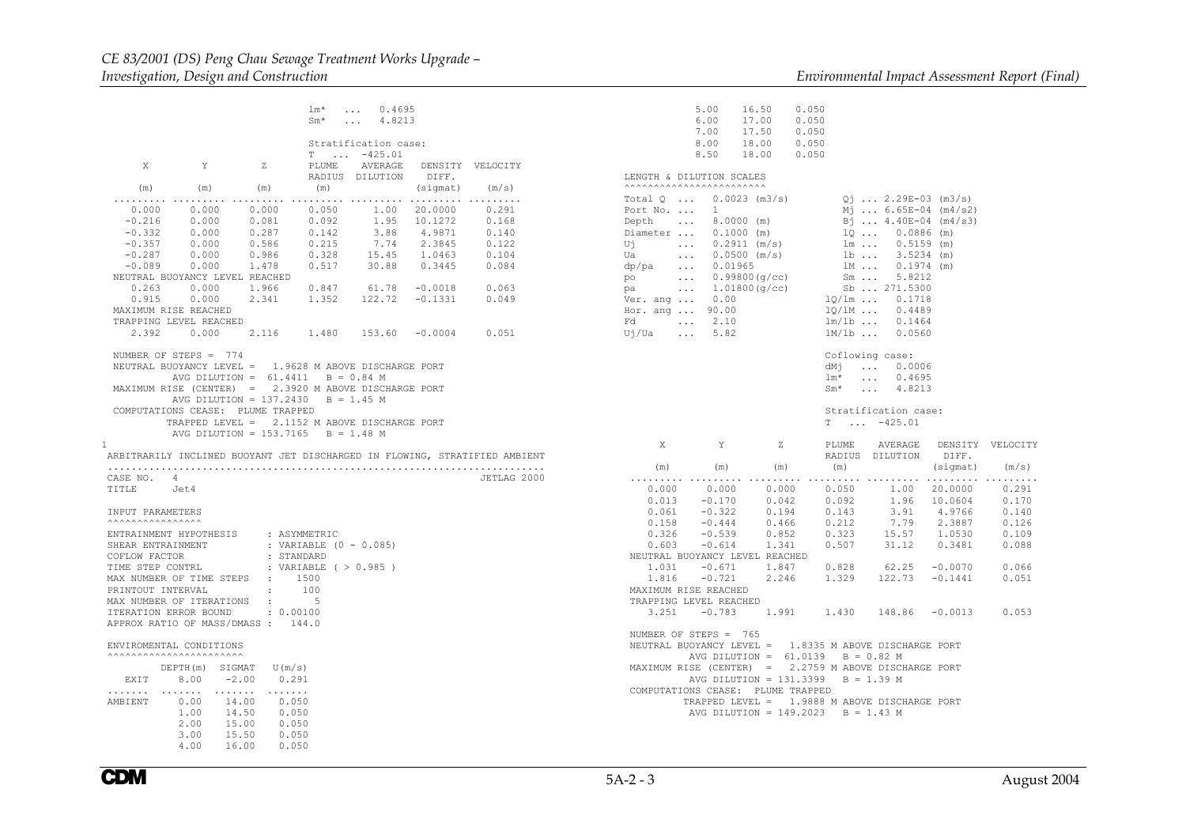```
                                   lm*  ...  0.4695
                                   Sm*  ...  4.8213

                                   Stratification case:
                                   T  ...  -425.01
    X          Y          Z        PLUME    AVERAGE   DENSITY  VELOCITY
                                   RADIUS  DILUTION    DIFF.
   (m)        (m)        (m)       (m)                (sigmat)   (m/s)
......... ......... ......... ......... ......... ......... .........
   0.000     0.000     0.000     0.050      1.00   20.0000     0.291
  -0.216     0.000     0.081     0.092      1.95   10.1272     0.168
  -0.332     0.000     0.287     0.142      3.88    4.9871     0.140
  -0.357     0.000     0.586     0.215      7.74    2.3845     0.122
  -0.287     0.000     0.986     0.328     15.45    1.0463     0.104
  -0.089     0.000     1.478     0.517     30.88    0.3445     0.084
 NEUTRAL BUOYANCY LEVEL REACHED
   0.263     0.000     1.966     0.847     61.78   -0.0018     0.063
   0.915     0.000     2.341     1.352    122.72   -0.1331     0.049
 MAXIMUM RISE REACHED
 TRAPPING LEVEL REACHED
   2.392     0.000     2.116     1.480    153.60   -0.0004     0.051

 NUMBER OF STEPS =  774
 NEUTRAL BUOYANCY LEVEL =    1.9628 M ABOVE DISCHARGE PORT
          AVG DILUTION =  61.4411    B = 0.84 M
 MAXIMUM RISE (CENTER)  =    2.3920 M ABOVE DISCHARGE PORT
          AVG DILUTION = 137.2430    B = 1.45 M
 COMPUTATIONS CEASE:  PLUME TRAPPED
          TRAPPED LEVEL =    2.1152 M ABOVE DISCHARGE PORT
          AVG DILUTION = 153.7165    B = 1.48 M
1
 ARBITRARILY INCLINED BUOYANT JET DISCHARGED IN FLOWING, STRATIFIED AMBIENT
 ..........................................................................
 CASE NO.   4                                                  JETLAG 2000
 TITLE     Jet4

 INPUT PARAMETERS
 ^^^^^^^^^^^^^^^^
 ENTRAINMENT HYPOTHESIS     : ASYMMETRIC
 SHEAR ENTRAINMENT          : VARIABLE (0 - 0.085)
 COFLOW FACTOR              : STANDARD
 TIME STEP CONTRL           : VARIABLE ( > 0.985 )
 MAX NUMBER OF TIME STEPS   :    1500
 PRINTOUT INTERVAL          :     100
 MAX NUMBER OF ITERATIONS   :       5
 ITERATION ERROR BOUND      : 0.00100
 APPROX RATIO OF MASS/DMASS :   144.0

 ENVIROMENTAL CONDITIONS
 ^^^^^^^^^^^^^^^^^^^^^^^
          DEPTH(m)  SIGMAT   U(m/s)
   EXIT     8.00    -2.00    0.291
 .......  .......  .......  .......
 AMBIENT    0.00    14.00    0.050
            1.00    14.50    0.050
            2.00    15.00    0.050
            3.00    15.50    0.050
            4.00    16.00    0.050
            5.00    16.50    0.050
            6.00    17.00    0.050
            7.00    17.50    0.050
            8.00    18.00    0.050
            8.50    18.00    0.050

 LENGTH & DILUTION SCALES
 ^^^^^^^^^^^^^^^^^^^^^^^^
 Total Q  ...   0.0023 (m3/s)         Qj ... 2.29E-03 (m3/s)
 Port No. ...   1                     Mj ... 6.65E-04 (m4/s2)
 Depth    ...   8.0000 (m)            Bj ... 4.40E-04 (m4/s3)
 Diameter ...   0.1000 (m)            lQ ...   0.0886 (m)
 Uj       ...   0.2911 (m/s)          lm ...   0.5159 (m)
 Ua       ...   0.0500 (m/s)          lb ...   3.5234 (m)
 dp/pa    ...   0.01965               lM ...   0.1974 (m)
 po       ...   0.99800(g/cc)         Sm ...   5.8212
 pa       ...   1.01800(g/cc)         Sb ... 271.5300
 Ver. ang ...   0.00                lQ/lm ...   0.1718
 Hor. ang ...  90.00                lQ/lM ...   0.4489
 Fd       ...   2.10                lm/lb ...   0.1464
 Uj/Ua    ...   5.82                lM/lb ...   0.0560

                                    Coflowing case:
                                    dMj  ...  0.0006
                                    lm*  ...  0.4695
                                    Sm*  ...  4.8213

                                    Stratification case:
                                    T  ...  -425.01

    X          Y          Z        PLUME    AVERAGE   DENSITY  VELOCITY
                                   RADIUS  DILUTION    DIFF.
   (m)        (m)        (m)       (m)                (sigmat)   (m/s)
......... ......... ......... ......... ......... ......... .........
   0.000     0.000     0.000     0.050      1.00   20.0000     0.291
   0.013    -0.170     0.042     0.092      1.96   10.0604     0.170
   0.061    -0.322     0.194     0.143      3.91    4.9766     0.140
   0.158    -0.444     0.466     0.212      7.79    2.3887     0.126
   0.326    -0.539     0.852     0.323     15.57    1.0530     0.109
   0.603    -0.614     1.341     0.507     31.12    0.3481     0.088
 NEUTRAL BUOYANCY LEVEL REACHED
   1.031    -0.671     1.847     0.828     62.25   -0.0070     0.066
   1.816    -0.721     2.246     1.329    122.73   -0.1441     0.051
 MAXIMUM RISE REACHED
 TRAPPING LEVEL REACHED
   3.251    -0.783     1.991     1.430    148.86   -0.0013     0.053

 NUMBER OF STEPS =  765
 NEUTRAL BUOYANCY LEVEL =    1.8335 M ABOVE DISCHARGE PORT
          AVG DILUTION =  61.0139    B = 0.82 M
 MAXIMUM RISE (CENTER)  =    2.2759 M ABOVE DISCHARGE PORT
          AVG DILUTION = 131.3399    B = 1.39 M
 COMPUTATIONS CEASE:  PLUME TRAPPED
          TRAPPED LEVEL =    1.9888 M ABOVE DISCHARGE PORT
          AVG DILUTION = 149.2023    B = 1.43 M
```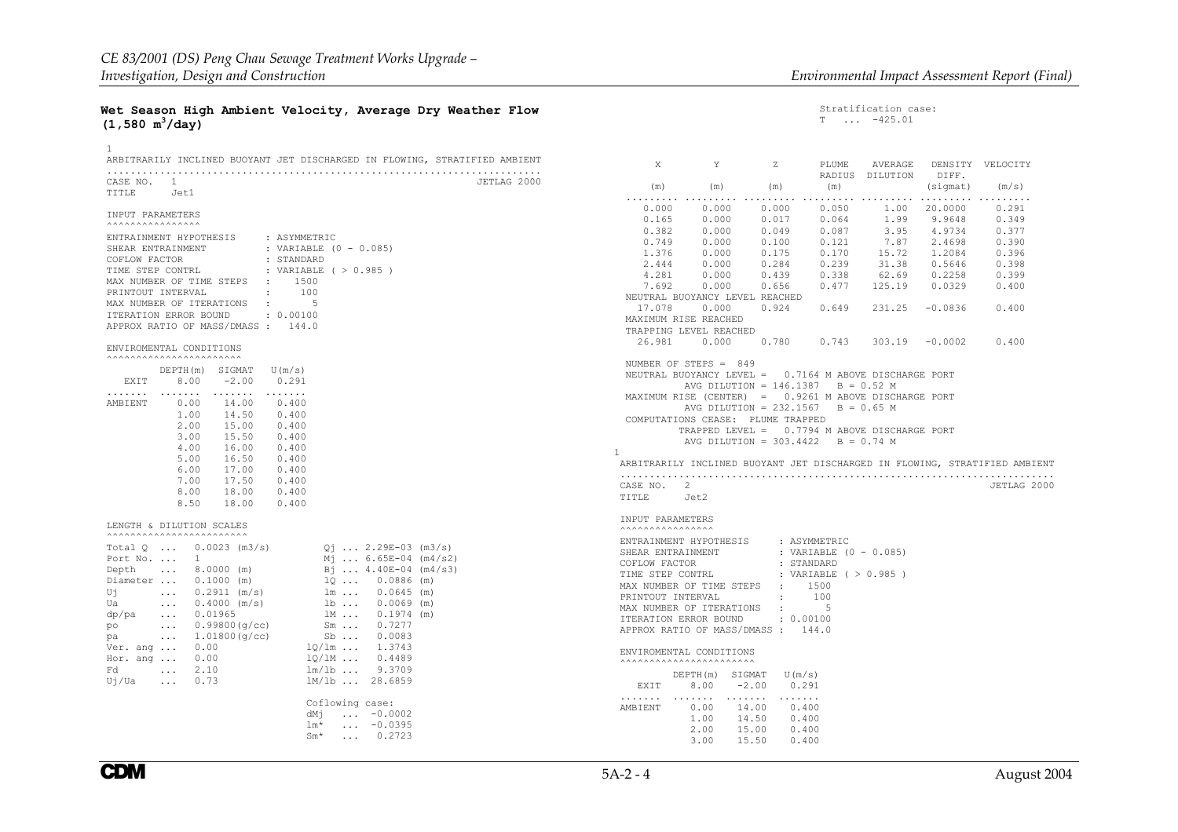### Wet Season High Ambient Velocity, Average Dry Weather Flow ($1,580\ m^3/day$)

```
1
ARBITRARILY INCLINED BUOYANT JET DISCHARGED IN FLOWING, STRATIFIED AMBIENT
.........................................................................
CASE NO.  1                                                   JETLAG 2000
TITLE     Jet1

INPUT PARAMETERS
^^^^^^^^^^^^^^^^

ENTRAINMENT HYPOTHESIS      : ASYMMETRIC
SHEAR ENTRAINMENT           : VARIABLE (0 - 0.085)
COFLOW FACTOR               : STANDARD
TIME STEP CONTRL            : VARIABLE ( > 0.985 )
MAX NUMBER OF TIME STEPS  :    1500
PRINTOUT INTERVAL         :     100
MAX NUMBER OF ITERATIONS  :       5
ITERATION ERROR BOUND       : 0.00100
APPROX RATIO OF MASS/DMASS :   144.0

ENVIROMENTAL CONDITIONS
^^^^^^^^^^^^^^^^^^^^^^^

          DEPTH(m)  SIGMAT   U(m/s)
   EXIT     8.00    -2.00    0.291
.......   .......  .......  .......
AMBIENT     0.00    14.00    0.400
            1.00    14.50    0.400
            2.00    15.00    0.400
            3.00    15.50    0.400
            4.00    16.00    0.400
            5.00    16.50    0.400
            6.00    17.00    0.400
            7.00    17.50    0.400
            8.00    18.00    0.400
            8.50    18.00    0.400

LENGTH & DILUTION SCALES
^^^^^^^^^^^^^^^^^^^^^^^^

Total Q  ...   0.0023 (m3/s)        Qj ... 2.29E-03 (m3/s)
Port No. ...   1                    Mj ... 6.65E-04 (m4/s2)
Depth    ...   8.0000 (m)           Bj ... 4.40E-04 (m4/s3)
Diameter ...   0.1000 (m)           lQ ...   0.0886 (m)
Uj       ...   0.2911 (m/s)         lm ...   0.0645 (m)
Ua       ...   0.4000 (m/s)         lb ...   0.0069 (m)
dp/pa    ...   0.01965              lM ...   0.1974 (m)
po       ...   0.99800(g/cc)        Sm ...   0.7277
pa       ...   1.01800(g/cc)        Sb ...   0.0083
Ver. ang ...   0.00               lQ/lm ...  1.3743
Hor. ang ...   0.00               lQ/lM ...  0.4489
Fd       ...   2.10               lm/lb ...  9.3709
Uj/Ua    ...   0.73               lM/lb ... 28.6859

                                  Coflowing case:
                                  dMj   ...  -0.0002
                                  lm*   ...  -0.0395
                                  Sm*   ...   0.2723

                                  Stratification case:
                                  T   ...  -425.01

     X         Y         Z       PLUME    AVERAGE   DENSITY  VELOCITY
                                 RADIUS   DILUTION   DIFF.
    (m)       (m)       (m)       (m)               (sigmat)   (m/s)
 ......... ......... ......... ......... ......... ......... .........
   0.000     0.000     0.000     0.050      1.00   20.0000    0.291
   0.165     0.000     0.017     0.064      1.99    9.9648    0.349
   0.382     0.000     0.049     0.087      3.95    4.9734    0.377
   0.749     0.000     0.100     0.121      7.87    2.4698    0.390
   1.376     0.000     0.175     0.170     15.72    1.2084    0.396
   2.444     0.000     0.284     0.239     31.38    0.5646    0.398
   4.281     0.000     0.439     0.338     62.69    0.2258    0.399
   7.692     0.000     0.656     0.477    125.19    0.0329    0.400
 NEUTRAL BUOYANCY LEVEL REACHED
  17.078     0.000     0.924     0.649    231.25   -0.0836    0.400
 MAXIMUM RISE REACHED
 TRAPPING LEVEL REACHED
  26.981     0.000     0.780     0.743    303.19   -0.0002    0.400

 NUMBER OF STEPS =  849
 NEUTRAL BUOYANCY LEVEL =    0.7164 M ABOVE DISCHARGE PORT
          AVG DILUTION = 146.1387    B = 0.52 M
 MAXIMUM RISE (CENTER)  =    0.9261 M ABOVE DISCHARGE PORT
          AVG DILUTION = 232.1567    B = 0.65 M
 COMPUTATIONS CEASE:  PLUME TRAPPED
          TRAPPED LEVEL =    0.7794 M ABOVE DISCHARGE PORT
          AVG DILUTION = 303.4422    B = 0.74 M
1
ARBITRARILY INCLINED BUOYANT JET DISCHARGED IN FLOWING, STRATIFIED AMBIENT
.........................................................................
CASE NO.  2                                                   JETLAG 2000
TITLE     Jet2

INPUT PARAMETERS
^^^^^^^^^^^^^^^^

ENTRAINMENT HYPOTHESIS      : ASYMMETRIC
SHEAR ENTRAINMENT           : VARIABLE (0 - 0.085)
COFLOW FACTOR               : STANDARD
TIME STEP CONTRL            : VARIABLE ( > 0.985 )
MAX NUMBER OF TIME STEPS  :    1500
PRINTOUT INTERVAL         :     100
MAX NUMBER OF ITERATIONS  :       5
ITERATION ERROR BOUND       : 0.00100
APPROX RATIO OF MASS/DMASS :   144.0

ENVIROMENTAL CONDITIONS
^^^^^^^^^^^^^^^^^^^^^^^

          DEPTH(m)  SIGMAT   U(m/s)
   EXIT     8.00    -2.00    0.291
.......   .......  .......  .......
AMBIENT     0.00    14.00    0.400
            1.00    14.50    0.400
            2.00    15.00    0.400
            3.00    15.50    0.400
```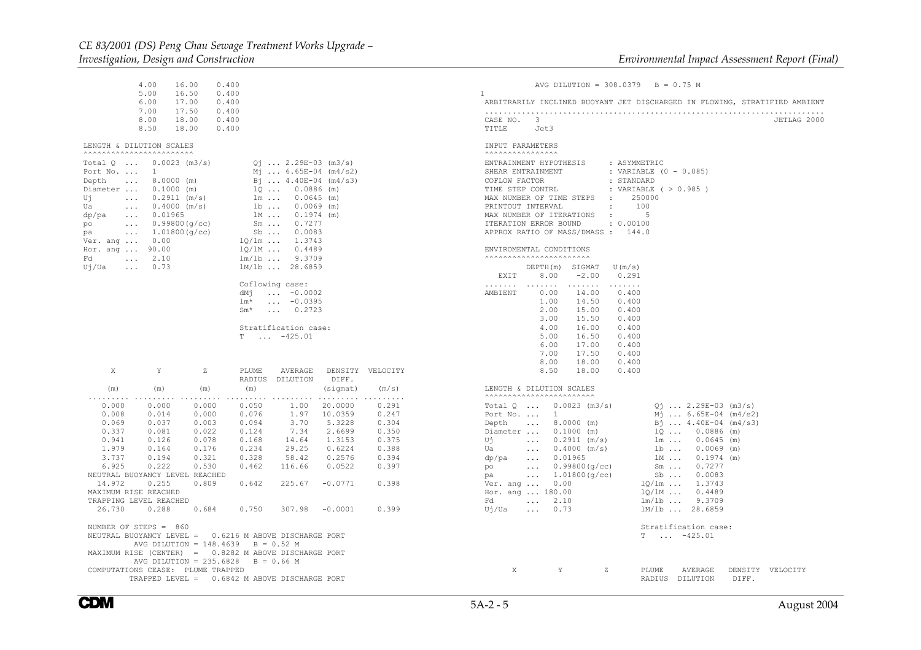```
          4.00    16.00    0.400
          5.00    16.50    0.400
          6.00    17.00    0.400
          7.00    17.50    0.400
          8.00    18.00    0.400
          8.50    18.00    0.400

 LENGTH & DILUTION SCALES
 ^^^^^^^^^^^^^^^^^^^^^^^^
 Total Q  ...   0.0023 (m3/s)        Qj ... 2.29E-03 (m3/s)
 Port No. ...   1                    Mj ... 6.65E-04 (m4/s2)
 Depth    ...   8.0000 (m)           Bj ... 4.40E-04 (m4/s3)
 Diameter ...   0.1000 (m)           lQ ...   0.0886 (m)
 Uj       ...   0.2911 (m/s)         lm ...   0.0645 (m)
 Ua       ...   0.4000 (m/s)         lb ...   0.0069 (m)
 dp/pa    ...   0.01965              lM ...   0.1974 (m)
 po       ...   0.99800(g/cc)        Sm ...   0.7277
 pa       ...   1.01800(g/cc)        Sb ...   0.0083
 Ver. ang ...   0.00               lQ/lm ...   1.3743
 Hor. ang ...  90.00               lQ/lM ...   0.4489
 Fd       ...   2.10               lm/lb ...   9.3709
 Uj/Ua    ...   0.73               lM/lb ...  28.6859

                                   Coflowing case:
                                   dMj   ...  -0.0002
                                   lm*   ...  -0.0395
                                   Sm*   ...   0.2723

                                   Stratification case:
                                   T  ...  -425.01


      X         Y         Z       PLUME    AVERAGE   DENSITY  VELOCITY
                                  RADIUS   DILUTION   DIFF.
     (m)       (m)       (m)       (m)              (sigmat)    (m/s)
 ......... ......... ......... ......... ......... ......... .........
    0.000     0.000     0.000     0.050      1.00   20.0000     0.291
    0.008     0.014     0.000     0.076      1.97   10.0359     0.247
    0.069     0.037     0.003     0.094      3.70    5.3228     0.304
    0.337     0.081     0.022     0.124      7.34    2.6699     0.350
    0.941     0.126     0.078     0.168     14.64    1.3153     0.375
    1.979     0.164     0.176     0.234     29.25    0.6224     0.388
    3.737     0.194     0.321     0.328     58.42    0.2576     0.394
    6.925     0.222     0.530     0.462    116.66    0.0522     0.397
 NEUTRAL BUOYANCY LEVEL REACHED
   14.972     0.255     0.809     0.642    225.67   -0.0771     0.398
 MAXIMUM RISE REACHED
 TRAPPING LEVEL REACHED
   26.730     0.288     0.684     0.750    307.98   -0.0001     0.399

 NUMBER OF STEPS =  860
 NEUTRAL BUOYANCY LEVEL =   0.6216 M ABOVE DISCHARGE PORT
          AVG DILUTION = 148.4639   B = 0.52 M
 MAXIMUM RISE (CENTER)  =   0.8282 M ABOVE DISCHARGE PORT
          AVG DILUTION = 235.6828   B = 0.66 M
 COMPUTATIONS CEASE:  PLUME TRAPPED
          TRAPPED LEVEL =   0.6842 M ABOVE DISCHARGE PORT
```

```
          AVG DILUTION = 308.0379   B = 0.75 M
1
 ARBITRARILY INCLINED BUOYANT JET DISCHARGED IN FLOWING, STRATIFIED AMBIENT
 ..........................................................................
 CASE NO.  3                                                    JETLAG 2000
 TITLE     Jet3

 INPUT PARAMETERS
 ^^^^^^^^^^^^^^^^
 ENTRAINMENT HYPOTHESIS     : ASYMMETRIC
 SHEAR ENTRAINMENT          : VARIABLE (0 - 0.085)
 COFLOW FACTOR              : STANDARD
 TIME STEP CONTRL           : VARIABLE ( > 0.985 )
 MAX NUMBER OF TIME STEPS   :    250000
 PRINTOUT INTERVAL          :      100
 MAX NUMBER OF ITERATIONS   :        5
 ITERATION ERROR BOUND      : 0.00100
 APPROX RATIO OF MASS/DMASS :    144.0

 ENVIROMENTAL CONDITIONS
 ^^^^^^^^^^^^^^^^^^^^^^^
          DEPTH(m)  SIGMAT   U(m/s)
   EXIT     8.00    -2.00    0.291
 .......  .......  .......  .......
 AMBIENT    0.00    14.00    0.400
            1.00    14.50    0.400
            2.00    15.00    0.400
            3.00    15.50    0.400
            4.00    16.00    0.400
            5.00    16.50    0.400
            6.00    17.00    0.400
            7.00    17.50    0.400
            8.00    18.00    0.400
            8.50    18.00    0.400

 LENGTH & DILUTION SCALES
 ^^^^^^^^^^^^^^^^^^^^^^^^
 Total Q  ...   0.0023 (m3/s)        Qj ... 2.29E-03 (m3/s)
 Port No. ...   1                    Mj ... 6.65E-04 (m4/s2)
 Depth    ...   8.0000 (m)           Bj ... 4.40E-04 (m4/s3)
 Diameter ...   0.1000 (m)           lQ ...   0.0886 (m)
 Uj       ...   0.2911 (m/s)         lm ...   0.0645 (m)
 Ua       ...   0.4000 (m/s)         lb ...   0.0069 (m)
 dp/pa    ...   0.01965              lM ...   0.1974 (m)
 po       ...   0.99800(g/cc)        Sm ...   0.7277
 pa       ...   1.01800(g/cc)        Sb ...   0.0083
 Ver. ang ...   0.00               lQ/lm ...   1.3743
 Hor. ang ... 180.00               lQ/lM ...   0.4489
 Fd       ...   2.10               lm/lb ...   9.3709
 Uj/Ua    ...   0.73               lM/lb ...  28.6859

                                   Stratification case:
                                   T  ...  -425.01


      X         Y         Z       PLUME    AVERAGE   DENSITY  VELOCITY
                                  RADIUS   DILUTION   DIFF.
```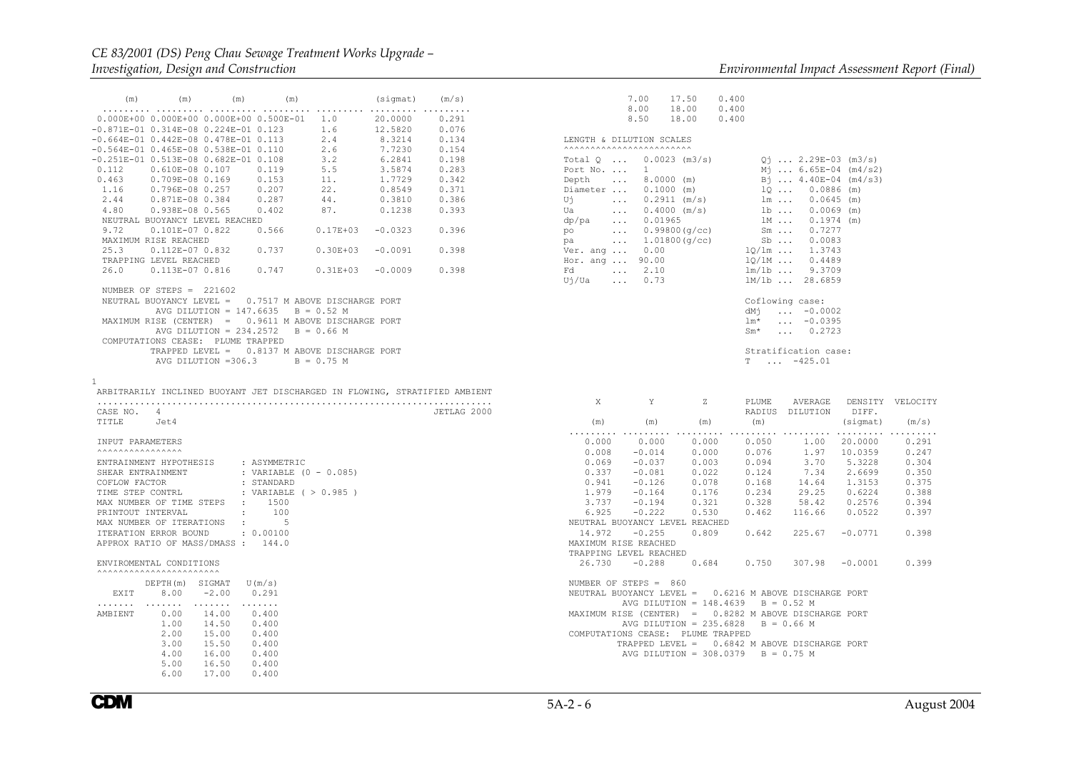```
     (m)        (m)        (m)        (m)              (sigmat)    (m/s)
 ......... ......... ......... ......... ......... ......... .........
 0.000E+00 0.000E+00 0.000E+00 0.500E-01  1.0        20.0000     0.291
-0.871E-01 0.314E-08 0.224E-01 0.123      1.6        12.5820     0.076
-0.664E-01 0.442E-08 0.478E-01 0.113      2.4         8.3214     0.134
-0.564E-01 0.465E-08 0.538E-01 0.110      2.6         7.7230     0.154
-0.251E-01 0.513E-08 0.682E-01 0.108      3.2         6.2841     0.198
 0.112     0.610E-08 0.107     0.119      5.5         3.5874     0.283
 0.463     0.709E-08 0.169     0.153      11.         1.7729     0.342
 1.16      0.796E-08 0.257     0.207      22.         0.8549     0.371
 2.44      0.871E-08 0.384     0.287      44.         0.3810     0.386
 4.80      0.938E-08 0.565     0.402      87.         0.1238     0.393
 NEUTRAL BUOYANCY LEVEL REACHED
 9.72      0.101E-07 0.822     0.566      0.17E+03   -0.0323     0.396
 MAXIMUM RISE REACHED
 25.3      0.112E-07 0.832     0.737      0.30E+03   -0.0091     0.398
 TRAPPING LEVEL REACHED
 26.0      0.113E-07 0.816     0.747      0.31E+03   -0.0009     0.398

 NUMBER OF STEPS =  221602
 NEUTRAL BUOYANCY LEVEL =   0.7517 M ABOVE DISCHARGE PORT
         AVG DILUTION = 147.6635   B = 0.52 M
 MAXIMUM RISE (CENTER)  =   0.9611 M ABOVE DISCHARGE PORT
         AVG DILUTION = 234.2572   B = 0.66 M
 COMPUTATIONS CEASE:  PLUME TRAPPED
         TRAPPED LEVEL =   0.8137 M ABOVE DISCHARGE PORT
         AVG DILUTION =306.3       B = 0.75 M

1
 ARBITRARILY INCLINED BUOYANT JET DISCHARGED IN FLOWING, STRATIFIED AMBIENT
 .........................................................................
 CASE NO.   4                                                 JETLAG 2000
 TITLE      Jet4

 INPUT PARAMETERS
 ^^^^^^^^^^^^^^^^
 ENTRAINMENT HYPOTHESIS     : ASYMMETRIC
 SHEAR ENTRAINMENT          : VARIABLE (0 - 0.085)
 COFLOW FACTOR              : STANDARD
 TIME STEP CONTRL           : VARIABLE ( > 0.985 )
 MAX NUMBER OF TIME STEPS   :    1500
 PRINTOUT INTERVAL          :     100
 MAX NUMBER OF ITERATIONS   :       5
 ITERATION ERROR BOUND      : 0.00100
 APPROX RATIO OF MASS/DMASS :   144.0

 ENVIROMENTAL CONDITIONS
 ^^^^^^^^^^^^^^^^^^^^^^^

          DEPTH(m)  SIGMAT   U(m/s)
   EXIT     8.00    -2.00     0.291
 .......  .......  .......  .......
 AMBIENT    0.00    14.00     0.400
            1.00    14.50     0.400
            2.00    15.00     0.400
            3.00    15.50     0.400
            4.00    16.00     0.400
            5.00    16.50     0.400
            6.00    17.00     0.400
            7.00    17.50     0.400
            8.00    18.00     0.400
            8.50    18.00     0.400

 LENGTH & DILUTION SCALES
 ^^^^^^^^^^^^^^^^^^^^^^^^
 Total Q  ...   0.0023 (m3/s)        Qj ... 2.29E-03 (m3/s)
 Port No. ...   1                    Mj ... 6.65E-04 (m4/s2)
 Depth    ...   8.0000 (m)           Bj ... 4.40E-04 (m4/s3)
 Diameter ...   0.1000 (m)           lQ ...   0.0886 (m)
 Uj       ...   0.2911 (m/s)         lm ...   0.0645 (m)
 Ua       ...   0.4000 (m/s)         lb ...   0.0069 (m)
 dp/pa    ...   0.01965              lM ...   0.1974 (m)
 po       ...   0.99800(g/cc)        Sm ...   0.7277
 pa       ...   1.01800(g/cc)        Sb ...   0.0083
 Ver. ang ...   0.00               lQ/lm ...  1.3743
 Hor. ang ...  90.00               lQ/lM ...  0.4489
 Fd       ...   2.10               lm/lb ...  9.3709
 Uj/Ua    ...   0.73               lM/lb ... 28.6859

                                   Coflowing case:
                                   dMj   ...  -0.0002
                                   lm*   ...  -0.0395
                                   Sm*   ...   0.2723

                                   Stratification case:
                                   T   ...  -425.01

     X          Y          Z        PLUME    AVERAGE    DENSITY  VELOCITY
                                    RADIUS   DILUTION    DIFF.
    (m)        (m)        (m)        (m)               (sigmat)    (m/s)
 ......... ......... ......... ......... ......... ......... .........
   0.000      0.000      0.000     0.050      1.00     20.0000     0.291
   0.008     -0.014      0.000     0.076      1.97     10.0359     0.247
   0.069     -0.037      0.003     0.094      3.70      5.3228     0.304
   0.337     -0.081      0.022     0.124      7.34      2.6699     0.350
   0.941     -0.126      0.078     0.168     14.64      1.3153     0.375
   1.979     -0.164      0.176     0.234     29.25      0.6224     0.388
   3.737     -0.194      0.321     0.328     58.42      0.2576     0.394
   6.925     -0.222      0.530     0.462    116.66      0.0522     0.397
 NEUTRAL BUOYANCY LEVEL REACHED
  14.972     -0.255      0.809     0.642    225.67     -0.0771     0.398
 MAXIMUM RISE REACHED
 TRAPPING LEVEL REACHED
  26.730     -0.288      0.684     0.750    307.98     -0.0001     0.399

 NUMBER OF STEPS =  860
 NEUTRAL BUOYANCY LEVEL =   0.6216 M ABOVE DISCHARGE PORT
         AVG DILUTION = 148.4639   B = 0.52 M
 MAXIMUM RISE (CENTER)  =   0.8282 M ABOVE DISCHARGE PORT
         AVG DILUTION = 235.6828   B = 0.66 M
 COMPUTATIONS CEASE:  PLUME TRAPPED
         TRAPPED LEVEL =   0.6842 M ABOVE DISCHARGE PORT
         AVG DILUTION = 308.0379   B = 0.75 M
```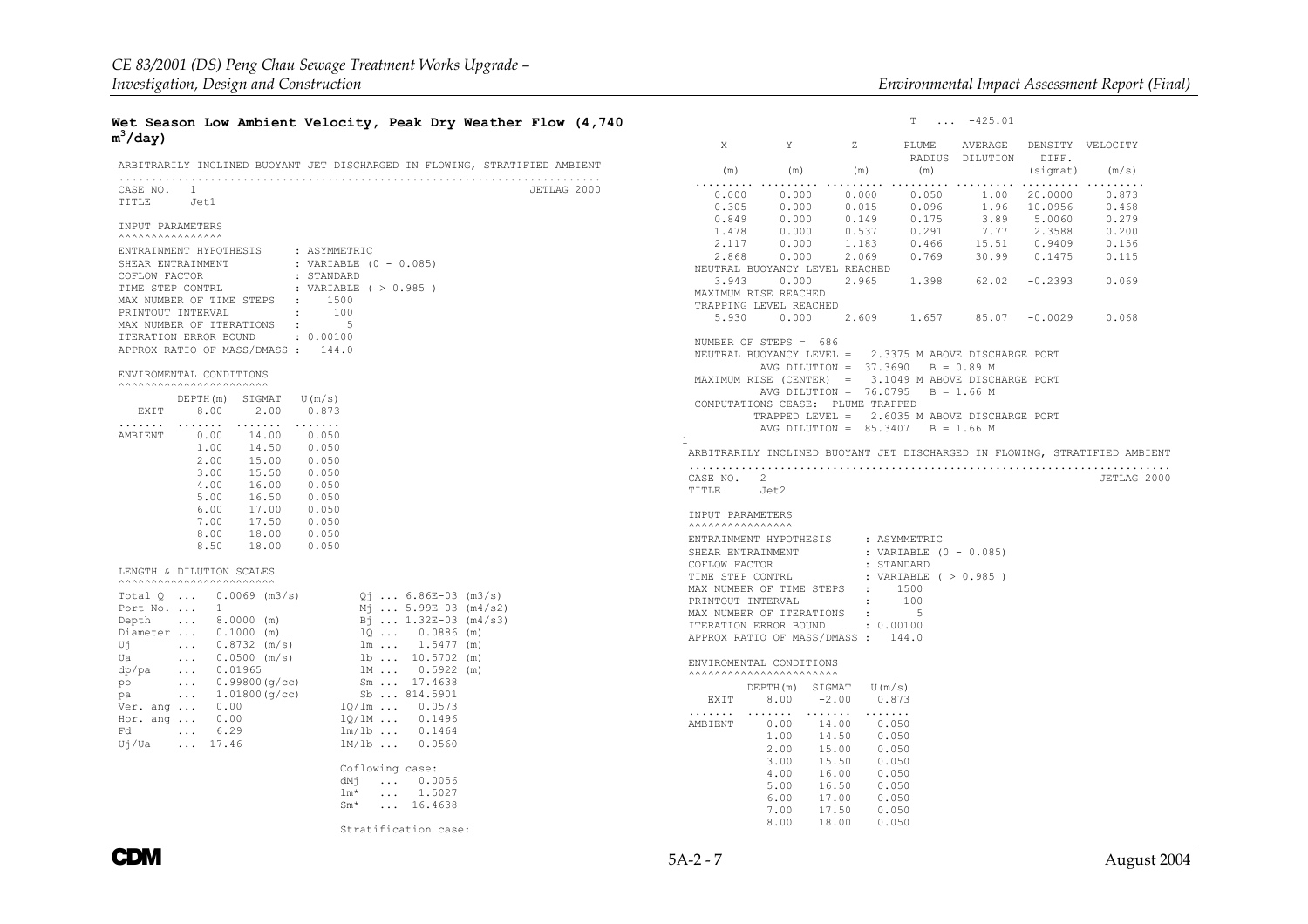**Wet Season Low Ambient Velocity, Peak Dry Weather Flow (4,740 $m^3$/day)**

```
ARBITRARILY INCLINED BUOYANT JET DISCHARGED IN FLOWING, STRATIFIED AMBIENT
.........................................................................
CASE NO.   1                                                  JETLAG 2000
TITLE      Jet1

INPUT PARAMETERS
^^^^^^^^^^^^^^^^
ENTRAINMENT HYPOTHESIS     : ASYMMETRIC
SHEAR ENTRAINMENT          : VARIABLE (0 - 0.085)
COFLOW FACTOR              : STANDARD
TIME STEP CONTRL           : VARIABLE ( > 0.985 )
MAX NUMBER OF TIME STEPS   :    1500
PRINTOUT INTERVAL          :     100
MAX NUMBER OF ITERATIONS   :       5
ITERATION ERROR BOUND      : 0.00100
APPROX RATIO OF MASS/DMASS :   144.0

ENVIROMENTAL CONDITIONS
^^^^^^^^^^^^^^^^^^^^^^^
          DEPTH(m)  SIGMAT   U(m/s)
   EXIT     8.00    -2.00    0.873
.......   .......  .......  .......
AMBIENT     0.00    14.00    0.050
            1.00    14.50    0.050
            2.00    15.00    0.050
            3.00    15.50    0.050
            4.00    16.00    0.050
            5.00    16.50    0.050
            6.00    17.00    0.050
            7.00    17.50    0.050
            8.00    18.00    0.050
            8.50    18.00    0.050

LENGTH & DILUTION SCALES
^^^^^^^^^^^^^^^^^^^^^^^^
Total Q  ...   0.0069 (m3/s)        Qj ... 6.86E-03 (m3/s)
Port No. ...   1                    Mj ... 5.99E-03 (m4/s2)
Depth    ...   8.0000 (m)           Bj ... 1.32E-03 (m4/s3)
Diameter ...   0.1000 (m)           lQ ...   0.0886 (m)
Uj       ...   0.8732 (m/s)         lm ...   1.5477 (m)
Ua       ...   0.0500 (m/s)         lb ...  10.5702 (m)
dp/pa    ...   0.01965              lM ...   0.5922 (m)
po       ...   0.99800(g/cc)        Sm ...  17.4638
pa       ...   1.01800(g/cc)        Sb ... 814.5901
Ver. ang ...   0.00                lQ/lm ...  0.0573
Hor. ang ...   0.00                lQ/lM ...  0.1496
Fd       ...   6.29                lm/lb ...  0.1464
Uj/Ua    ...  17.46                lM/lb ...  0.0560

                                   Coflowing case:
                                   dMj  ...  0.0056
                                   lm*  ...  1.5027
                                   Sm*  ... 16.4638

                                   Stratification case:
                                   T   ...  -425.01

     X         Y         Z       PLUME    AVERAGE   DENSITY  VELOCITY
                                 RADIUS   DILUTION   DIFF.
    (m)       (m)       (m)       (m)               (sigmat)   (m/s)
......... ......... ......... ......... ......... ......... .........
   0.000     0.000     0.000     0.050      1.00   20.0000     0.873
   0.305     0.000     0.015     0.096      1.96   10.0956     0.468
   0.849     0.000     0.149     0.175      3.89    5.0060     0.279
   1.478     0.000     0.537     0.291      7.77    2.3588     0.200
   2.117     0.000     1.183     0.466     15.51    0.9409     0.156
   2.868     0.000     2.069     0.769     30.99    0.1475     0.115
 NEUTRAL BUOYANCY LEVEL REACHED
   3.943     0.000     2.965     1.398     62.02   -0.2393     0.069
 MAXIMUM RISE REACHED
 TRAPPING LEVEL REACHED
   5.930     0.000     2.609     1.657     85.07   -0.0029     0.068

 NUMBER OF STEPS =  686
 NEUTRAL BUOYANCY LEVEL =   2.3375 M ABOVE DISCHARGE PORT
         AVG DILUTION =  37.3690   B = 0.89 M
 MAXIMUM RISE (CENTER)  =   3.1049 M ABOVE DISCHARGE PORT
         AVG DILUTION =  76.0795   B = 1.66 M
 COMPUTATIONS CEASE:  PLUME TRAPPED
         TRAPPED LEVEL =   2.6035 M ABOVE DISCHARGE PORT
         AVG DILUTION =  85.3407   B = 1.66 M
1
ARBITRARILY INCLINED BUOYANT JET DISCHARGED IN FLOWING, STRATIFIED AMBIENT
.........................................................................
CASE NO.   2                                                  JETLAG 2000
TITLE      Jet2

INPUT PARAMETERS
^^^^^^^^^^^^^^^^
ENTRAINMENT HYPOTHESIS     : ASYMMETRIC
SHEAR ENTRAINMENT          : VARIABLE (0 - 0.085)
COFLOW FACTOR              : STANDARD
TIME STEP CONTRL           : VARIABLE ( > 0.985 )
MAX NUMBER OF TIME STEPS   :    1500
PRINTOUT INTERVAL          :     100
MAX NUMBER OF ITERATIONS   :       5
ITERATION ERROR BOUND      : 0.00100
APPROX RATIO OF MASS/DMASS :   144.0

ENVIROMENTAL CONDITIONS
^^^^^^^^^^^^^^^^^^^^^^^
          DEPTH(m)  SIGMAT   U(m/s)
   EXIT     8.00    -2.00    0.873
.......   .......  .......  .......
AMBIENT     0.00    14.00    0.050
            1.00    14.50    0.050
            2.00    15.00    0.050
            3.00    15.50    0.050
            4.00    16.00    0.050
            5.00    16.50    0.050
            6.00    17.00    0.050
            7.00    17.50    0.050
            8.00    18.00    0.050
```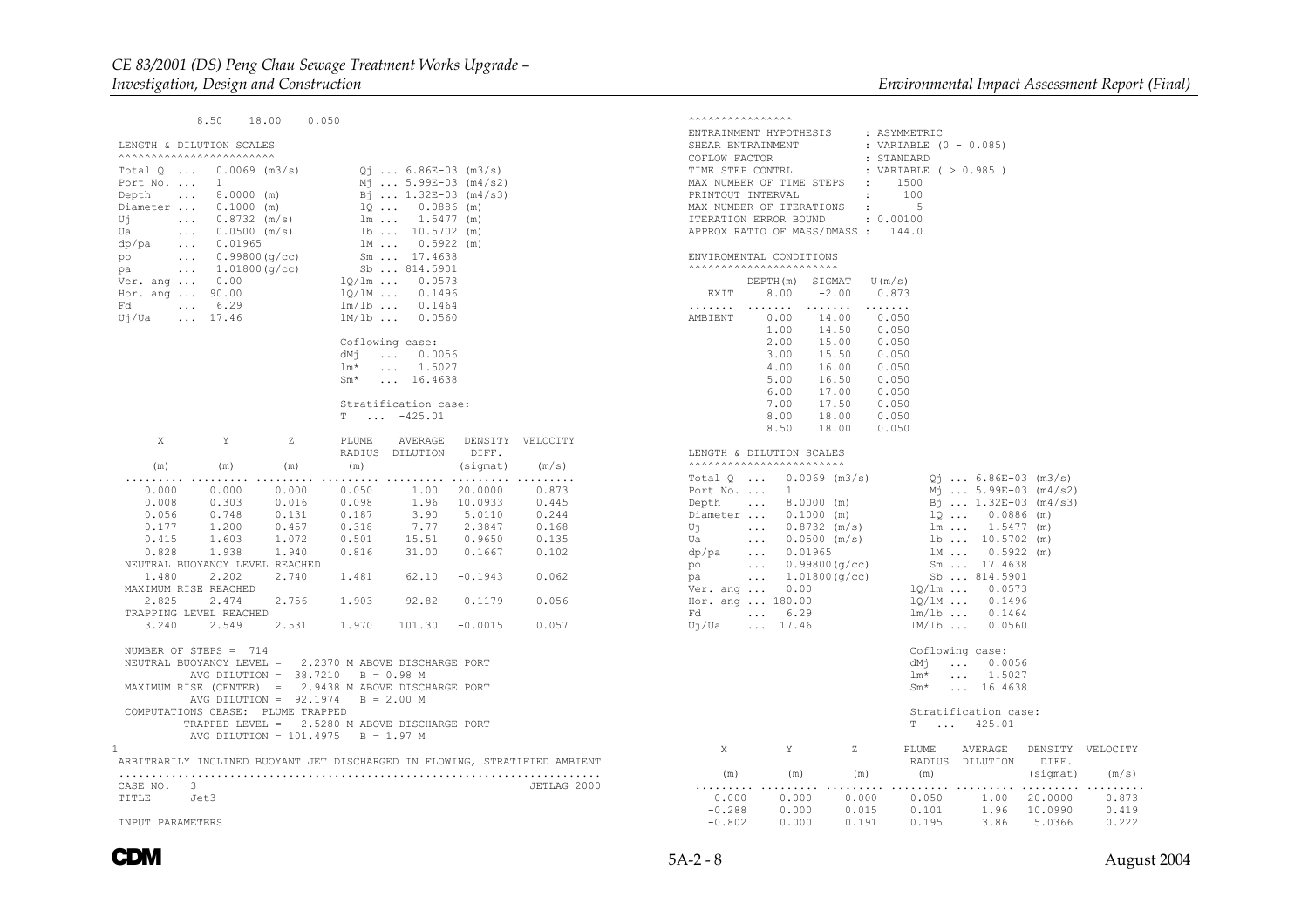```
            8.50    18.00    0.050

 LENGTH & DILUTION SCALES
 ^^^^^^^^^^^^^^^^^^^^^^^^
 Total Q  ...   0.0069 (m3/s)          Qj ... 6.86E-03 (m3/s)
 Port No. ...   1                      Mj ... 5.99E-03 (m4/s2)
 Depth    ...   8.0000 (m)             Bj ... 1.32E-03 (m4/s3)
 Diameter ...   0.1000 (m)             lQ ...   0.0886 (m)
 Uj       ...   0.8732 (m/s)           lm ...   1.5477 (m)
 Ua       ...   0.0500 (m/s)           lb ...  10.5702 (m)
 dp/pa    ...   0.01965                lM ...   0.5922 (m)
 po       ...   0.99800(g/cc)          Sm ...  17.4638
 pa       ...   1.01800(g/cc)          Sb ... 814.5901
 Ver. ang ...   0.00                lQ/lm ...   0.0573
 Hor. ang ...  90.00                lQ/lM ...   0.1496
 Fd       ...   6.29                lm/lb ...   0.1464
 Uj/Ua    ...  17.46                lM/lb ...   0.0560

                                    Coflowing case:
                                    dMj   ...   0.0056
                                    lm*   ...   1.5027
                                    Sm*   ...  16.4638

                                    Stratification case:
                                    T   ...  -425.01

      X         Y         Z       PLUME    AVERAGE   DENSITY  VELOCITY
                                  RADIUS   DILUTION   DIFF.
     (m)       (m)       (m)       (m)               (sigmat)    (m/s)
 ......... ......... ......... ......... ......... ......... .........
    0.000     0.000     0.000     0.050      1.00   20.0000     0.873
    0.008     0.303     0.016     0.098      1.96   10.0933     0.445
    0.056     0.748     0.131     0.187      3.90    5.0110     0.244
    0.177     1.200     0.457     0.318      7.77    2.3847     0.168
    0.415     1.603     1.072     0.501     15.51    0.9650     0.135
    0.828     1.938     1.940     0.816     31.00    0.1667     0.102
  NEUTRAL BUOYANCY LEVEL REACHED
    1.480     2.202     2.740     1.481     62.10   -0.1943     0.062
  MAXIMUM RISE REACHED
    2.825     2.474     2.756     1.903     92.82   -0.1179     0.056
  TRAPPING LEVEL REACHED
    3.240     2.549     2.531     1.970    101.30   -0.0015     0.057

  NUMBER OF STEPS =  714
  NEUTRAL BUOYANCY LEVEL =   2.2370 M ABOVE DISCHARGE PORT
          AVG DILUTION =  38.7210    B = 0.98 M
  MAXIMUM RISE (CENTER)  =   2.9438 M ABOVE DISCHARGE PORT
          AVG DILUTION =  92.1974    B = 2.00 M
  COMPUTATIONS CEASE:  PLUME TRAPPED
          TRAPPED LEVEL =   2.5280 M ABOVE DISCHARGE PORT
          AVG DILUTION = 101.4975    B = 1.97 M
1
 ARBITRARILY INCLINED BUOYANT JET DISCHARGED IN FLOWING, STRATIFIED AMBIENT
 ...........................................................................
 CASE NO.  3                                                    JETLAG 2000
 TITLE     Jet3

 INPUT PARAMETERS
 ^^^^^^^^^^^^^^^^
 ENTRAINMENT HYPOTHESIS      : ASYMMETRIC
 SHEAR ENTRAINMENT           : VARIABLE (0 - 0.085)
 COFLOW FACTOR               : STANDARD
 TIME STEP CONTRL            : VARIABLE ( > 0.985 )
 MAX NUMBER OF TIME STEPS   :     1500
 PRINTOUT INTERVAL          :      100
 MAX NUMBER OF ITERATIONS   :        5
 ITERATION ERROR BOUND       : 0.00100
 APPROX RATIO OF MASS/DMASS :    144.0

 ENVIROMENTAL CONDITIONS
 ^^^^^^^^^^^^^^^^^^^^^^^
          DEPTH(m)  SIGMAT   U(m/s)
   EXIT     8.00     -2.00    0.873
 .......  .......  .......  .......
 AMBIENT    0.00     14.00    0.050
            1.00     14.50    0.050
            2.00     15.00    0.050
            3.00     15.50    0.050
            4.00     16.00    0.050
            5.00     16.50    0.050
            6.00     17.00    0.050
            7.00     17.50    0.050
            8.00     18.00    0.050
            8.50     18.00    0.050

 LENGTH & DILUTION SCALES
 ^^^^^^^^^^^^^^^^^^^^^^^^
 Total Q  ...   0.0069 (m3/s)          Qj ... 6.86E-03 (m3/s)
 Port No. ...   1                      Mj ... 5.99E-03 (m4/s2)
 Depth    ...   8.0000 (m)             Bj ... 1.32E-03 (m4/s3)
 Diameter ...   0.1000 (m)             lQ ...   0.0886 (m)
 Uj       ...   0.8732 (m/s)           lm ...   1.5477 (m)
 Ua       ...   0.0500 (m/s)           lb ...  10.5702 (m)
 dp/pa    ...   0.01965                lM ...   0.5922 (m)
 po       ...   0.99800(g/cc)          Sm ...  17.4638
 pa       ...   1.01800(g/cc)          Sb ... 814.5901
 Ver. ang ...   0.00                lQ/lm ...   0.0573
 Hor. ang ... 180.00                lQ/lM ...   0.1496
 Fd       ...   6.29                lm/lb ...   0.1464
 Uj/Ua    ...  17.46                lM/lb ...   0.0560

                                    Coflowing case:
                                    dMj   ...   0.0056
                                    lm*   ...   1.5027
                                    Sm*   ...  16.4638

                                    Stratification case:
                                    T   ...  -425.01

      X         Y         Z       PLUME    AVERAGE   DENSITY  VELOCITY
                                  RADIUS   DILUTION   DIFF.
     (m)       (m)       (m)       (m)               (sigmat)    (m/s)
 ......... ......... ......... ......... ......... ......... .........
    0.000     0.000     0.000     0.050      1.00   20.0000     0.873
   -0.288     0.000     0.015     0.101      1.96   10.0990     0.419
   -0.802     0.000     0.191     0.195      3.86    5.0366     0.222
```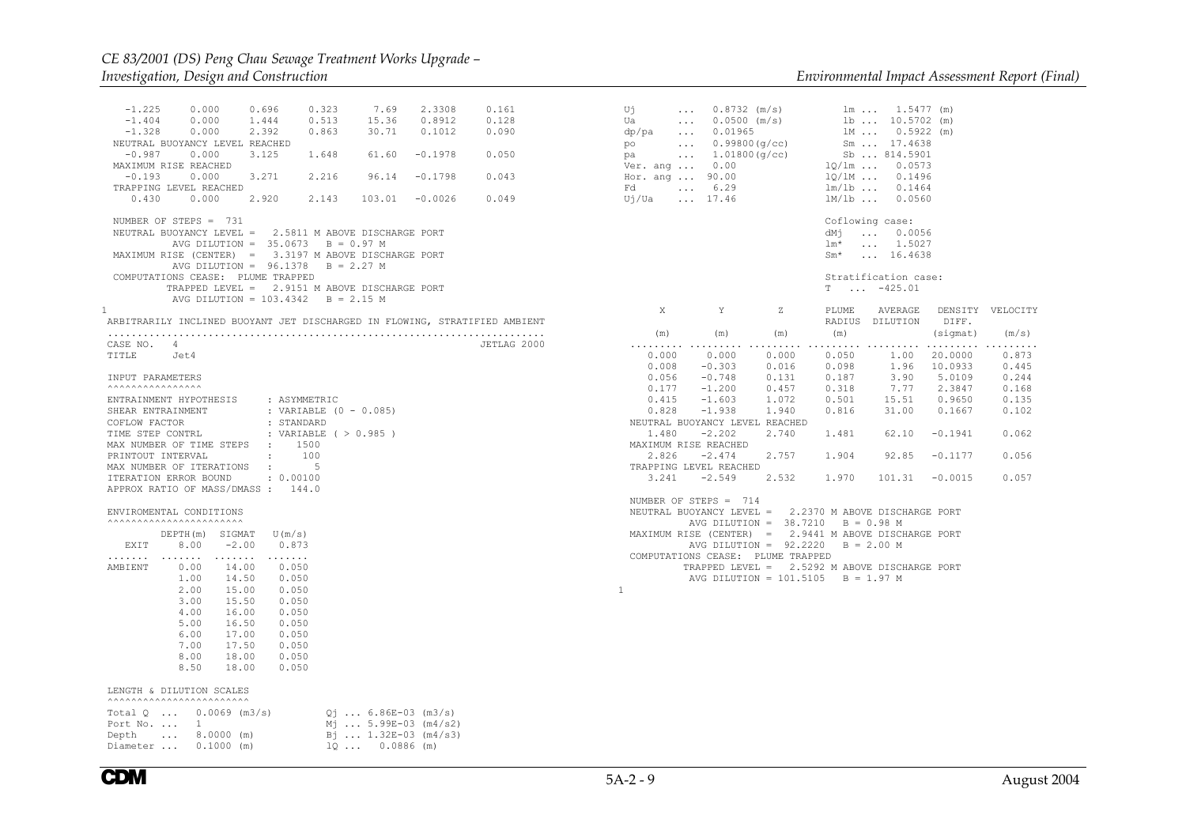```
   -1.225      0.000      0.696      0.323       7.69    2.3308      0.161
   -1.404      0.000      1.444      0.513      15.36    0.8912      0.128
   -1.328      0.000      2.392      0.863      30.71    0.1012      0.090
 NEUTRAL BUOYANCY LEVEL REACHED
   -0.987      0.000      3.125      1.648      61.60   -0.1978      0.050
 MAXIMUM RISE REACHED
   -0.193      0.000      3.271      2.216      96.14   -0.1798      0.043
 TRAPPING LEVEL REACHED
    0.430      0.000      2.920      2.143     103.01   -0.0026      0.049

 NUMBER OF STEPS =  731
 NEUTRAL BUOYANCY LEVEL =    2.5811 M ABOVE DISCHARGE PORT
          AVG DILUTION =  35.0673   B = 0.97 M
 MAXIMUM RISE (CENTER)  =    3.3197 M ABOVE DISCHARGE PORT
          AVG DILUTION =  96.1378   B = 2.27 M
 COMPUTATIONS CEASE:  PLUME TRAPPED
          TRAPPED LEVEL =    2.9151 M ABOVE DISCHARGE PORT
          AVG DILUTION = 103.4342   B = 2.15 M
1
 ARBITRARILY INCLINED BUOYANT JET DISCHARGED IN FLOWING, STRATIFIED AMBIENT
 ..........................................................................
 CASE NO.   4                                                   JETLAG 2000
 TITLE      Jet4

 INPUT PARAMETERS
 ^^^^^^^^^^^^^^^^
 ENTRAINMENT HYPOTHESIS      : ASYMMETRIC
 SHEAR ENTRAINMENT           : VARIABLE (0 - 0.085)
 COFLOW FACTOR               : STANDARD
 TIME STEP CONTRL            : VARIABLE ( > 0.985 )
 MAX NUMBER OF TIME STEPS  :     1500
 PRINTOUT INTERVAL         :      100
 MAX NUMBER OF ITERATIONS  :        5
 ITERATION ERROR BOUND       : 0.00100
 APPROX RATIO OF MASS/DMASS :   144.0

 ENVIROMENTAL CONDITIONS
 ^^^^^^^^^^^^^^^^^^^^^^^
          DEPTH(m)  SIGMAT   U(m/s)
   EXIT     8.00    -2.00    0.873
 .......  .......  .......  .......
 AMBIENT    0.00    14.00    0.050
            1.00    14.50    0.050
            2.00    15.00    0.050
            3.00    15.50    0.050
            4.00    16.00    0.050
            5.00    16.50    0.050
            6.00    17.00    0.050
            7.00    17.50    0.050
            8.00    18.00    0.050
            8.50    18.00    0.050

 LENGTH & DILUTION SCALES
 ^^^^^^^^^^^^^^^^^^^^^^^^
 Total Q  ...   0.0069 (m3/s)          Qj ... 6.86E-03 (m3/s)
 Port No. ...   1                      Mj ... 5.99E-03 (m4/s2)
 Depth    ...   8.0000 (m)             Bj ... 1.32E-03 (m4/s3)
 Diameter ...   0.1000 (m)             lQ ...   0.0886 (m)

 Uj       ...   0.8732 (m/s)           lm ...   1.5477 (m)
 Ua       ...   0.0500 (m/s)           lb ...  10.5702 (m)
 dp/pa    ...   0.01965                lM ...   0.5922 (m)
 po       ...   0.99800(g/cc)          Sm ...  17.4638
 pa       ...   1.01800(g/cc)          Sb ... 814.5901
 Ver. ang ...   0.00                   lQ/lm ...   0.0573
 Hor. ang ...  90.00                   lQ/lM ...   0.1496
 Fd       ...   6.29                   lm/lb ...   0.1464
 Uj/Ua    ...  17.46                   lM/lb ...   0.0560

                                       Coflowing case:
                                       dMj   ...   0.0056
                                       lm*   ...   1.5027
                                       Sm*   ...  16.4638

                                       Stratification case:
                                       T   ...  -425.01

       X          Y          Z       PLUME    AVERAGE   DENSITY  VELOCITY
                                     RADIUS   DILUTION   DIFF.
      (m)        (m)        (m)       (m)               (sigmat)   (m/s)
 .........  .........  .........  .........  .........  .........  .........
    0.000      0.000      0.000      0.050       1.00   20.0000      0.873
    0.008     -0.303      0.016      0.098       1.96   10.0933      0.445
    0.056     -0.748      0.131      0.187       3.90    5.0109      0.244
    0.177     -1.200      0.457      0.318       7.77    2.3847      0.168
    0.415     -1.603      1.072      0.501      15.51    0.9650      0.135
    0.828     -1.938      1.940      0.816      31.00    0.1667      0.102
 NEUTRAL BUOYANCY LEVEL REACHED
    1.480     -2.202      2.740      1.481      62.10   -0.1941      0.062
 MAXIMUM RISE REACHED
    2.826     -2.474      2.757      1.904      92.85   -0.1177      0.056
 TRAPPING LEVEL REACHED
    3.241     -2.549      2.532      1.970     101.31   -0.0015      0.057

 NUMBER OF STEPS =  714
 NEUTRAL BUOYANCY LEVEL =    2.2370 M ABOVE DISCHARGE PORT
          AVG DILUTION =  38.7210   B = 0.98 M
 MAXIMUM RISE (CENTER)  =    2.9441 M ABOVE DISCHARGE PORT
          AVG DILUTION =  92.2220   B = 2.00 M
 COMPUTATIONS CEASE:  PLUME TRAPPED
          TRAPPED LEVEL =    2.5292 M ABOVE DISCHARGE PORT
          AVG DILUTION = 101.5105   B = 1.97 M
1
```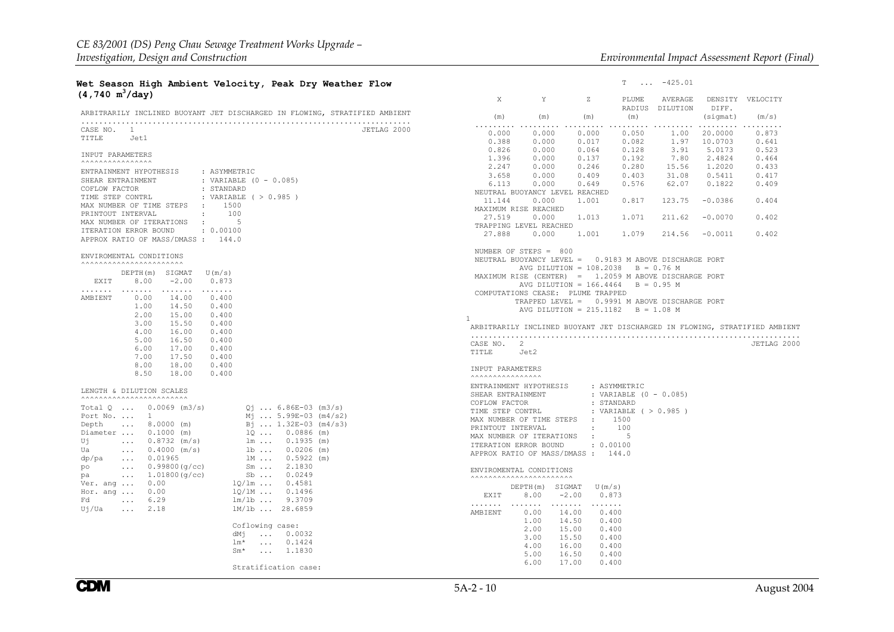**Wet Season High Ambient Velocity, Peak Dry Weather Flow ($4,740\ m^3/day$)**

```
ARBITRARILY INCLINED BUOYANT JET DISCHARGED IN FLOWING, STRATIFIED AMBIENT
.........................................................................
CASE NO.   1                                                  JETLAG 2000
TITLE      Jet1

INPUT PARAMETERS
^^^^^^^^^^^^^^^^
ENTRAINMENT HYPOTHESIS      : ASYMMETRIC
SHEAR ENTRAINMENT           : VARIABLE (0 - 0.085)
COFLOW FACTOR               : STANDARD
TIME STEP CONTRL            : VARIABLE ( > 0.985 )
MAX NUMBER OF TIME STEPS  :    1500
PRINTOUT INTERVAL         :     100
MAX NUMBER OF ITERATIONS  :       5
ITERATION ERROR BOUND       : 0.00100
APPROX RATIO OF MASS/DMASS :   144.0

ENVIROMENTAL CONDITIONS
^^^^^^^^^^^^^^^^^^^^^^^
         DEPTH(m)  SIGMAT   U(m/s)
   EXIT    8.00    -2.00    0.873
.......  .......  .......  .......
AMBIENT    0.00    14.00    0.400
           1.00    14.50    0.400
           2.00    15.00    0.400
           3.00    15.50    0.400
           4.00    16.00    0.400
           5.00    16.50    0.400
           6.00    17.00    0.400
           7.00    17.50    0.400
           8.00    18.00    0.400
           8.50    18.00    0.400

LENGTH & DILUTION SCALES
^^^^^^^^^^^^^^^^^^^^^^^^
Total Q  ...  0.0069 (m3/s)        Qj ... 6.86E-03 (m3/s)
Port No. ...  1                    Mj ... 5.99E-03 (m4/s2)
Depth    ...  8.0000 (m)           Bj ... 1.32E-03 (m4/s3)
Diameter ...  0.1000 (m)           lQ ...   0.0886 (m)
Uj       ...  0.8732 (m/s)         lm ...   0.1935 (m)
Ua       ...  0.4000 (m/s)         lb ...   0.0206 (m)
dp/pa    ...  0.01965              lM ...   0.5922 (m)
po       ...  0.99800(g/cc)        Sm ...   2.1830
pa       ...  1.01800(g/cc)        Sb ...   0.0249
Ver. ang ...  0.00               lQ/lm ...  0.4581
Hor. ang ...  0.00               lQ/lM ...  0.1496
Fd       ...  6.29               lm/lb ...  9.3709
Uj/Ua    ...  2.18               lM/lb ... 28.6859

                                 Coflowing case:
                                 dMj   ...  0.0032
                                 lm*   ...  0.1424
                                 Sm*   ...  1.1830

                                 Stratification case:
                                           T  ...  -425.01

     X         Y         Z       PLUME    AVERAGE   DENSITY  VELOCITY
                                 RADIUS   DILUTION   DIFF.
    (m)       (m)       (m)       (m)               (sigmat)   (m/s)
......... ......... ......... ......... ......... ......... .........
   0.000     0.000     0.000     0.050      1.00   20.0000    0.873
   0.388     0.000     0.017     0.082      1.97   10.0703    0.641
   0.826     0.000     0.064     0.128      3.91    5.0173    0.523
   1.396     0.000     0.137     0.192      7.80    2.4824    0.464
   2.247     0.000     0.246     0.280     15.56    1.2020    0.433
   3.658     0.000     0.409     0.403     31.08    0.5411    0.417
   6.113     0.000     0.649     0.576     62.07    0.1822    0.409
NEUTRAL BUOYANCY LEVEL REACHED
  11.144     0.000     1.001     0.817    123.75   -0.0386    0.404
MAXIMUM RISE REACHED
  27.519     0.000     1.013     1.071    211.62   -0.0070    0.402
TRAPPING LEVEL REACHED
  27.888     0.000     1.001     1.079    214.56   -0.0011    0.402

 NUMBER OF STEPS =  800
 NEUTRAL BUOYANCY LEVEL =    0.9183 M ABOVE DISCHARGE PORT
          AVG DILUTION = 108.2038    B = 0.76 M
 MAXIMUM RISE (CENTER)  =    1.2059 M ABOVE DISCHARGE PORT
          AVG DILUTION = 166.4464    B = 0.95 M
 COMPUTATIONS CEASE:  PLUME TRAPPED
          TRAPPED LEVEL =   0.9991 M ABOVE DISCHARGE PORT
          AVG DILUTION = 215.1182    B = 1.08 M
1
ARBITRARILY INCLINED BUOYANT JET DISCHARGED IN FLOWING, STRATIFIED AMBIENT
.........................................................................
CASE NO.   2                                                  JETLAG 2000
TITLE      Jet2

INPUT PARAMETERS
^^^^^^^^^^^^^^^^
ENTRAINMENT HYPOTHESIS      : ASYMMETRIC
SHEAR ENTRAINMENT           : VARIABLE (0 - 0.085)
COFLOW FACTOR               : STANDARD
TIME STEP CONTRL            : VARIABLE ( > 0.985 )
MAX NUMBER OF TIME STEPS  :    1500
PRINTOUT INTERVAL         :     100
MAX NUMBER OF ITERATIONS  :       5
ITERATION ERROR BOUND       : 0.00100
APPROX RATIO OF MASS/DMASS :   144.0

ENVIROMENTAL CONDITIONS
^^^^^^^^^^^^^^^^^^^^^^^
         DEPTH(m)  SIGMAT   U(m/s)
   EXIT    8.00    -2.00    0.873
.......  .......  .......  .......
AMBIENT    0.00    14.00    0.400
           1.00    14.50    0.400
           2.00    15.00    0.400
           3.00    15.50    0.400
           4.00    16.00    0.400
           5.00    16.50    0.400
           6.00    17.00    0.400
```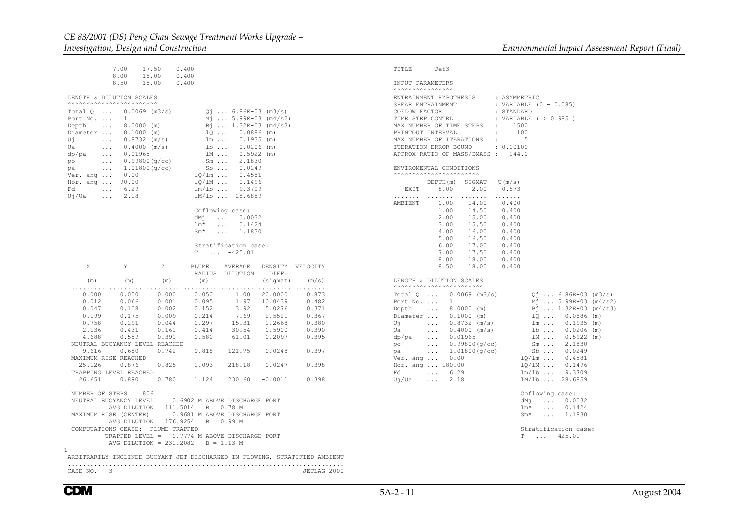```
           7.00    17.50    0.400
           8.00    18.00    0.400
           8.50    18.00    0.400

 LENGTH & DILUTION SCALES
 ^^^^^^^^^^^^^^^^^^^^^^^^
 Total Q  ...   0.0069 (m3/s)         Qj ... 6.86E-03 (m3/s)
 Port No. ...   1                     Mj ... 5.99E-03 (m4/s2)
 Depth    ...   8.0000 (m)            Bj ... 1.32E-03 (m4/s3)
 Diameter ...   0.1000 (m)            lQ ...   0.0886 (m)
 Uj       ...   0.8732 (m/s)          lm ...   0.1935 (m)
 Ua       ...   0.4000 (m/s)          lb ...   0.0206 (m)
 dp/pa    ...   0.01965               lM ...   0.5922 (m)
 po       ...   0.99800(g/cc)         Sm ...   2.1830
 pa       ...   1.01800(g/cc)         Sb ...   0.0249
 Ver. ang ...   0.00               lQ/lm ...   0.4581
 Hor. ang ...  90.00               lQ/lM ...   0.1496
 Fd       ...   6.29               lm/lb ...   9.3709
 Uj/Ua    ...   2.18               lM/lb ...  28.6859

                                   Coflowing case:
                                   dMj   ...   0.0032
                                   lm*   ...   0.1424
                                   Sm*   ...   1.1830

                                   Stratification case:
                                   T   ...  -425.01
```

| X (m) | Y (m) | Z (m) | PLUME RADIUS (m) | AVERAGE DILUTION | DENSITY DIFF. (sigmat) | VELOCITY (m/s) |
|---|---|---|---|---|---|---|
| 0.000 | 0.000 | 0.000 | 0.050 | 1.00 | 20.0000 | 0.873 |
| 0.012 | 0.066 | 0.001 | 0.095 | 1.97 | 10.0439 | 0.482 |
| 0.047 | 0.108 | 0.002 | 0.152 | 3.92 | 5.0276 | 0.371 |
| 0.199 | 0.175 | 0.009 | 0.214 | 7.69 | 2.5521 | 0.367 |
| 0.758 | 0.291 | 0.044 | 0.297 | 15.31 | 1.2668 | 0.380 |
| 2.136 | 0.431 | 0.161 | 0.414 | 30.54 | 0.5900 | 0.390 |
| 4.688 | 0.559 | 0.391 | 0.580 | 61.01 | 0.2097 | 0.395 |
| NEUTRAL BUOYANCY LEVEL REACHED | | | | | | |
| 9.616 | 0.680 | 0.742 | 0.818 | 121.75 | -0.0248 | 0.397 |
| MAXIMUM RISE REACHED | | | | | | |
| 25.126 | 0.876 | 0.825 | 1.093 | 218.18 | -0.0247 | 0.398 |
| TRAPPING LEVEL REACHED | | | | | | |
| 26.651 | 0.890 | 0.780 | 1.124 | 230.60 | -0.0011 | 0.398 |

```
 NUMBER OF STEPS =  806
 NEUTRAL BUOYANCY LEVEL =    0.6902 M ABOVE DISCHARGE PORT
          AVG DILUTION = 111.5014    B = 0.78 M
 MAXIMUM RISE (CENTER)  =    0.9681 M ABOVE DISCHARGE PORT
          AVG DILUTION = 176.9254    B = 0.99 M
 COMPUTATIONS CEASE:  PLUME TRAPPED
          TRAPPED LEVEL =    0.7774 M ABOVE DISCHARGE PORT
          AVG DILUTION = 231.2082    B = 1.13 M
1
 ARBITRARILY INCLINED BUOYANT JET DISCHARGED IN FLOWING, STRATIFIED AMBIENT
 .........................................................................
 CASE NO.   3                                                  JETLAG 2000
```

```
TITLE      Jet3

INPUT PARAMETERS
^^^^^^^^^^^^^^^^
ENTRAINMENT HYPOTHESIS      : ASYMMETRIC
SHEAR ENTRAINMENT           : VARIABLE (0 - 0.085)
COFLOW FACTOR               : STANDARD
TIME STEP CONTRL            : VARIABLE ( > 0.985 )
MAX NUMBER OF TIME STEPS  :    1500
PRINTOUT INTERVAL         :     100
MAX NUMBER OF ITERATIONS  :       5
ITERATION ERROR BOUND       : 0.00100
APPROX RATIO OF MASS/DMASS :   144.0

ENVIROMENTAL CONDITIONS
^^^^^^^^^^^^^^^^^^^^^^^
          DEPTH(m)  SIGMAT   U(m/s)
   EXIT     8.00    -2.00    0.873
.......  .......  .......  .......
AMBIENT     0.00    14.00    0.400
            1.00    14.50    0.400
            2.00    15.00    0.400
            3.00    15.50    0.400
            4.00    16.00    0.400
            5.00    16.50    0.400
            6.00    17.00    0.400
            7.00    17.50    0.400
            8.00    18.00    0.400
            8.50    18.00    0.400

LENGTH & DILUTION SCALES
^^^^^^^^^^^^^^^^^^^^^^^^
Total Q  ...   0.0069 (m3/s)         Qj ... 6.86E-03 (m3/s)
Port No. ...   1                     Mj ... 5.99E-03 (m4/s2)
Depth    ...   8.0000 (m)            Bj ... 1.32E-03 (m4/s3)
Diameter ...   0.1000 (m)            lQ ...   0.0886 (m)
Uj       ...   0.8732 (m/s)          lm ...   0.1935 (m)
Ua       ...   0.4000 (m/s)          lb ...   0.0206 (m)
dp/pa    ...   0.01965               lM ...   0.5922 (m)
po       ...   0.99800(g/cc)         Sm ...   2.1830
pa       ...   1.01800(g/cc)         Sb ...   0.0249
Ver. ang ...   0.00               lQ/lm ...   0.4581
Hor. ang ... 180.00               lQ/lM ...   0.1496
Fd       ...   6.29               lm/lb ...   9.3709
Uj/Ua    ...   2.18               lM/lb ...  28.6859

                                  Coflowing case:
                                  dMj   ...   0.0032
                                  lm*   ...   0.1424
                                  Sm*   ...   1.1830

                                  Stratification case:
                                  T   ...  -425.01
```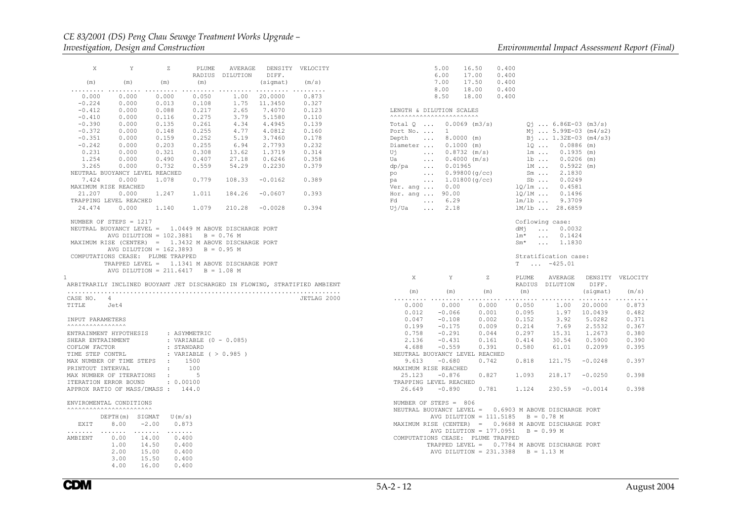```
    X         Y         Z       PLUME    AVERAGE   DENSITY  VELOCITY
                                RADIUS  DILUTION    DIFF.
   (m)       (m)       (m)       (m)               (sigmat)   (m/s)
......... ......... ......... ......... ......... ......... .........
   0.000     0.000     0.000     0.050      1.00   20.0000     0.873
  -0.224     0.000     0.013     0.108      1.75   11.3450     0.327
  -0.412     0.000     0.088     0.217      2.65    7.4070     0.123
  -0.410     0.000     0.116     0.275      3.79    5.1580     0.110
  -0.390     0.000     0.135     0.261      4.34    4.4945     0.139
  -0.372     0.000     0.148     0.255      4.77    4.0812     0.160
  -0.351     0.000     0.159     0.252      5.19    3.7460     0.178
  -0.242     0.000     0.203     0.255      6.94    2.7793     0.232
   0.231     0.000     0.321     0.308     13.62    1.3719     0.314
   1.254     0.000     0.490     0.407     27.18    0.6246     0.358
   3.265     0.000     0.732     0.559     54.29    0.2230     0.379
 NEUTRAL BUOYANCY LEVEL REACHED
   7.424     0.000     1.078     0.779    108.33   -0.0162     0.389
 MAXIMUM RISE REACHED
  21.207     0.000     1.247     1.011    184.26   -0.0607     0.393
 TRAPPING LEVEL REACHED
  24.474     0.000     1.140     1.079    210.28   -0.0028     0.394

 NUMBER OF STEPS = 1217
 NEUTRAL BUOYANCY LEVEL =    1.0449 M ABOVE DISCHARGE PORT
          AVG DILUTION = 102.3881    B = 0.76 M
 MAXIMUM RISE (CENTER)  =    1.3432 M ABOVE DISCHARGE PORT
          AVG DILUTION = 162.3893    B = 0.95 M
 COMPUTATIONS CEASE:  PLUME TRAPPED
          TRAPPED LEVEL =    1.1341 M ABOVE DISCHARGE PORT
          AVG DILUTION = 211.6417    B = 1.08 M
1
 ARBITRARILY INCLINED BUOYANT JET DISCHARGED IN FLOWING, STRATIFIED AMBIENT
 ..........................................................................
 CASE NO.   4                                                  JETLAG 2000
 TITLE      Jet4

 INPUT PARAMETERS
 ^^^^^^^^^^^^^^^^
 ENTRAINMENT HYPOTHESIS      : ASYMMETRIC
 SHEAR ENTRAINMENT           : VARIABLE (0 - 0.085)
 COFLOW FACTOR               : STANDARD
 TIME STEP CONTRL            : VARIABLE ( > 0.985 )
 MAX NUMBER OF TIME STEPS   :     1500
 PRINTOUT INTERVAL          :      100
 MAX NUMBER OF ITERATIONS   :        5
 ITERATION ERROR BOUND       : 0.00100
 APPROX RATIO OF MASS/DMASS :    144.0

 ENVIROMENTAL CONDITIONS
 ^^^^^^^^^^^^^^^^^^^^^^^
          DEPTH(m)  SIGMAT   U(m/s)
   EXIT     8.00    -2.00    0.873
 ....... ....... ....... .......
 AMBIENT    0.00    14.00    0.400
            1.00    14.50    0.400
            2.00    15.00    0.400
            3.00    15.50    0.400
            4.00    16.00    0.400
            5.00    16.50    0.400
            6.00    17.00    0.400
            7.00    17.50    0.400
            8.00    18.00    0.400
            8.50    18.00    0.400

 LENGTH & DILUTION SCALES
 ^^^^^^^^^^^^^^^^^^^^^^^^
 Total Q  ...   0.0069 (m3/s)        Qj ... 6.86E-03 (m3/s)
 Port No. ...   1                    Mj ... 5.99E-03 (m4/s2)
 Depth    ...   8.0000 (m)           Bj ... 1.32E-03 (m4/s3)
 Diameter ...   0.1000 (m)           lQ ...   0.0886 (m)
 Uj       ...   0.8732 (m/s)         lm ...   0.1935 (m)
 Ua       ...   0.4000 (m/s)         lb ...   0.0206 (m)
 dp/pa    ...   0.01965              lM ...   0.5922 (m)
 po       ...   0.99800(g/cc)        Sm ...   2.1830
 pa       ...   1.01800(g/cc)        Sb ...   0.0249
 Ver. ang ...   0.00               lQ/lm ...   0.4581
 Hor. ang ...  90.00               lQ/lM ...   0.1496
 Fd       ...   6.29               lm/lb ...   9.3709
 Uj/Ua    ...   2.18               lM/lb ...  28.6859

                                   Coflowing case:
                                   dMj   ...   0.0032
                                   lm*   ...   0.1424
                                   Sm*   ...   1.1830

                                   Stratification case:
                                   T   ...  -425.01

    X         Y         Z       PLUME    AVERAGE   DENSITY  VELOCITY
                                RADIUS  DILUTION    DIFF.
   (m)       (m)       (m)       (m)               (sigmat)   (m/s)
......... ......... ......... ......... ......... ......... .........
   0.000     0.000     0.000     0.050      1.00   20.0000     0.873
   0.012    -0.066     0.001     0.095      1.97   10.0439     0.482
   0.047    -0.108     0.002     0.152      3.92    5.0282     0.371
   0.199    -0.175     0.009     0.214      7.69    2.5532     0.367
   0.758    -0.291     0.044     0.297     15.31    1.2673     0.380
   2.136    -0.431     0.161     0.414     30.54    0.5900     0.390
   4.688    -0.559     0.391     0.580     61.01    0.2099     0.395
 NEUTRAL BUOYANCY LEVEL REACHED
   9.613    -0.680     0.742     0.818    121.75   -0.0248     0.397
 MAXIMUM RISE REACHED
  25.123    -0.876     0.827     1.093    218.17   -0.0250     0.398
 TRAPPING LEVEL REACHED
  26.649    -0.890     0.781     1.124    230.59   -0.0014     0.398

 NUMBER OF STEPS =  806
 NEUTRAL BUOYANCY LEVEL =    0.6903 M ABOVE DISCHARGE PORT
          AVG DILUTION = 111.5185    B = 0.78 M
 MAXIMUM RISE (CENTER)  =    0.9688 M ABOVE DISCHARGE PORT
          AVG DILUTION = 177.0951    B = 0.99 M
 COMPUTATIONS CEASE:  PLUME TRAPPED
          TRAPPED LEVEL =    0.7784 M ABOVE DISCHARGE PORT
          AVG DILUTION = 231.3388    B = 1.13 M
```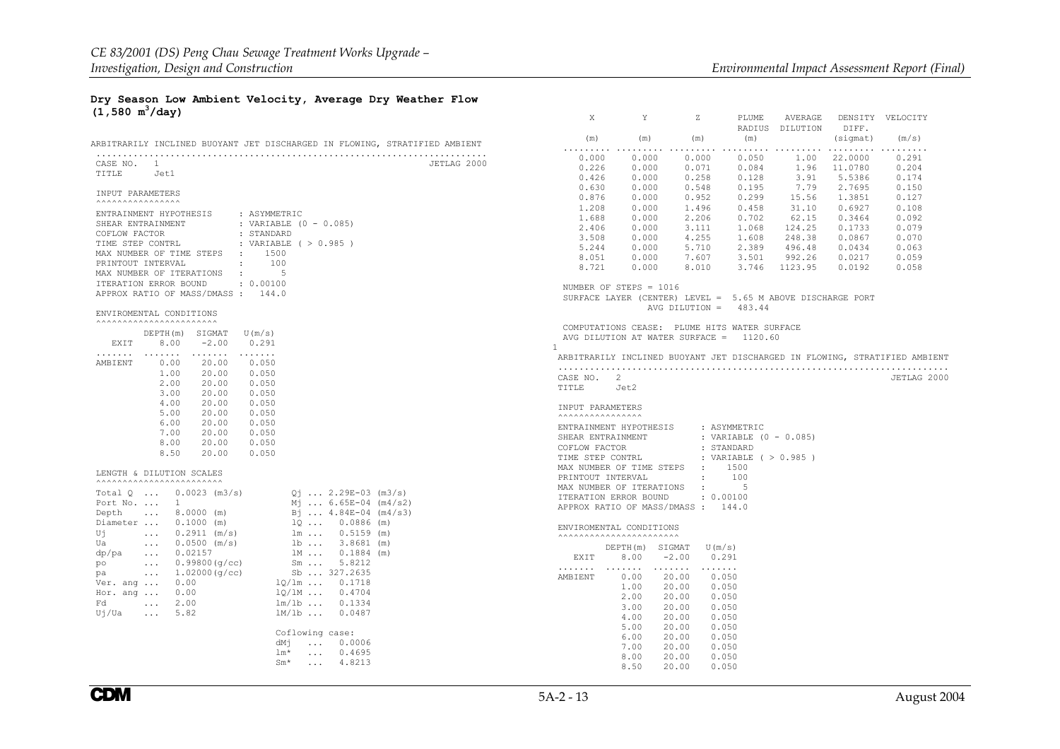**Dry Season Low Ambient Velocity, Average Dry Weather Flow ($1,580\ m^3$/day)**

```
ARBITRARILY INCLINED BUOYANT JET DISCHARGED IN FLOWING, STRATIFIED AMBIENT
.........................................................................
CASE NO.  1                                                   JETLAG 2000
TITLE     Jet1

 INPUT PARAMETERS
 ^^^^^^^^^^^^^^^^
 ENTRAINMENT HYPOTHESIS      : ASYMMETRIC
 SHEAR ENTRAINMENT           : VARIABLE (0 - 0.085)
 COFLOW FACTOR               : STANDARD
 TIME STEP CONTRL            : VARIABLE ( > 0.985 )
 MAX NUMBER OF TIME STEPS  :     1500
 PRINTOUT INTERVAL         :      100
 MAX NUMBER OF ITERATIONS  :        5
 ITERATION ERROR BOUND       : 0.00100
 APPROX RATIO OF MASS/DMASS :   144.0

 ENVIROMENTAL CONDITIONS
 ^^^^^^^^^^^^^^^^^^^^^^^
          DEPTH(m)  SIGMAT   U(m/s)
   EXIT     8.00    -2.00    0.291
 .......  .......  .......  .......
 AMBIENT    0.00    20.00    0.050
            1.00    20.00    0.050
            2.00    20.00    0.050
            3.00    20.00    0.050
            4.00    20.00    0.050
            5.00    20.00    0.050
            6.00    20.00    0.050
            7.00    20.00    0.050
            8.00    20.00    0.050
            8.50    20.00    0.050

 LENGTH & DILUTION SCALES
 ^^^^^^^^^^^^^^^^^^^^^^^^
 Total Q  ...   0.0023 (m3/s)        Qj ... 2.29E-03 (m3/s)
 Port No. ...   1                    Mj ... 6.65E-04 (m4/s2)
 Depth    ...   8.0000 (m)           Bj ... 4.84E-04 (m4/s3)
 Diameter ...   0.1000 (m)           lQ ...   0.0886 (m)
 Uj       ...   0.2911 (m/s)         lm ...   0.5159 (m)
 Ua       ...   0.0500 (m/s)         lb ...   3.8681 (m)
 dp/pa    ...   0.02157              lM ...   0.1884 (m)
 po       ...   0.99800(g/cc)        Sm ...   5.8212
 pa       ...   1.02000(g/cc)        Sb ... 327.2635
 Ver. ang ...   0.00               lQ/lm ...   0.1718
 Hor. ang ...   0.00               lQ/lM ...   0.4704
 Fd       ...   2.00               lm/lb ...   0.1334
 Uj/Ua    ...   5.82               lM/lb ...   0.0487

                                   Coflowing case:
                                   dMj   ...   0.0006
                                   lm*   ...   0.4695
                                   Sm*   ...   4.8213

     X         Y         Z       PLUME    AVERAGE   DENSITY  VELOCITY
                                 RADIUS   DILUTION   DIFF.
    (m)       (m)       (m)       (m)               (sigmat)   (m/s)
 ......... ......... ......... ......... ......... ......... .........
   0.000     0.000     0.000     0.050      1.00   22.0000     0.291
   0.226     0.000     0.071     0.084      1.96   11.0780     0.204
   0.426     0.000     0.258     0.128      3.91    5.5386     0.174
   0.630     0.000     0.548     0.195      7.79    2.7695     0.150
   0.876     0.000     0.952     0.299     15.56    1.3851     0.127
   1.208     0.000     1.496     0.458     31.10    0.6927     0.108
   1.688     0.000     2.206     0.702     62.15    0.3464     0.092
   2.406     0.000     3.111     1.068    124.25    0.1733     0.079
   3.508     0.000     4.255     1.608    248.38    0.0867     0.070
   5.244     0.000     5.710     2.389    496.48    0.0434     0.063
   8.051     0.000     7.607     3.501    992.26    0.0217     0.059
   8.721     0.000     8.010     3.746   1123.95    0.0192     0.058

 NUMBER OF STEPS = 1016
 SURFACE LAYER (CENTER) LEVEL =  5.65 M ABOVE DISCHARGE PORT
               AVG DILUTION =   483.44

 COMPUTATIONS CEASE:  PLUME HITS WATER SURFACE
 AVG DILUTION AT WATER SURFACE =    1120.60
1
ARBITRARILY INCLINED BUOYANT JET DISCHARGED IN FLOWING, STRATIFIED AMBIENT
.........................................................................
CASE NO.  2                                                   JETLAG 2000
TITLE     Jet2

 INPUT PARAMETERS
 ^^^^^^^^^^^^^^^^
 ENTRAINMENT HYPOTHESIS      : ASYMMETRIC
 SHEAR ENTRAINMENT           : VARIABLE (0 - 0.085)
 COFLOW FACTOR               : STANDARD
 TIME STEP CONTRL            : VARIABLE ( > 0.985 )
 MAX NUMBER OF TIME STEPS  :     1500
 PRINTOUT INTERVAL         :      100
 MAX NUMBER OF ITERATIONS  :        5
 ITERATION ERROR BOUND       : 0.00100
 APPROX RATIO OF MASS/DMASS :   144.0

 ENVIROMENTAL CONDITIONS
 ^^^^^^^^^^^^^^^^^^^^^^^
          DEPTH(m)  SIGMAT   U(m/s)
   EXIT     8.00    -2.00    0.291
 .......  .......  .......  .......
 AMBIENT    0.00    20.00    0.050
            1.00    20.00    0.050
            2.00    20.00    0.050
            3.00    20.00    0.050
            4.00    20.00    0.050
            5.00    20.00    0.050
            6.00    20.00    0.050
            7.00    20.00    0.050
            8.00    20.00    0.050
            8.50    20.00    0.050
```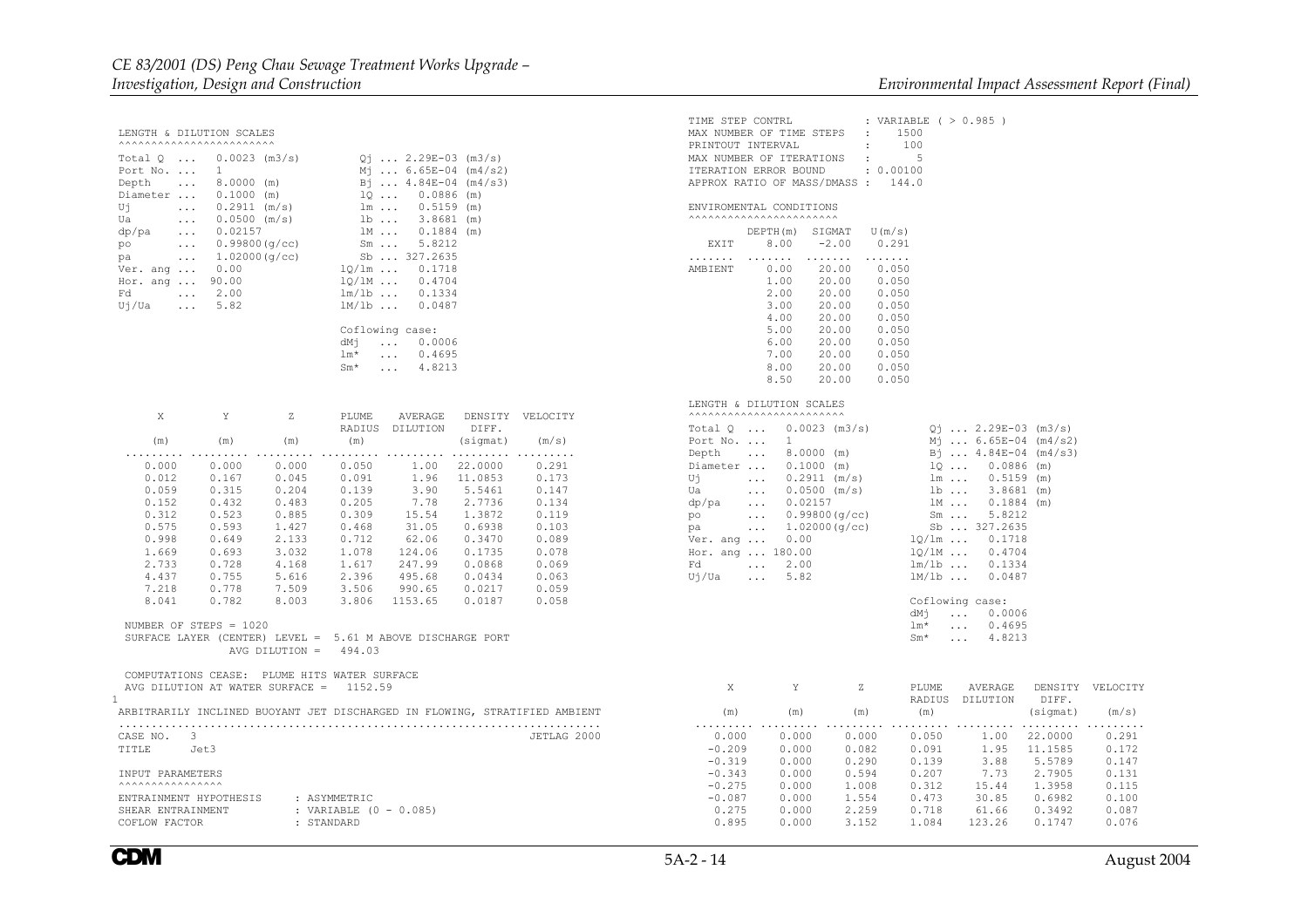```
LENGTH & DILUTION SCALES
^^^^^^^^^^^^^^^^^^^^^^^^

Total Q  ...  0.0023 (m3/s)          Qj ... 2.29E-03 (m3/s)
Port No. ...  1                      Mj ... 6.65E-04 (m4/s2)
Depth    ...  8.0000 (m)             Bj ... 4.84E-04 (m4/s3)
Diameter ...  0.1000 (m)             lQ ...  0.0886 (m)
Uj       ...  0.2911 (m/s)           lm ...   0.5159 (m)
Ua       ...  0.0500 (m/s)           lb ...   3.8681 (m)
dp/pa    ...  0.02157                lM ...   0.1884 (m)
po       ...  0.99800(g/cc)          Sm ...   5.8212
pa       ...  1.02000(g/cc)          Sb ... 327.2635
Ver. ang ...  0.00                lQ/lm ...  0.1718
Hor. ang ... 90.00                lQ/lM ...  0.4704
Fd       ...  2.00                lm/lb ...  0.1334
Uj/Ua    ...  5.82                lM/lb ...  0.0487

                                  Coflowing case:
                                  dMj  ...  0.0006
                                  lm*  ...  0.4695
                                  Sm*  ...  4.8213
```

| X (m) | Y (m) | Z (m) | PLUME RADIUS (m) | AVERAGE DILUTION | DENSITY DIFF. (sigmat) | VELOCITY (m/s) |
|---|---|---|---|---|---|---|
| 0.000 | 0.000 | 0.000 | 0.050 | 1.00 | 22.0000 | 0.291 |
| 0.012 | 0.167 | 0.045 | 0.091 | 1.96 | 11.0853 | 0.173 |
| 0.059 | 0.315 | 0.204 | 0.139 | 3.90 | 5.5461 | 0.147 |
| 0.152 | 0.432 | 0.483 | 0.205 | 7.78 | 2.7736 | 0.134 |
| 0.312 | 0.523 | 0.885 | 0.309 | 15.54 | 1.3872 | 0.119 |
| 0.575 | 0.593 | 1.427 | 0.468 | 31.05 | 0.6938 | 0.103 |
| 0.998 | 0.649 | 2.133 | 0.712 | 62.06 | 0.3470 | 0.089 |
| 1.669 | 0.693 | 3.032 | 1.078 | 124.06 | 0.1735 | 0.078 |
| 2.733 | 0.728 | 4.168 | 1.617 | 247.99 | 0.0868 | 0.069 |
| 4.437 | 0.755 | 5.616 | 2.396 | 495.68 | 0.0434 | 0.063 |
| 7.218 | 0.778 | 7.509 | 3.506 | 990.65 | 0.0217 | 0.059 |
| 8.041 | 0.782 | 8.003 | 3.806 | 1153.65 | 0.0187 | 0.058 |

```
NUMBER OF STEPS = 1020
SURFACE LAYER (CENTER) LEVEL =  5.61 M ABOVE DISCHARGE PORT
              AVG DILUTION =   494.03

COMPUTATIONS CEASE:  PLUME HITS WATER SURFACE
AVG DILUTION AT WATER SURFACE =   1152.59
1
ARBITRARILY INCLINED BUOYANT JET DISCHARGED IN FLOWING, STRATIFIED AMBIENT
.........................................................................
CASE NO.  3                                                    JETLAG 2000
TITLE     Jet3

INPUT PARAMETERS
^^^^^^^^^^^^^^^^

ENTRAINMENT HYPOTHESIS     : ASYMMETRIC
SHEAR ENTRAINMENT          : VARIABLE (0 - 0.085)
COFLOW FACTOR              : STANDARD

TIME STEP CONTRL           : VARIABLE ( > 0.985 )
MAX NUMBER OF TIME STEPS   :   1500
PRINTOUT INTERVAL          :    100
MAX NUMBER OF ITERATIONS   :      5
ITERATION ERROR BOUND      : 0.00100
APPROX RATIO OF MASS/DMASS :  144.0

ENVIROMENTAL CONDITIONS
^^^^^^^^^^^^^^^^^^^^^^^
```

| | DEPTH(m) | SIGMAT | U(m/s) |
|---|---|---|---|
| EXIT | 8.00 | -2.00 | 0.291 |
| AMBIENT | 0.00 | 20.00 | 0.050 |
| | 1.00 | 20.00 | 0.050 |
| | 2.00 | 20.00 | 0.050 |
| | 3.00 | 20.00 | 0.050 |
| | 4.00 | 20.00 | 0.050 |
| | 5.00 | 20.00 | 0.050 |
| | 6.00 | 20.00 | 0.050 |
| | 7.00 | 20.00 | 0.050 |
| | 8.00 | 20.00 | 0.050 |
| | 8.50 | 20.00 | 0.050 |

```
LENGTH & DILUTION SCALES
^^^^^^^^^^^^^^^^^^^^^^^^

Total Q  ...  0.0023 (m3/s)          Qj ... 2.29E-03 (m3/s)
Port No. ...  1                      Mj ... 6.65E-04 (m4/s2)
Depth    ...  8.0000 (m)             Bj ... 4.84E-04 (m4/s3)
Diameter ...  0.1000 (m)             lQ ...  0.0886 (m)
Uj       ...  0.2911 (m/s)           lm ...   0.5159 (m)
Ua       ...  0.0500 (m/s)           lb ...   3.8681 (m)
dp/pa    ...  0.02157                lM ...   0.1884 (m)
po       ...  0.99800(g/cc)          Sm ...   5.8212
pa       ...  1.02000(g/cc)          Sb ... 327.2635
Ver. ang ...  0.00                lQ/lm ...  0.1718
Hor. ang ... 180.00               lQ/lM ...  0.4704
Fd       ...  2.00                lm/lb ...  0.1334
Uj/Ua    ...  5.82                lM/lb ...  0.0487

                                  Coflowing case:
                                  dMj  ...  0.0006
                                  lm*  ...  0.4695
                                  Sm*  ...  4.8213
```

| X (m) | Y (m) | Z (m) | PLUME RADIUS (m) | AVERAGE DILUTION | DENSITY DIFF. (sigmat) | VELOCITY (m/s) |
|---|---|---|---|---|---|---|
| 0.000 | 0.000 | 0.000 | 0.050 | 1.00 | 22.0000 | 0.291 |
| -0.209 | 0.000 | 0.082 | 0.091 | 1.95 | 11.1585 | 0.172 |
| -0.319 | 0.000 | 0.290 | 0.139 | 3.88 | 5.5789 | 0.147 |
| -0.343 | 0.000 | 0.594 | 0.207 | 7.73 | 2.7905 | 0.131 |
| -0.275 | 0.000 | 1.008 | 0.312 | 15.44 | 1.3958 | 0.115 |
| -0.087 | 0.000 | 1.554 | 0.473 | 30.85 | 0.6982 | 0.100 |
| 0.275 | 0.000 | 2.259 | 0.718 | 61.66 | 0.3492 | 0.087 |
| 0.895 | 0.000 | 3.152 | 1.084 | 123.26 | 0.1747 | 0.076 |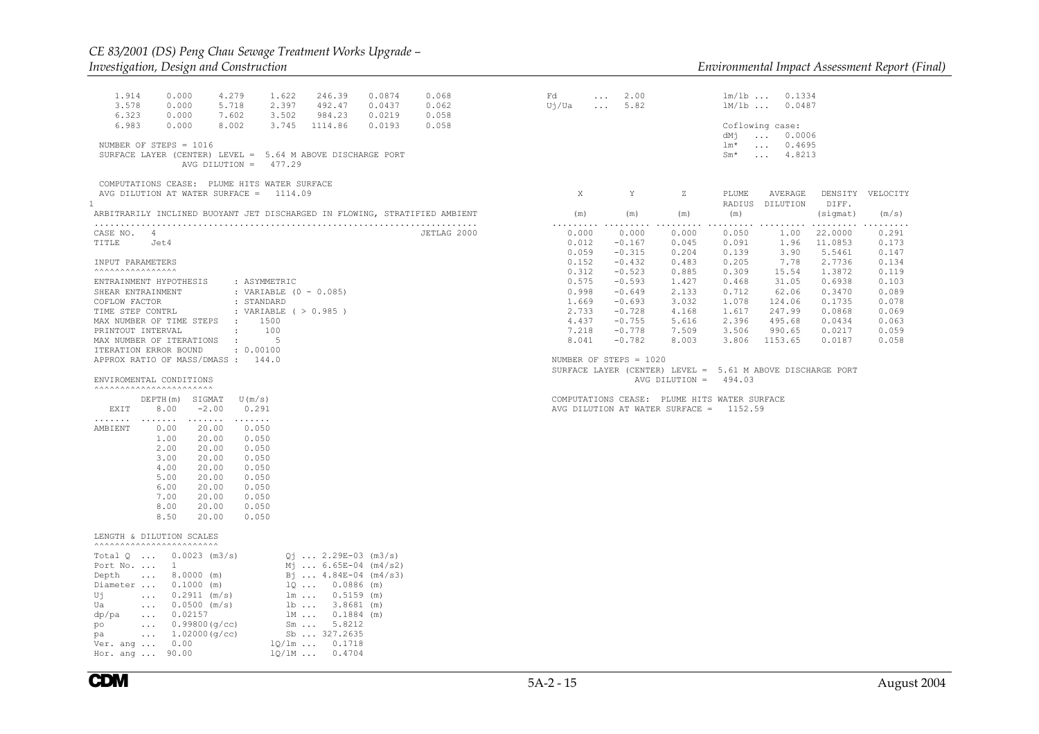```
   1.914     0.000     4.279     1.622    246.39    0.0874     0.068
   3.578     0.000     5.718     2.397    492.47    0.0437     0.062
   6.323     0.000     7.602     3.502    984.23    0.0219     0.058
   6.983     0.000     8.002     3.745   1114.86    0.0193     0.058

 NUMBER OF STEPS = 1016
 SURFACE LAYER (CENTER) LEVEL =  5.64 M ABOVE DISCHARGE PORT
               AVG DILUTION =   477.29

 COMPUTATIONS CEASE:  PLUME HITS WATER SURFACE
 AVG DILUTION AT WATER SURFACE =   1114.09
1
 ARBITRARILY INCLINED BUOYANT JET DISCHARGED IN FLOWING, STRATIFIED AMBIENT
 ..........................................................................
 CASE NO.   4                                                  JETLAG 2000
 TITLE      Jet4

 INPUT PARAMETERS
 ^^^^^^^^^^^^^^^^
 ENTRAINMENT HYPOTHESIS      : ASYMMETRIC
 SHEAR ENTRAINMENT           : VARIABLE (0 - 0.085)
 COFLOW FACTOR               : STANDARD
 TIME STEP CONTRL            : VARIABLE ( > 0.985 )
 MAX NUMBER OF TIME STEPS   :     1500
 PRINTOUT INTERVAL          :      100
 MAX NUMBER OF ITERATIONS   :        5
 ITERATION ERROR BOUND       : 0.00100
 APPROX RATIO OF MASS/DMASS :   144.0

 ENVIROMENTAL CONDITIONS
 ^^^^^^^^^^^^^^^^^^^^^^^

          DEPTH(m)  SIGMAT   U(m/s)
   EXIT     8.00    -2.00    0.291
 .......  .......  .......  .......
 AMBIENT    0.00    20.00    0.050
            1.00    20.00    0.050
            2.00    20.00    0.050
            3.00    20.00    0.050
            4.00    20.00    0.050
            5.00    20.00    0.050
            6.00    20.00    0.050
            7.00    20.00    0.050
            8.00    20.00    0.050
            8.50    20.00    0.050

 LENGTH & DILUTION SCALES
 ^^^^^^^^^^^^^^^^^^^^^^^^
 Total Q  ...   0.0023 (m3/s)        Qj ... 2.29E-03 (m3/s)
 Port No. ...   1                    Mj ... 6.65E-04 (m4/s2)
 Depth    ...   8.0000 (m)           Bj ... 4.84E-04 (m4/s3)
 Diameter ...   0.1000 (m)           lQ ...   0.0886 (m)
 Uj       ...   0.2911 (m/s)         lm ...   0.5159 (m)
 Ua       ...   0.0500 (m/s)         lb ...   3.8681 (m)
 dp/pa    ...   0.02157              lM ...   0.1884 (m)
 po       ...   0.99800(g/cc)        Sm ...   5.8212
 pa       ...   1.02000(g/cc)        Sb ... 327.2635
 Ver. ang ...   0.00               lQ/lm ...   0.1718
 Hor. ang ...  90.00               lQ/lM ...   0.4704

 Fd       ...   2.00                 lm/lb ...   0.1334
 Uj/Ua    ...   5.82                 lM/lb ...   0.0487

                                     Coflowing case:
                                     dMj   ...   0.0006
                                     lm*   ...   0.4695
                                     Sm*   ...   4.8213

      X         Y         Z       PLUME    AVERAGE   DENSITY  VELOCITY
                                  RADIUS   DILUTION   DIFF.
     (m)       (m)       (m)       (m)               (sigmat)   (m/s)
 ......... ......... ......... ......... ......... ......... .........
    0.000     0.000     0.000     0.050      1.00   22.0000     0.291
    0.012    -0.167     0.045     0.091      1.96   11.0853     0.173
    0.059    -0.315     0.204     0.139      3.90    5.5461     0.147
    0.152    -0.432     0.483     0.205      7.78    2.7736     0.134
    0.312    -0.523     0.885     0.309     15.54    1.3872     0.119
    0.575    -0.593     1.427     0.468     31.05    0.6938     0.103
    0.998    -0.649     2.133     0.712     62.06    0.3470     0.089
    1.669    -0.693     3.032     1.078    124.06    0.1735     0.078
    2.733    -0.728     4.168     1.617    247.99    0.0868     0.069
    4.437    -0.755     5.616     2.396    495.68    0.0434     0.063
    7.218    -0.778     7.509     3.506    990.65    0.0217     0.059
    8.041    -0.782     8.003     3.806   1153.65    0.0187     0.058

 NUMBER OF STEPS = 1020
 SURFACE LAYER (CENTER) LEVEL =  5.61 M ABOVE DISCHARGE PORT
               AVG DILUTION =   494.03

 COMPUTATIONS CEASE:  PLUME HITS WATER SURFACE
 AVG DILUTION AT WATER SURFACE =   1152.59
```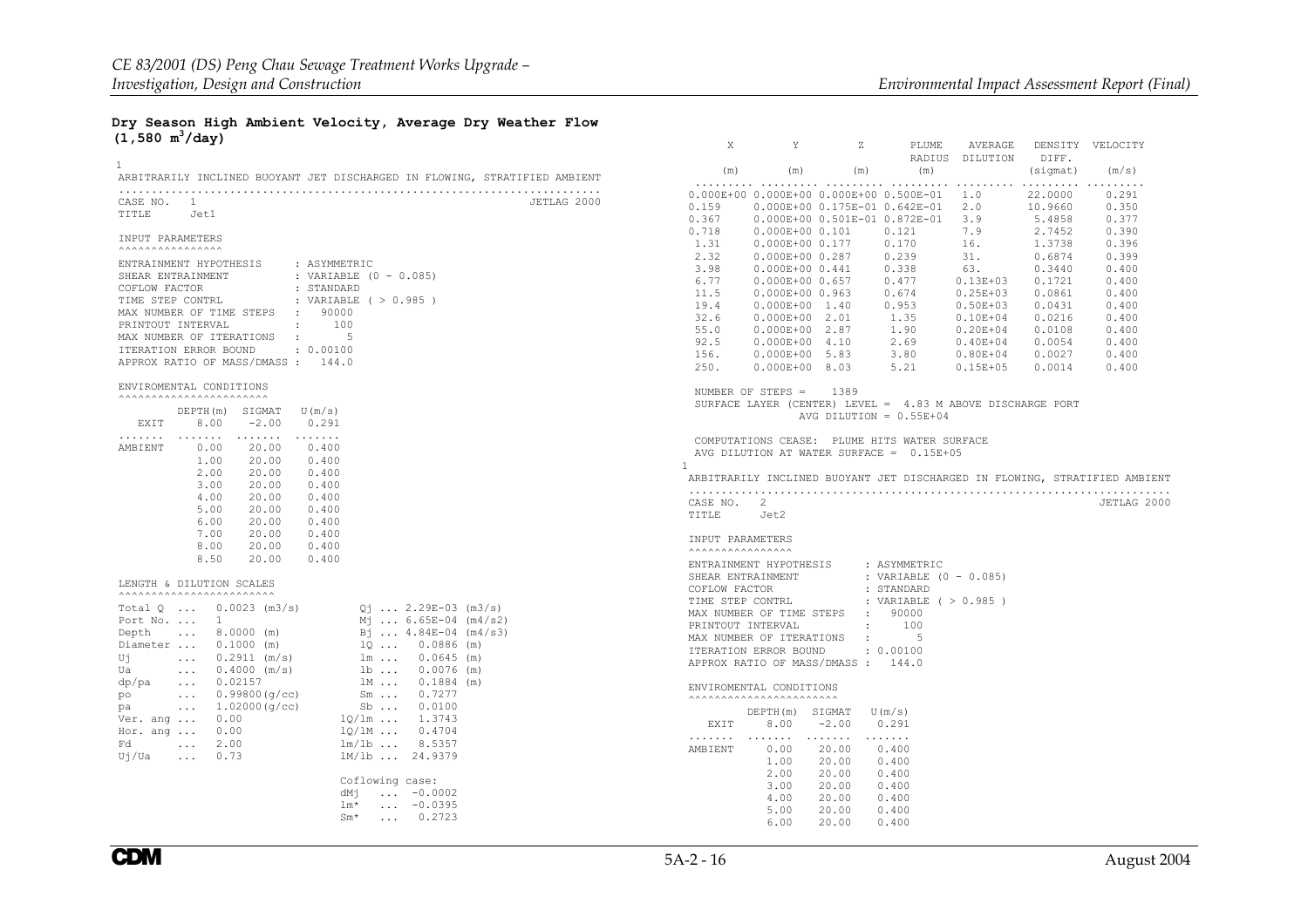**Dry Season High Ambient Velocity, Average Dry Weather Flow ($1,580\ m^3/day$)**

```
1
 ARBITRARILY INCLINED BUOYANT JET DISCHARGED IN FLOWING, STRATIFIED AMBIENT
 .........................................................................
 CASE NO.   1                                                  JETLAG 2000
 TITLE      Jet1

 INPUT PARAMETERS
 ^^^^^^^^^^^^^^^^
 ENTRAINMENT HYPOTHESIS       : ASYMMETRIC
 SHEAR ENTRAINMENT            : VARIABLE (0 - 0.085)
 COFLOW FACTOR                : STANDARD
 TIME STEP CONTRL             : VARIABLE ( > 0.985 )
 MAX NUMBER OF TIME STEPS  :    90000
 PRINTOUT INTERVAL         :      100
 MAX NUMBER OF ITERATIONS  :        5
 ITERATION ERROR BOUND        : 0.00100
 APPROX RATIO OF MASS/DMASS :   144.0

 ENVIROMENTAL CONDITIONS
 ^^^^^^^^^^^^^^^^^^^^^^^
          DEPTH(m)  SIGMAT   U(m/s)
   EXIT     8.00    -2.00    0.291
 .......  .......  .......  .......
 AMBIENT    0.00    20.00    0.400
            1.00    20.00    0.400
            2.00    20.00    0.400
            3.00    20.00    0.400
            4.00    20.00    0.400
            5.00    20.00    0.400
            6.00    20.00    0.400
            7.00    20.00    0.400
            8.00    20.00    0.400
            8.50    20.00    0.400

 LENGTH & DILUTION SCALES
 ^^^^^^^^^^^^^^^^^^^^^^^^
 Total Q  ...   0.0023 (m3/s)        Qj ... 2.29E-03 (m3/s)
 Port No. ...   1                    Mj ... 6.65E-04 (m4/s2)
 Depth    ...   8.0000 (m)           Bj ... 4.84E-04 (m4/s3)
 Diameter ...   0.1000 (m)           lQ ...   0.0886 (m)
 Uj       ...   0.2911 (m/s)         lm ...   0.0645 (m)
 Ua       ...   0.4000 (m/s)         lb ...   0.0076 (m)
 dp/pa    ...   0.02157              lM ...   0.1884 (m)
 po       ...   0.99800(g/cc)        Sm ...   0.7277
 pa       ...   1.02000(g/cc)        Sb ...   0.0100
 Ver. ang ...   0.00               lQ/lm ...   1.3743
 Hor. ang ...   0.00               lQ/lM ...   0.4704
 Fd       ...   2.00               lm/lb ...   8.5357
 Uj/Ua    ...   0.73               lM/lb ...  24.9379

                                   Coflowing case:
                                   dMj   ...  -0.0002
                                   lm*   ...  -0.0395
                                   Sm*   ...   0.2723

     X          Y          Z       PLUME    AVERAGE   DENSITY  VELOCITY
                                   RADIUS   DILUTION   DIFF.
    (m)        (m)        (m)       (m)              (sigmat)   (m/s)
 ......... ......... ......... ......... ......... ......... .........
 0.000E+00 0.000E+00 0.000E+00 0.500E-01   1.0      22.0000    0.291
 0.159     0.000E+00 0.175E-01 0.642E-01   2.0      10.9660    0.350
 0.367     0.000E+00 0.501E-01 0.872E-01   3.9       5.4858    0.377
 0.718     0.000E+00 0.101     0.121       7.9       2.7452    0.390
  1.31     0.000E+00 0.177     0.170      16.        1.3738    0.396
  2.32     0.000E+00 0.287     0.239      31.        0.6874    0.399
  3.98     0.000E+00 0.441     0.338      63.        0.3440    0.400
  6.77     0.000E+00 0.657     0.477     0.13E+03    0.1721    0.400
  11.5     0.000E+00 0.963     0.674     0.25E+03    0.0861    0.400
  19.4     0.000E+00  1.40     0.953     0.50E+03    0.0431    0.400
  32.6     0.000E+00  2.01      1.35     0.10E+04    0.0216    0.400
  55.0     0.000E+00  2.87      1.90     0.20E+04    0.0108    0.400
  92.5     0.000E+00  4.10      2.69     0.40E+04    0.0054    0.400
  156.     0.000E+00  5.83      3.80     0.80E+04    0.0027    0.400
  250.     0.000E+00  8.03      5.21     0.15E+05    0.0014    0.400

  NUMBER OF STEPS =     1389
  SURFACE LAYER (CENTER) LEVEL =  4.83 M ABOVE DISCHARGE PORT
                  AVG DILUTION = 0.55E+04

  COMPUTATIONS CEASE:  PLUME HITS WATER SURFACE
  AVG DILUTION AT WATER SURFACE =  0.15E+05
1
 ARBITRARILY INCLINED BUOYANT JET DISCHARGED IN FLOWING, STRATIFIED AMBIENT
 .........................................................................
 CASE NO.   2                                                  JETLAG 2000
 TITLE      Jet2

 INPUT PARAMETERS
 ^^^^^^^^^^^^^^^^
 ENTRAINMENT HYPOTHESIS       : ASYMMETRIC
 SHEAR ENTRAINMENT            : VARIABLE (0 - 0.085)
 COFLOW FACTOR                : STANDARD
 TIME STEP CONTRL             : VARIABLE ( > 0.985 )
 MAX NUMBER OF TIME STEPS  :    90000
 PRINTOUT INTERVAL         :      100
 MAX NUMBER OF ITERATIONS  :        5
 ITERATION ERROR BOUND        : 0.00100
 APPROX RATIO OF MASS/DMASS :   144.0

 ENVIROMENTAL CONDITIONS
 ^^^^^^^^^^^^^^^^^^^^^^^
          DEPTH(m)  SIGMAT   U(m/s)
   EXIT     8.00    -2.00    0.291
 .......  .......  .......  .......
 AMBIENT    0.00    20.00    0.400
            1.00    20.00    0.400
            2.00    20.00    0.400
            3.00    20.00    0.400
            4.00    20.00    0.400
            5.00    20.00    0.400
            6.00    20.00    0.400
```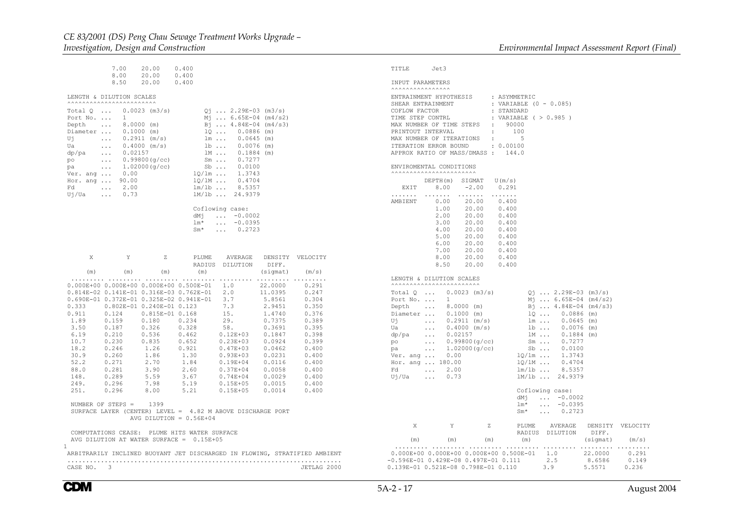```
           7.00     20.00     0.400
           8.00     20.00     0.400
           8.50     20.00     0.400

 LENGTH & DILUTION SCALES
 ^^^^^^^^^^^^^^^^^^^^^^^^

 Total Q  ...   0.0023 (m3/s)          Qj ... 2.29E-03 (m3/s)
 Port No. ...   1                      Mj ... 6.65E-04 (m4/s2)
 Depth    ...   8.0000 (m)             Bj ... 4.84E-04 (m4/s3)
 Diameter ...   0.1000 (m)             lQ ...    0.0886 (m)
 Uj       ...   0.2911 (m/s)           lm ...    0.0645 (m)
 Ua       ...   0.4000 (m/s)           lb ...    0.0076 (m)
 dp/pa    ...   0.02157                lM ...    0.1884 (m)
 po       ...   0.99800(g/cc)          Sm ...    0.7277
 pa       ...   1.02000(g/cc)          Sb ...    0.0100
 Ver. ang ...   0.00                lQ/lm ...    1.3743
 Hor. ang ...  90.00                lQ/lM ...    0.4704
 Fd       ...   2.00                lm/lb ...    8.5357
 Uj/Ua    ...   0.73                lM/lb ...   24.9379

                                    Coflowing case:
                                    dMj   ...  -0.0002
                                    lm*   ...  -0.0395
                                    Sm*   ...   0.2723


      X          Y          Z        PLUME    AVERAGE    DENSITY  VELOCITY
                                     RADIUS   DILUTION   DIFF.
     (m)        (m)        (m)        (m)                (sigmat)   (m/s)
 ......... ......... ......... ......... ......... ......... .........
 0.000E+00 0.000E+00 0.000E+00 0.500E-01   1.0       22.0000    0.291
 0.814E-02 0.141E-01 0.316E-03 0.762E-01   2.0       11.0395    0.247
 0.690E-01 0.372E-01 0.325E-02 0.941E-01   3.7        5.8561    0.304
 0.333     0.802E-01 0.240E-01 0.123       7.3        2.9451    0.350
 0.911     0.124     0.815E-01 0.168      15.         1.4740    0.376
  1.89     0.159     0.180     0.234      29.         0.7375    0.389
  3.50     0.187     0.326     0.328      58.         0.3691    0.395
  6.19     0.210     0.536     0.462     0.12E+03     0.1847    0.398
  10.7     0.230     0.835     0.652     0.23E+03     0.0924    0.399
  18.2     0.246      1.26     0.921     0.47E+03     0.0462    0.400
  30.9     0.260      1.86      1.30     0.93E+03     0.0231    0.400
  52.2     0.271      2.70      1.84     0.19E+04     0.0116    0.400
  88.0     0.281      3.90      2.60     0.37E+04     0.0058    0.400
  148.     0.289      5.59      3.67     0.74E+04     0.0029    0.400
  249.     0.296      7.98      5.19     0.15E+05     0.0015    0.400
  251.     0.296      8.00      5.21     0.15E+05     0.0014    0.400

 NUMBER OF STEPS =    1399
 SURFACE LAYER (CENTER) LEVEL =  4.82 M ABOVE DISCHARGE PORT
               AVG DILUTION = 0.56E+04

 COMPUTATIONS CEASE:  PLUME HITS WATER SURFACE
 AVG DILUTION AT WATER SURFACE =  0.15E+05
1
 ARBITRARILY INCLINED BUOYANT JET DISCHARGED IN FLOWING, STRATIFIED AMBIENT
 .........................................................................
 CASE NO.   3                                                  JETLAG 2000

 TITLE      Jet3

 INPUT PARAMETERS
 ^^^^^^^^^^^^^^^^

 ENTRAINMENT HYPOTHESIS      : ASYMMETRIC
 SHEAR ENTRAINMENT           : VARIABLE (0 - 0.085)
 COFLOW FACTOR               : STANDARD
 TIME STEP CONTRL            : VARIABLE ( > 0.985 )
 MAX NUMBER OF TIME STEPS  :   90000
 PRINTOUT INTERVAL         :     100
 MAX NUMBER OF ITERATIONS  :       5
 ITERATION ERROR BOUND       : 0.00100
 APPROX RATIO OF MASS/DMASS :   144.0

 ENVIROMENTAL CONDITIONS
 ^^^^^^^^^^^^^^^^^^^^^^^

           DEPTH(m)  SIGMAT   U(m/s)
   EXIT      8.00    -2.00    0.291
 .......  .......  .......  .......
 AMBIENT     0.00    20.00    0.400
             1.00    20.00    0.400
             2.00    20.00    0.400
             3.00    20.00    0.400
             4.00    20.00    0.400
             5.00    20.00    0.400
             6.00    20.00    0.400
             7.00    20.00    0.400
             8.00    20.00    0.400
             8.50    20.00    0.400

 LENGTH & DILUTION SCALES
 ^^^^^^^^^^^^^^^^^^^^^^^^

 Total Q  ...   0.0023 (m3/s)          Qj ... 2.29E-03 (m3/s)
 Port No. ...   1                      Mj ... 6.65E-04 (m4/s2)
 Depth    ...   8.0000 (m)             Bj ... 4.84E-04 (m4/s3)
 Diameter ...   0.1000 (m)             lQ ...    0.0886 (m)
 Uj       ...   0.2911 (m/s)           lm ...    0.0645 (m)
 Ua       ...   0.4000 (m/s)           lb ...    0.0076 (m)
 dp/pa    ...   0.02157                lM ...    0.1884 (m)
 po       ...   0.99800(g/cc)          Sm ...    0.7277
 pa       ...   1.02000(g/cc)          Sb ...    0.0100
 Ver. ang ...   0.00                lQ/lm ...    1.3743
 Hor. ang ... 180.00                lQ/lM ...    0.4704
 Fd       ...   2.00                lm/lb ...    8.5357
 Uj/Ua    ...   0.73                lM/lb ...   24.9379

                                    Coflowing case:
                                    dMj   ...  -0.0002
                                    lm*   ...  -0.0395
                                    Sm*   ...   0.2723

      X          Y          Z        PLUME    AVERAGE    DENSITY  VELOCITY
                                     RADIUS   DILUTION   DIFF.
     (m)        (m)        (m)        (m)                (sigmat)   (m/s)
 ......... ......... ......... ......... ......... ......... .........
 0.000E+00 0.000E+00 0.000E+00 0.500E-01   1.0       22.0000    0.291
-0.596E-01 0.429E-08 0.497E-01 0.111       2.5        8.6586    0.149
 0.139E-01 0.521E-08 0.798E-01 0.110       3.9        5.5571    0.236
```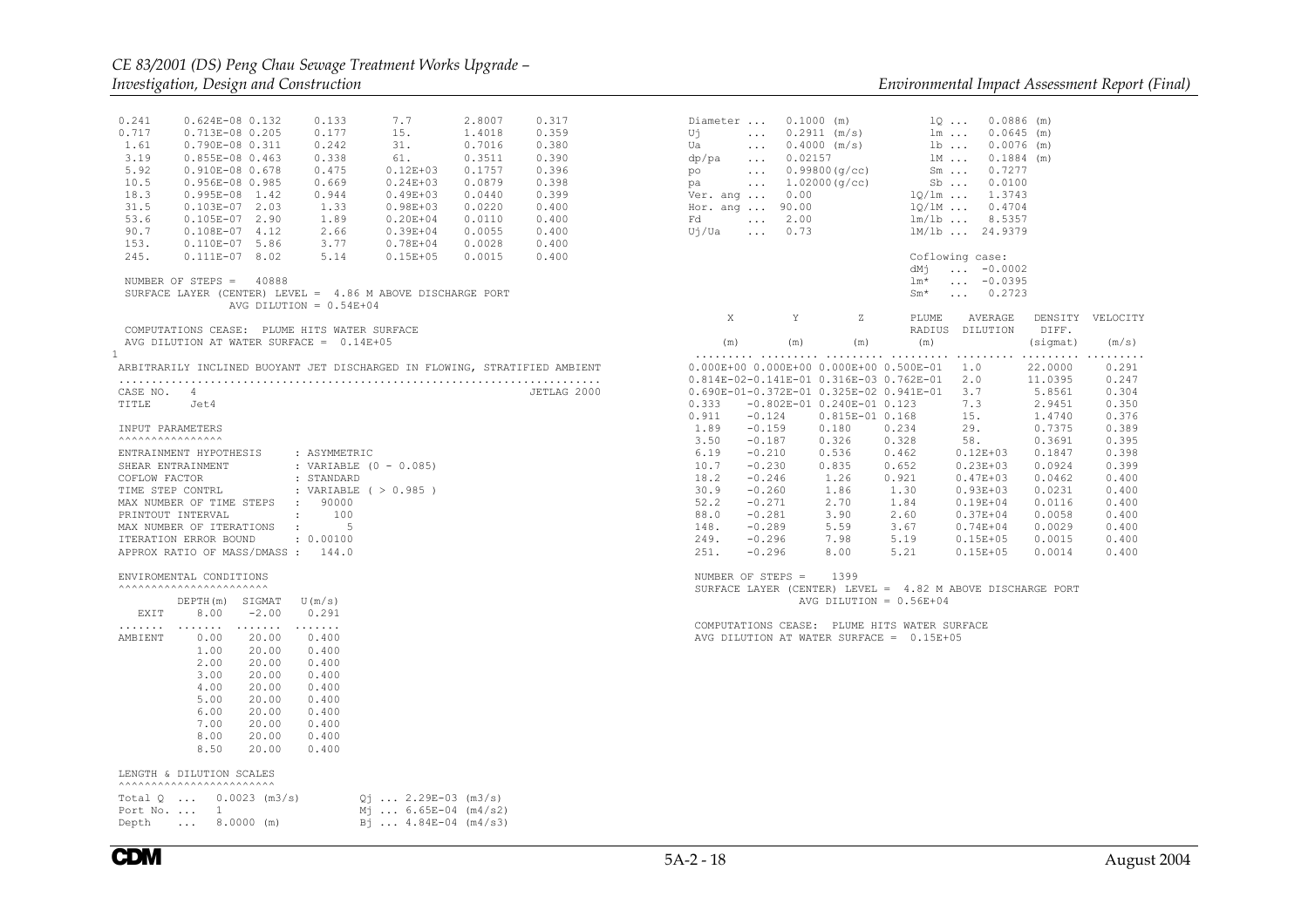```
0.241    0.624E-08 0.132    0.133      7.7        2.8007     0.317
0.717    0.713E-08 0.205    0.177     15.         1.4018     0.359
 1.61    0.790E-08 0.311    0.242     31.         0.7016     0.380
 3.19    0.855E-08 0.463    0.338     61.         0.3511     0.390
 5.92    0.910E-08 0.678    0.475    0.12E+03     0.1757     0.396
10.5     0.956E-08 0.985    0.669    0.24E+03     0.0879     0.398
18.3     0.995E-08 1.42     0.944    0.49E+03     0.0440     0.399
31.5     0.103E-07 2.03     1.33     0.98E+03     0.0220     0.400
53.6     0.105E-07 2.90     1.89     0.20E+04     0.0110     0.400
90.7     0.108E-07 4.12     2.66     0.39E+04     0.0055     0.400
153.     0.110E-07 5.86     3.77     0.78E+04     0.0028     0.400
245.     0.111E-07 8.02     5.14     0.15E+05     0.0015     0.400

 NUMBER OF STEPS =   40888
 SURFACE LAYER (CENTER) LEVEL =  4.86 M ABOVE DISCHARGE PORT
               AVG DILUTION = 0.54E+04

 COMPUTATIONS CEASE:  PLUME HITS WATER SURFACE
 AVG DILUTION AT WATER SURFACE =  0.14E+05
1
 ARBITRARILY INCLINED BUOYANT JET DISCHARGED IN FLOWING, STRATIFIED AMBIENT
 ...........................................................................
 CASE NO.   4                                                   JETLAG 2000
 TITLE      Jet4

 INPUT PARAMETERS
 ^^^^^^^^^^^^^^^^
 ENTRAINMENT HYPOTHESIS     : ASYMMETRIC
 SHEAR ENTRAINMENT          : VARIABLE (0 - 0.085)
 COFLOW FACTOR              : STANDARD
 TIME STEP CONTRL           : VARIABLE ( > 0.985 )
 MAX NUMBER OF TIME STEPS   :    90000
 PRINTOUT INTERVAL          :      100
 MAX NUMBER OF ITERATIONS   :        5
 ITERATION ERROR BOUND      : 0.00100
 APPROX RATIO OF MASS/DMASS :    144.0

 ENVIROMENTAL CONDITIONS
 ^^^^^^^^^^^^^^^^^^^^^^^
          DEPTH(m)  SIGMAT   U(m/s)
   EXIT     8.00    -2.00    0.291
 .......  .......  .......  .......
 AMBIENT    0.00    20.00    0.400
            1.00    20.00    0.400
            2.00    20.00    0.400
            3.00    20.00    0.400
            4.00    20.00    0.400
            5.00    20.00    0.400
            6.00    20.00    0.400
            7.00    20.00    0.400
            8.00    20.00    0.400
            8.50    20.00    0.400

 LENGTH & DILUTION SCALES
 ^^^^^^^^^^^^^^^^^^^^^^^^
 Total Q  ...   0.0023 (m3/s)        Qj ... 2.29E-03 (m3/s)
 Port No. ...   1                    Mj ... 6.65E-04 (m4/s2)
 Depth    ...   8.0000 (m)           Bj ... 4.84E-04 (m4/s3)

 Diameter ...   0.1000 (m)          lQ ...   0.0886 (m)
 Uj       ...   0.2911 (m/s)        lm ...   0.0645 (m)
 Ua       ...   0.4000 (m/s)        lb ...   0.0076 (m)
 dp/pa    ...   0.02157             lM ...   0.1884 (m)
 po       ...   0.99800(g/cc)       Sm ...   0.7277
 pa       ...   1.02000(g/cc)       Sb ...   0.0100
 Ver. ang ...   0.00                lQ/lm ...   1.3743
 Hor. ang ...  90.00                lQ/lM ...   0.4704
 Fd       ...   2.00                lm/lb ...   8.5357
 Uj/Ua    ...   0.73                lM/lb ...  24.9379

                                    Coflowing case:
                                    dMj   ...  -0.0002
                                    lm*   ...  -0.0395
                                    Sm*   ...   0.2723

     X         Y         Z        PLUME    AVERAGE    DENSITY  VELOCITY
                                  RADIUS   DILUTION    DIFF.
    (m)       (m)       (m)        (m)                (sigmat)   (m/s)
 ......... ......... ......... ......... ......... ......... .........
 0.000E+00 0.000E+00 0.000E+00 0.500E-01    1.0     22.0000     0.291
 0.814E-02-0.141E-01 0.316E-03 0.762E-01    2.0     11.0395     0.247
 0.690E-01-0.372E-01 0.325E-02 0.941E-01    3.7      5.8561     0.304
 0.333    -0.802E-01 0.240E-01 0.123        7.3      2.9451     0.350
 0.911    -0.124     0.815E-01 0.168       15.       1.4740     0.376
  1.89    -0.159     0.180     0.234       29.       0.7375     0.389
  3.50    -0.187     0.326     0.328       58.       0.3691     0.395
  6.19    -0.210     0.536     0.462      0.12E+03   0.1847     0.398
 10.7     -0.230     0.835     0.652      0.23E+03   0.0924     0.399
 18.2     -0.246     1.26      0.921      0.47E+03   0.0462     0.400
 30.9     -0.260     1.86      1.30       0.93E+03   0.0231     0.400
 52.2     -0.271     2.70      1.84       0.19E+04   0.0116     0.400
 88.0     -0.281     3.90      2.60       0.37E+04   0.0058     0.400
 148.     -0.289     5.59      3.67       0.74E+04   0.0029     0.400
 249.     -0.296     7.98      5.19       0.15E+05   0.0015     0.400
 251.     -0.296     8.00      5.21       0.15E+05   0.0014     0.400

 NUMBER OF STEPS =    1399
 SURFACE LAYER (CENTER) LEVEL =  4.82 M ABOVE DISCHARGE PORT
               AVG DILUTION = 0.56E+04

 COMPUTATIONS CEASE:  PLUME HITS WATER SURFACE
 AVG DILUTION AT WATER SURFACE =  0.15E+05
```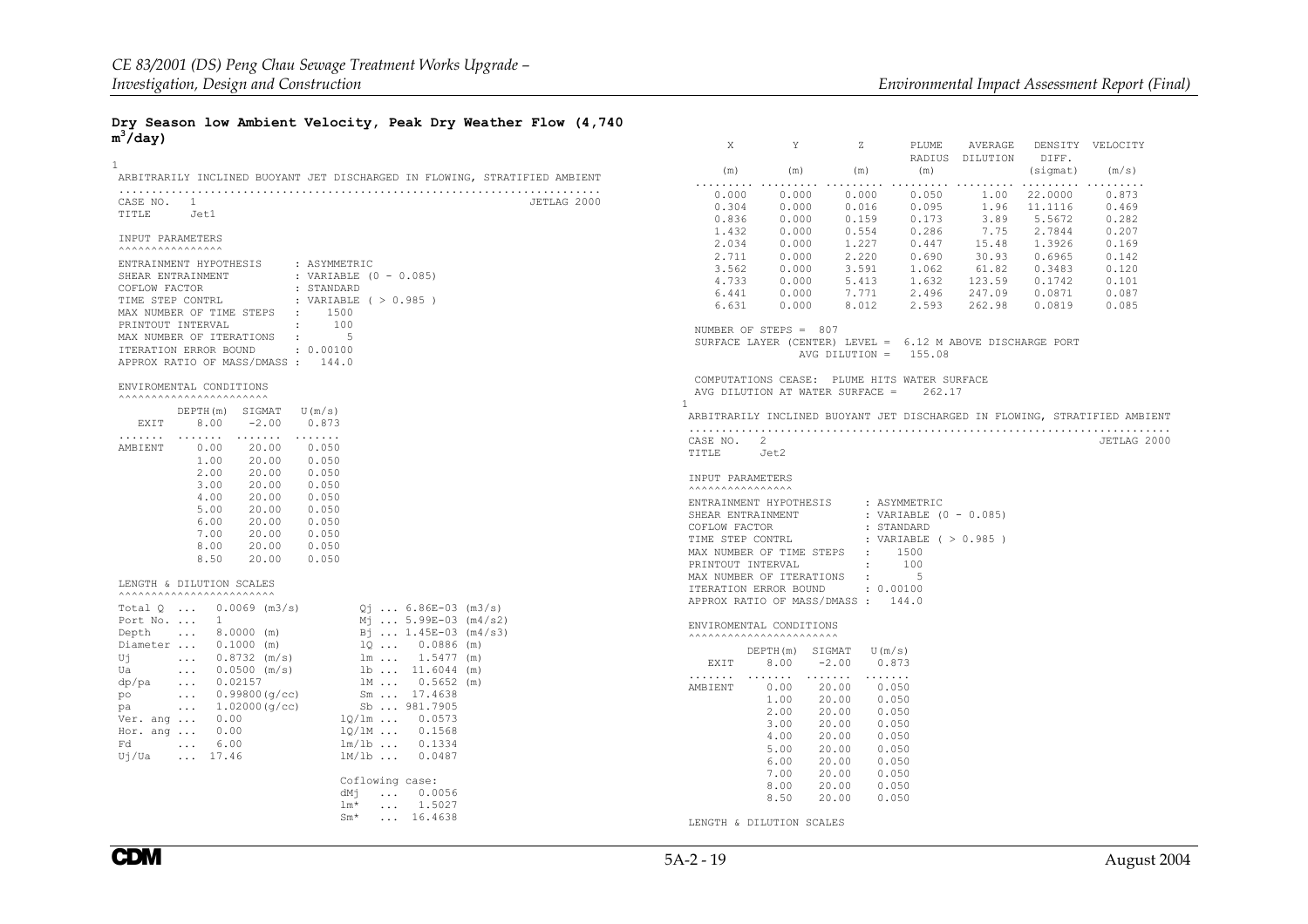**Dry Season low Ambient Velocity, Peak Dry Weather Flow (4,740 $m^3$/day)**

```
1
 ARBITRARILY INCLINED BUOYANT JET DISCHARGED IN FLOWING, STRATIFIED AMBIENT
 ..........................................................................
 CASE NO.  1                                                    JETLAG 2000
 TITLE     Jet1

 INPUT PARAMETERS
 ^^^^^^^^^^^^^^^^
 ENTRAINMENT HYPOTHESIS      : ASYMMETRIC
 SHEAR ENTRAINMENT           : VARIABLE (0 - 0.085)
 COFLOW FACTOR               : STANDARD
 TIME STEP CONTRL            : VARIABLE ( > 0.985 )
 MAX NUMBER OF TIME STEPS  :     1500
 PRINTOUT INTERVAL         :      100
 MAX NUMBER OF ITERATIONS  :        5
 ITERATION ERROR BOUND       : 0.00100
 APPROX RATIO OF MASS/DMASS :   144.0

 ENVIROMENTAL CONDITIONS
 ^^^^^^^^^^^^^^^^^^^^^^^
          DEPTH(m)  SIGMAT   U(m/s)
   EXIT     8.00    -2.00    0.873
 .......  .......  .......  .......
 AMBIENT    0.00    20.00    0.050
            1.00    20.00    0.050
            2.00    20.00    0.050
            3.00    20.00    0.050
            4.00    20.00    0.050
            5.00    20.00    0.050
            6.00    20.00    0.050
            7.00    20.00    0.050
            8.00    20.00    0.050
            8.50    20.00    0.050

 LENGTH & DILUTION SCALES
 ^^^^^^^^^^^^^^^^^^^^^^^^
 Total Q  ...   0.0069 (m3/s)        Qj ... 6.86E-03 (m3/s)
 Port No. ...   1                    Mj ... 5.99E-03 (m4/s2)
 Depth    ...   8.0000 (m)           Bj ... 1.45E-03 (m4/s3)
 Diameter ...   0.1000 (m)           lQ ...   0.0886 (m)
 Uj       ...   0.8732 (m/s)         lm ...   1.5477 (m)
 Ua       ...   0.0500 (m/s)         lb ...  11.6044 (m)
 dp/pa    ...   0.02157              lM ...   0.5652 (m)
 po       ...   0.99800(g/cc)        Sm ...  17.4638
 pa       ...   1.02000(g/cc)        Sb ... 981.7905
 Ver. ang ...   0.00               lQ/lm ...   0.0573
 Hor. ang ...   0.00               lQ/lM ...   0.1568
 Fd       ...   6.00               lm/lb ...   0.1334
 Uj/Ua    ...  17.46               lM/lb ...   0.0487

                                   Coflowing case:
                                   dMj   ...   0.0056
                                   lm*   ...   1.5027
                                   Sm*   ...  16.4638

     X         Y         Z       PLUME    AVERAGE   DENSITY  VELOCITY
                                 RADIUS   DILUTION   DIFF.
    (m)       (m)       (m)       (m)               (sigmat)   (m/s)
 ......... ......... ......... ......... ......... ......... .........
    0.000     0.000     0.000     0.050      1.00   22.0000     0.873
    0.304     0.000     0.016     0.095      1.96   11.1116     0.469
    0.836     0.000     0.159     0.173      3.89    5.5672     0.282
    1.432     0.000     0.554     0.286      7.75    2.7844     0.207
    2.034     0.000     1.227     0.447     15.48    1.3926     0.169
    2.711     0.000     2.220     0.690     30.93    0.6965     0.142
    3.562     0.000     3.591     1.062     61.82    0.3483     0.120
    4.733     0.000     5.413     1.632    123.59    0.1742     0.101
    6.441     0.000     7.771     2.496    247.09    0.0871     0.087
    6.631     0.000     8.012     2.593    262.98    0.0819     0.085

 NUMBER OF STEPS =  807
 SURFACE LAYER (CENTER) LEVEL =   6.12 M ABOVE DISCHARGE PORT
                 AVG DILUTION =   155.08

 COMPUTATIONS CEASE:  PLUME HITS WATER SURFACE
 AVG DILUTION AT WATER SURFACE =     262.17
1
 ARBITRARILY INCLINED BUOYANT JET DISCHARGED IN FLOWING, STRATIFIED AMBIENT
 ..........................................................................
 CASE NO.  2                                                    JETLAG 2000
 TITLE     Jet2

 INPUT PARAMETERS
 ^^^^^^^^^^^^^^^^
 ENTRAINMENT HYPOTHESIS      : ASYMMETRIC
 SHEAR ENTRAINMENT           : VARIABLE (0 - 0.085)
 COFLOW FACTOR               : STANDARD
 TIME STEP CONTRL            : VARIABLE ( > 0.985 )
 MAX NUMBER OF TIME STEPS  :     1500
 PRINTOUT INTERVAL         :      100
 MAX NUMBER OF ITERATIONS  :        5
 ITERATION ERROR BOUND       : 0.00100
 APPROX RATIO OF MASS/DMASS :   144.0

 ENVIROMENTAL CONDITIONS
 ^^^^^^^^^^^^^^^^^^^^^^^
          DEPTH(m)  SIGMAT   U(m/s)
   EXIT     8.00    -2.00    0.873
 .......  .......  .......  .......
 AMBIENT    0.00    20.00    0.050
            1.00    20.00    0.050
            2.00    20.00    0.050
            3.00    20.00    0.050
            4.00    20.00    0.050
            5.00    20.00    0.050
            6.00    20.00    0.050
            7.00    20.00    0.050
            8.00    20.00    0.050
            8.50    20.00    0.050

 LENGTH & DILUTION SCALES
```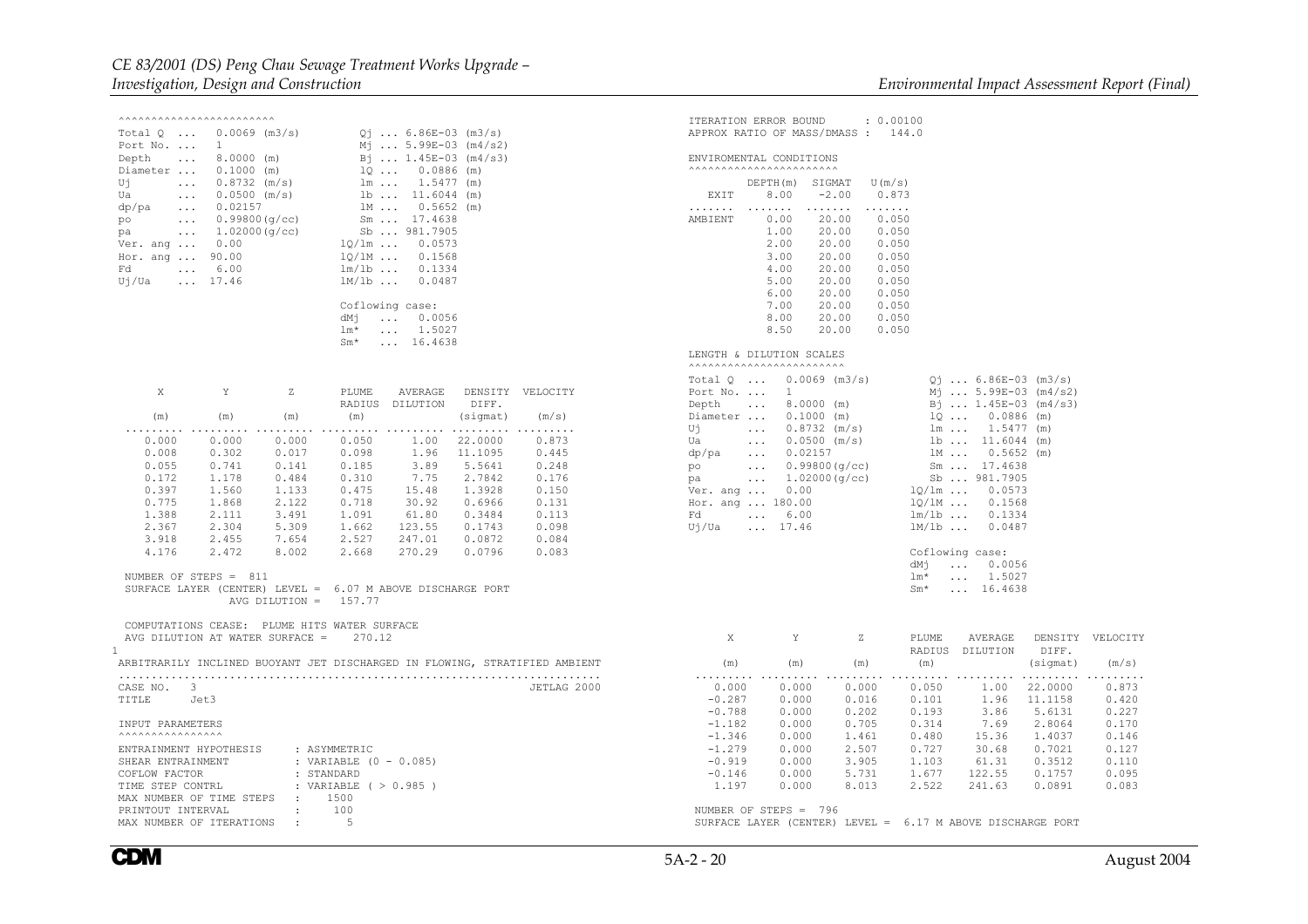```
^^^^^^^^^^^^^^^^^^^^^^^^
Total Q  ...  0.0069 (m3/s)        Qj ... 6.86E-03 (m3/s)
Port No. ...  1                    Mj ... 5.99E-03 (m4/s2)
Depth    ...  8.0000 (m)           Bj ... 1.45E-03 (m4/s3)
Diameter ...  0.1000 (m)           lQ ...   0.0886 (m)
Uj       ...  0.8732 (m/s)         lm ...   1.5477 (m)
Ua       ...  0.0500 (m/s)         lb ...  11.6044 (m)
dp/pa    ...  0.02157              lM ...   0.5652 (m)
po       ...  0.99800(g/cc)        Sm ...  17.4638
pa       ...  1.02000(g/cc)        Sb ... 981.7905
Ver. ang ...  0.00                lQ/lm ...   0.0573
Hor. ang ...  90.00               lQ/lM ...   0.1568
Fd       ...  6.00                lm/lb ...   0.1334
Uj/Ua    ...  17.46               lM/lb ...   0.0487

                                  Coflowing case:
                                  dMj  ...  0.0056
                                  lm*  ...  1.5027
                                  Sm*  ... 16.4638
```

| X | Y | Z | PLUME RADIUS | AVERAGE DILUTION | DENSITY DIFF. | VELOCITY |
|---|---|---|---|---|---|---|
| (m) | (m) | (m) | (m) | | (sigmat) | (m/s) |
| 0.000 | 0.000 | 0.000 | 0.050 | 1.00 | 22.0000 | 0.873 |
| 0.008 | 0.302 | 0.017 | 0.098 | 1.96 | 11.1095 | 0.445 |
| 0.055 | 0.741 | 0.141 | 0.185 | 3.89 | 5.5641 | 0.248 |
| 0.172 | 1.178 | 0.484 | 0.310 | 7.75 | 2.7842 | 0.176 |
| 0.397 | 1.560 | 1.133 | 0.475 | 15.48 | 1.3928 | 0.150 |
| 0.775 | 1.868 | 2.122 | 0.718 | 30.92 | 0.6966 | 0.131 |
| 1.388 | 2.111 | 3.491 | 1.091 | 61.80 | 0.3484 | 0.113 |
| 2.367 | 2.304 | 5.309 | 1.662 | 123.55 | 0.1743 | 0.098 |
| 3.918 | 2.455 | 7.654 | 2.527 | 247.01 | 0.0872 | 0.084 |
| 4.176 | 2.472 | 8.002 | 2.668 | 270.29 | 0.0796 | 0.083 |

```
 NUMBER OF STEPS =  811
 SURFACE LAYER (CENTER) LEVEL =  6.07 M ABOVE DISCHARGE PORT
              AVG DILUTION =   157.77

 COMPUTATIONS CEASE:  PLUME HITS WATER SURFACE
 AVG DILUTION AT WATER SURFACE =    270.12
1
 ARBITRARILY INCLINED BUOYANT JET DISCHARGED IN FLOWING, STRATIFIED AMBIENT
 .........................................................................
 CASE NO.  3                                                    JETLAG 2000
 TITLE     Jet3

 INPUT PARAMETERS
 ^^^^^^^^^^^^^^^^
 ENTRAINMENT HYPOTHESIS      : ASYMMETRIC
 SHEAR ENTRAINMENT           : VARIABLE (0 - 0.085)
 COFLOW FACTOR               : STANDARD
 TIME STEP CONTRL            : VARIABLE ( > 0.985 )
 MAX NUMBER OF TIME STEPS   :   1500
 PRINTOUT INTERVAL          :    100
 MAX NUMBER OF ITERATIONS   :      5
 ITERATION ERROR BOUND      : 0.00100
 APPROX RATIO OF MASS/DMASS :   144.0

 ENVIROMENTAL CONDITIONS
 ^^^^^^^^^^^^^^^^^^^^^^^
```

| | DEPTH(m) | SIGMAT | U(m/s) |
|---|---|---|---|
| EXIT | 8.00 | -2.00 | 0.873 |
| ....... | ....... | ....... | ....... |
| AMBIENT | 0.00 | 20.00 | 0.050 |
| | 1.00 | 20.00 | 0.050 |
| | 2.00 | 20.00 | 0.050 |
| | 3.00 | 20.00 | 0.050 |
| | 4.00 | 20.00 | 0.050 |
| | 5.00 | 20.00 | 0.050 |
| | 6.00 | 20.00 | 0.050 |
| | 7.00 | 20.00 | 0.050 |
| | 8.00 | 20.00 | 0.050 |
| | 8.50 | 20.00 | 0.050 |

```
 LENGTH & DILUTION SCALES
 ^^^^^^^^^^^^^^^^^^^^^^^^
Total Q  ...  0.0069 (m3/s)        Qj ... 6.86E-03 (m3/s)
Port No. ...  1                    Mj ... 5.99E-03 (m4/s2)
Depth    ...  8.0000 (m)           Bj ... 1.45E-03 (m4/s3)
Diameter ...  0.1000 (m)           lQ ...   0.0886 (m)
Uj       ...  0.8732 (m/s)         lm ...   1.5477 (m)
Ua       ...  0.0500 (m/s)         lb ...  11.6044 (m)
dp/pa    ...  0.02157              lM ...   0.5652 (m)
po       ...  0.99800(g/cc)        Sm ...  17.4638
pa       ...  1.02000(g/cc)        Sb ... 981.7905
Ver. ang ...  0.00                lQ/lm ...   0.0573
Hor. ang ...  180.00              lQ/lM ...   0.1568
Fd       ...  6.00                lm/lb ...   0.1334
Uj/Ua    ...  17.46               lM/lb ...   0.0487

                                  Coflowing case:
                                  dMj  ...  0.0056
                                  lm*  ...  1.5027
                                  Sm*  ... 16.4638
```

| X | Y | Z | PLUME RADIUS | AVERAGE DILUTION | DENSITY DIFF. | VELOCITY |
|---|---|---|---|---|---|---|
| (m) | (m) | (m) | (m) | | (sigmat) | (m/s) |
| 0.000 | 0.000 | 0.000 | 0.050 | 1.00 | 22.0000 | 0.873 |
| -0.287 | 0.000 | 0.016 | 0.101 | 1.96 | 11.1158 | 0.420 |
| -0.788 | 0.000 | 0.202 | 0.193 | 3.86 | 5.6131 | 0.227 |
| -1.182 | 0.000 | 0.705 | 0.314 | 7.69 | 2.8064 | 0.170 |
| -1.346 | 0.000 | 1.461 | 0.480 | 15.36 | 1.4037 | 0.146 |
| -1.279 | 0.000 | 2.507 | 0.727 | 30.68 | 0.7021 | 0.127 |
| -0.919 | 0.000 | 3.905 | 1.103 | 61.31 | 0.3512 | 0.110 |
| -0.146 | 0.000 | 5.731 | 1.677 | 122.55 | 0.1757 | 0.095 |
| 1.197 | 0.000 | 8.013 | 2.522 | 241.63 | 0.0891 | 0.083 |

```
 NUMBER OF STEPS =  796
 SURFACE LAYER (CENTER) LEVEL =  6.17 M ABOVE DISCHARGE PORT
```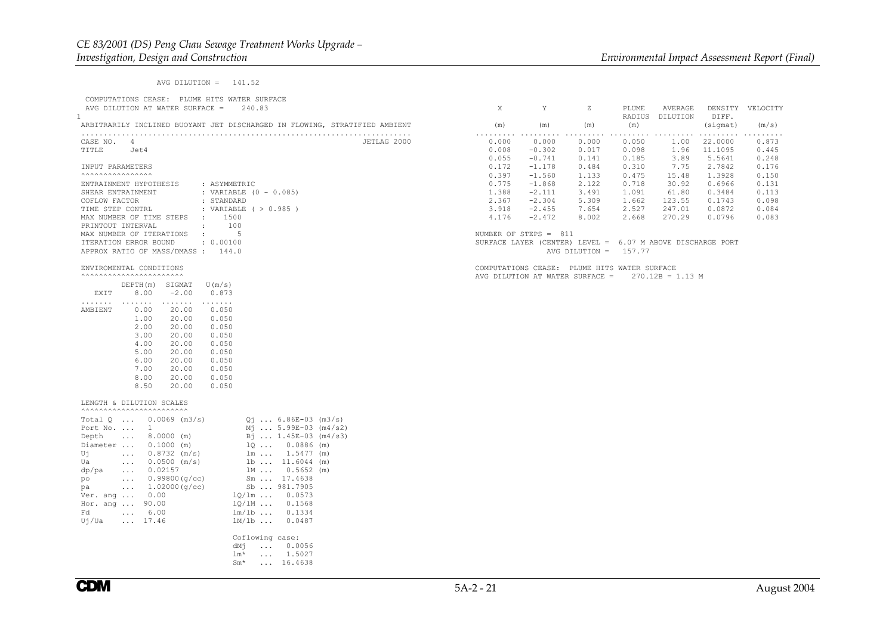```
                AVG DILUTION =   141.52

 COMPUTATIONS CEASE:  PLUME HITS WATER SURFACE
 AVG DILUTION AT WATER SURFACE =     240.83
1
 ARBITRARILY INCLINED BUOYANT JET DISCHARGED IN FLOWING, STRATIFIED AMBIENT
 ..........................................................................
 CASE NO.   4                                                     JETLAG 2000
 TITLE      Jet4

 INPUT PARAMETERS
 ^^^^^^^^^^^^^^^^
 ENTRAINMENT HYPOTHESIS     : ASYMMETRIC
 SHEAR ENTRAINMENT          : VARIABLE (0 - 0.085)
 COFLOW FACTOR              : STANDARD
 TIME STEP CONTRL           : VARIABLE ( > 0.985 )
 MAX NUMBER OF TIME STEPS   :    1500
 PRINTOUT INTERVAL          :     100
 MAX NUMBER OF ITERATIONS   :       5
 ITERATION ERROR BOUND      : 0.00100
 APPROX RATIO OF MASS/DMASS :   144.0

 ENVIROMENTAL CONDITIONS
 ^^^^^^^^^^^^^^^^^^^^^^^
         DEPTH(m)  SIGMAT   U(m/s)
   EXIT     8.00    -2.00    0.873
 .......  .......  .......  .......
 AMBIENT    0.00    20.00    0.050
            1.00    20.00    0.050
            2.00    20.00    0.050
            3.00    20.00    0.050
            4.00    20.00    0.050
            5.00    20.00    0.050
            6.00    20.00    0.050
            7.00    20.00    0.050
            8.00    20.00    0.050
            8.50    20.00    0.050

 LENGTH & DILUTION SCALES
 ^^^^^^^^^^^^^^^^^^^^^^^^
 Total Q  ...   0.0069 (m3/s)          Qj ... 6.86E-03 (m3/s)
 Port No. ...   1                      Mj ... 5.99E-03 (m4/s2)
 Depth    ...   8.0000 (m)             Bj ... 1.45E-03 (m4/s3)
 Diameter ...   0.1000 (m)             lQ ...   0.0886 (m)
 Uj       ...   0.8732 (m/s)           lm ...   1.5477 (m)
 Ua       ...   0.0500 (m/s)           lb ...  11.6044 (m)
 dp/pa    ...   0.02157                lM ...   0.5652 (m)
 po       ...   0.99800(g/cc)          Sm ...  17.4638
 pa       ...   1.02000(g/cc)          Sb ... 981.7905
 Ver. ang ...   0.00                 lQ/lm ...    0.0573
 Hor. ang ...  90.00                 lQ/lM ...    0.1568
 Fd       ...   6.00                 lm/lb ...    0.1334
 Uj/Ua    ...  17.46                 lM/lb ...    0.0487

                                     Coflowing case:
                                     dMj   ...   0.0056
                                     lm*   ...   1.5027
                                     Sm*   ...  16.4638
```

```
    X         Y         Z       PLUME    AVERAGE    DENSITY  VELOCITY
                                RADIUS   DILUTION    DIFF.
   (m)       (m)       (m)       (m)                (sigmat)   (m/s)
 .......   .......   .......   .......   .......   .......   .......
   0.000     0.000     0.000     0.050      1.00   22.0000     0.873
   0.008    -0.302     0.017     0.098      1.96   11.1095     0.445
   0.055    -0.741     0.141     0.185      3.89    5.5641     0.248
   0.172    -1.178     0.484     0.310      7.75    2.7842     0.176
   0.397    -1.560     1.133     0.475     15.48    1.3928     0.150
   0.775    -1.868     2.122     0.718     30.92    0.6966     0.131
   1.388    -2.111     3.491     1.091     61.80    0.3484     0.113
   2.367    -2.304     5.309     1.662    123.55    0.1743     0.098
   3.918    -2.455     7.654     2.527    247.01    0.0872     0.084
   4.176    -2.472     8.002     2.668    270.29    0.0796     0.083

 NUMBER OF STEPS =  811
 SURFACE LAYER (CENTER) LEVEL =  6.07 M ABOVE DISCHARGE PORT
                     AVG DILUTION =   157.77

 COMPUTATIONS CEASE:  PLUME HITS WATER SURFACE
 AVG DILUTION AT WATER SURFACE =     270.12B = 1.13 M
```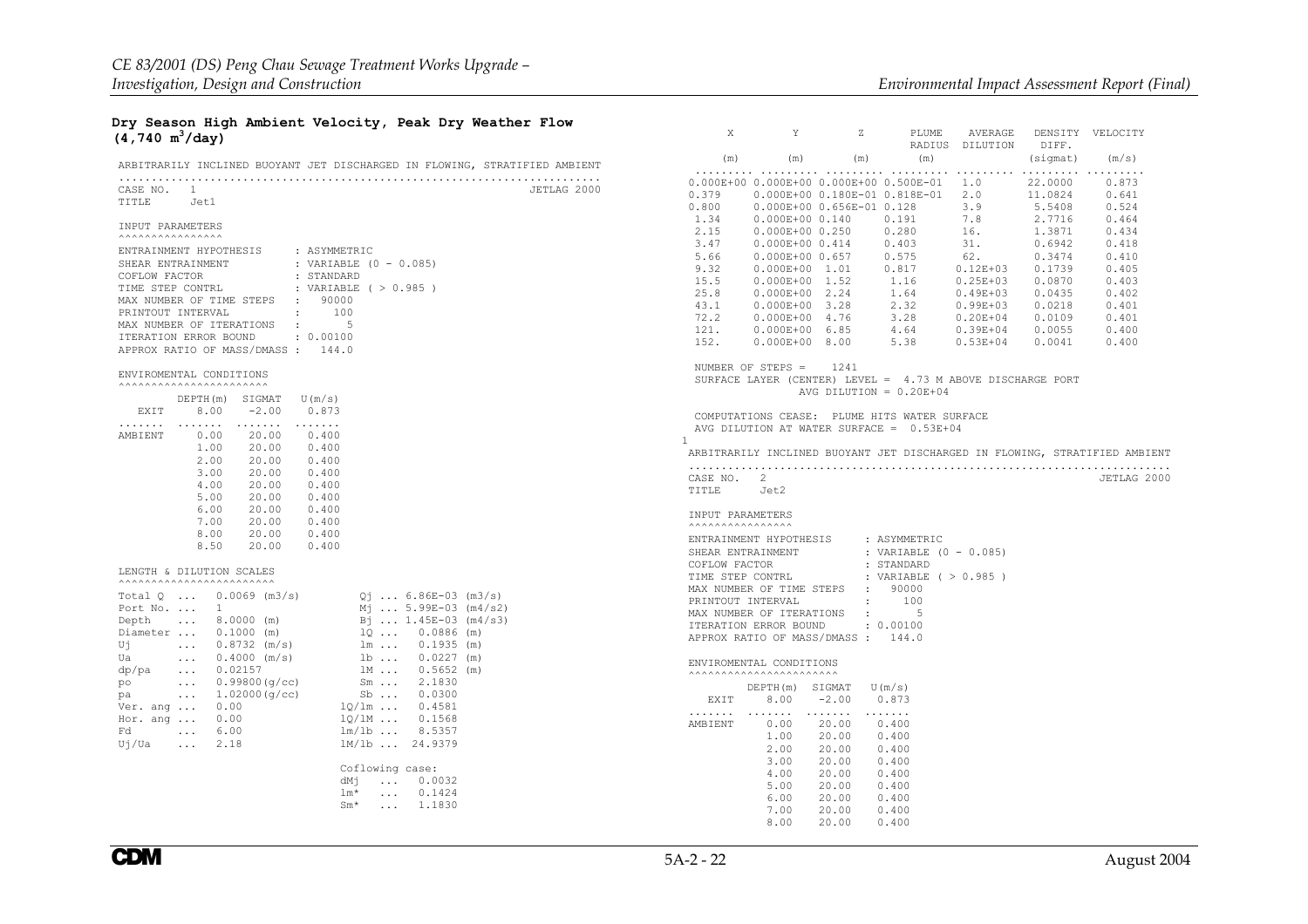**Dry Season High Ambient Velocity, Peak Dry Weather Flow ($4,740\ m^3/day$)**

```
ARBITRARILY INCLINED BUOYANT JET DISCHARGED IN FLOWING, STRATIFIED AMBIENT
.........................................................................
CASE NO.   1                                                  JETLAG 2000
TITLE      Jet1

INPUT PARAMETERS
^^^^^^^^^^^^^^^^
ENTRAINMENT HYPOTHESIS     : ASYMMETRIC
SHEAR ENTRAINMENT          : VARIABLE (0 - 0.085)
COFLOW FACTOR              : STANDARD
TIME STEP CONTRL           : VARIABLE ( > 0.985 )
MAX NUMBER OF TIME STEPS   :   90000
PRINTOUT INTERVAL          :     100
MAX NUMBER OF ITERATIONS   :       5
ITERATION ERROR BOUND      : 0.00100
APPROX RATIO OF MASS/DMASS :   144.0

ENVIROMENTAL CONDITIONS
^^^^^^^^^^^^^^^^^^^^^^^
          DEPTH(m)  SIGMAT   U(m/s)
   EXIT     8.00    -2.00    0.873
.......  .......  .......  .......
AMBIENT     0.00    20.00    0.400
            1.00    20.00    0.400
            2.00    20.00    0.400
            3.00    20.00    0.400
            4.00    20.00    0.400
            5.00    20.00    0.400
            6.00    20.00    0.400
            7.00    20.00    0.400
            8.00    20.00    0.400
            8.50    20.00    0.400

LENGTH & DILUTION SCALES
^^^^^^^^^^^^^^^^^^^^^^^^
Total Q  ...   0.0069 (m3/s)        Qj ... 6.86E-03 (m3/s)
Port No. ...   1                    Mj ... 5.99E-03 (m4/s2)
Depth    ...   8.0000 (m)           Bj ... 1.45E-03 (m4/s3)
Diameter ...   0.1000 (m)           lQ ...   0.0886 (m)
Uj       ...   0.8732 (m/s)         lm ...   0.1935 (m)
Ua       ...   0.4000 (m/s)         lb ...   0.0227 (m)
dp/pa    ...   0.02157              lM ...   0.5652 (m)
po       ...   0.99800(g/cc)        Sm ...   2.1830
pa       ...   1.02000(g/cc)        Sb ...   0.0300
Ver. ang ...   0.00              lQ/lm ...   0.4581
Hor. ang ...   0.00              lQ/lM ...   0.1568
Fd       ...   6.00              lm/lb ...   8.5357
Uj/Ua    ...   2.18              lM/lb ...  24.9379

                                 Coflowing case:
                                 dMj   ...   0.0032
                                 lm*   ...   0.1424
                                 Sm*   ...   1.1830
```

```
     X          Y          Z        PLUME    AVERAGE    DENSITY  VELOCITY
                                    RADIUS   DILUTION    DIFF.
    (m)        (m)        (m)        (m)                (sigmat)   (m/s)
 ......... ......... ......... ......... ......... ......... .........
0.000E+00 0.000E+00 0.000E+00 0.500E-01   1.0      22.0000    0.873
0.379     0.000E+00 0.180E-01 0.818E-01   2.0      11.0824    0.641
0.800     0.000E+00 0.656E-01 0.128       3.9       5.5408    0.524
 1.34     0.000E+00 0.140     0.191       7.8       2.7716    0.464
 2.15     0.000E+00 0.250     0.280      16.        1.3871    0.434
 3.47     0.000E+00 0.414     0.403      31.        0.6942    0.418
 5.66     0.000E+00 0.657     0.575      62.        0.3474    0.410
 9.32     0.000E+00  1.01     0.817     0.12E+03    0.1739    0.405
 15.5     0.000E+00  1.52      1.16     0.25E+03    0.0870    0.403
 25.8     0.000E+00  2.24      1.64     0.49E+03    0.0435    0.402
 43.1     0.000E+00  3.28      2.32     0.99E+03    0.0218    0.401
 72.2     0.000E+00  4.76      3.28     0.20E+04    0.0109    0.401
 121.     0.000E+00  6.85      4.64     0.39E+04    0.0055    0.400
 152.     0.000E+00  8.00      5.38     0.53E+04    0.0041    0.400

 NUMBER OF STEPS =    1241
 SURFACE LAYER (CENTER) LEVEL =  4.73 M ABOVE DISCHARGE PORT
                 AVG DILUTION = 0.20E+04

 COMPUTATIONS CEASE:  PLUME HITS WATER SURFACE
 AVG DILUTION AT WATER SURFACE =  0.53E+04
1
ARBITRARILY INCLINED BUOYANT JET DISCHARGED IN FLOWING, STRATIFIED AMBIENT
.........................................................................
CASE NO.   2                                                  JETLAG 2000
TITLE      Jet2

INPUT PARAMETERS
^^^^^^^^^^^^^^^^
ENTRAINMENT HYPOTHESIS     : ASYMMETRIC
SHEAR ENTRAINMENT          : VARIABLE (0 - 0.085)
COFLOW FACTOR              : STANDARD
TIME STEP CONTRL           : VARIABLE ( > 0.985 )
MAX NUMBER OF TIME STEPS   :   90000
PRINTOUT INTERVAL          :     100
MAX NUMBER OF ITERATIONS   :       5
ITERATION ERROR BOUND      : 0.00100
APPROX RATIO OF MASS/DMASS :   144.0

ENVIROMENTAL CONDITIONS
^^^^^^^^^^^^^^^^^^^^^^^
          DEPTH(m)  SIGMAT   U(m/s)
   EXIT     8.00    -2.00    0.873
.......  .......  .......  .......
AMBIENT     0.00    20.00    0.400
            1.00    20.00    0.400
            2.00    20.00    0.400
            3.00    20.00    0.400
            4.00    20.00    0.400
            5.00    20.00    0.400
            6.00    20.00    0.400
            7.00    20.00    0.400
            8.00    20.00    0.400
```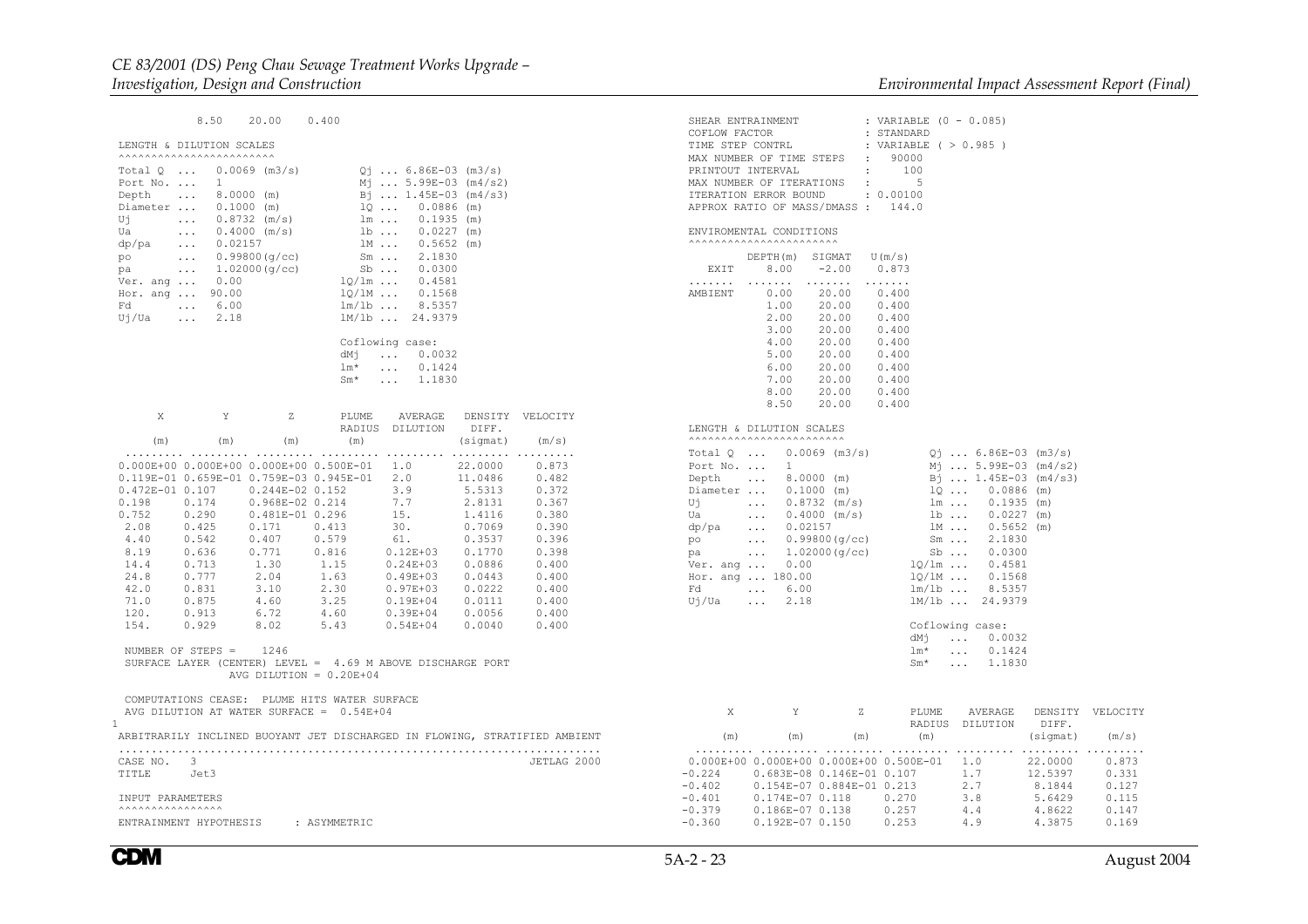```
        8.50    20.00    0.400

 LENGTH & DILUTION SCALES
 ^^^^^^^^^^^^^^^^^^^^^^^^
 Total Q  ...   0.0069 (m3/s)         Qj ... 6.86E-03 (m3/s)
 Port No. ...   1                     Mj ... 5.99E-03 (m4/s2)
 Depth    ...   8.0000 (m)            Bj ... 1.45E-03 (m4/s3)
 Diameter ...   0.1000 (m)            lQ ...   0.0886 (m)
 Uj       ...   0.8732 (m/s)          lm ...   0.1935 (m)
 Ua       ...   0.4000 (m/s)          lb ...   0.0227 (m)
 dp/pa    ...   0.02157               lM ...   0.5652 (m)
 po       ...   0.99800(g/cc)         Sm ...   2.1830
 pa       ...   1.02000(g/cc)         Sb ...   0.0300
 Ver. ang ...   0.00               lQ/lm ...   0.4581
 Hor. ang ...  90.00               lQ/lM ...   0.1568
 Fd       ...   6.00               lm/lb ...   8.5357
 Uj/Ua    ...   2.18               lM/lb ...  24.9379

                                   Coflowing case:
                                   dMj   ...   0.0032
                                   lm*   ...   0.1424
                                   Sm*   ...   1.1830


     X         Y         Z       PLUME    AVERAGE   DENSITY  VELOCITY
                                 RADIUS   DILUTION   DIFF.
    (m)       (m)       (m)       (m)               (sigmat)   (m/s)
 ......... ......... ......... ......... ......... ......... .........
 0.000E+00 0.000E+00 0.000E+00 0.500E-01    1.0     22.0000    0.873
 0.119E-01 0.659E-01 0.759E-03 0.945E-01    2.0     11.0486    0.482
 0.472E-01 0.107     0.244E-02 0.152        3.9      5.5313    0.372
 0.198     0.174     0.968E-02 0.214        7.7      2.8131    0.367
 0.752     0.290     0.481E-01 0.296       15.       1.4116    0.380
  2.08     0.425     0.171     0.413       30.       0.7069    0.390
  4.40     0.542     0.407     0.579       61.       0.3537    0.396
  8.19     0.636     0.771     0.816     0.12E+03    0.1770    0.398
 14.4      0.713     1.30      1.15      0.24E+03    0.0886    0.400
 24.8      0.777     2.04      1.63      0.49E+03    0.0443    0.400
 42.0      0.831     3.10      2.30      0.97E+03    0.0222    0.400
 71.0      0.875     4.60      3.25      0.19E+04    0.0111    0.400
 120.      0.913     6.72      4.60      0.39E+04    0.0056    0.400
 154.      0.929     8.02      5.43      0.54E+04    0.0040    0.400

 NUMBER OF STEPS =    1246
 SURFACE LAYER (CENTER) LEVEL =  4.69 M ABOVE DISCHARGE PORT
               AVG DILUTION = 0.20E+04

 COMPUTATIONS CEASE:  PLUME HITS WATER SURFACE
 AVG DILUTION AT WATER SURFACE =  0.54E+04
1
 ARBITRARILY INCLINED BUOYANT JET DISCHARGED IN FLOWING, STRATIFIED AMBIENT
 .........................................................................
 CASE NO.   3                                                  JETLAG 2000
 TITLE      Jet3

 INPUT PARAMETERS
 ^^^^^^^^^^^^^^^^
 ENTRAINMENT HYPOTHESIS     : ASYMMETRIC
 SHEAR ENTRAINMENT          : VARIABLE (0 - 0.085)
 COFLOW FACTOR              : STANDARD
 TIME STEP CONTRL           : VARIABLE ( > 0.985 )
 MAX NUMBER OF TIME STEPS   :   90000
 PRINTOUT INTERVAL          :     100
 MAX NUMBER OF ITERATIONS   :       5
 ITERATION ERROR BOUND      : 0.00100
 APPROX RATIO OF MASS/DMASS :   144.0

 ENVIROMENTAL CONDITIONS
 ^^^^^^^^^^^^^^^^^^^^^^^
           DEPTH(m)  SIGMAT   U(m/s)
   EXIT      8.00    -2.00    0.873
 .......   .......  .......  .......
 AMBIENT     0.00    20.00    0.400
             1.00    20.00    0.400
             2.00    20.00    0.400
             3.00    20.00    0.400
             4.00    20.00    0.400
             5.00    20.00    0.400
             6.00    20.00    0.400
             7.00    20.00    0.400
             8.00    20.00    0.400
             8.50    20.00    0.400

 LENGTH & DILUTION SCALES
 ^^^^^^^^^^^^^^^^^^^^^^^^
 Total Q  ...   0.0069 (m3/s)         Qj ... 6.86E-03 (m3/s)
 Port No. ...   1                     Mj ... 5.99E-03 (m4/s2)
 Depth    ...   8.0000 (m)            Bj ... 1.45E-03 (m4/s3)
 Diameter ...   0.1000 (m)            lQ ...   0.0886 (m)
 Uj       ...   0.8732 (m/s)          lm ...   0.1935 (m)
 Ua       ...   0.4000 (m/s)          lb ...   0.0227 (m)
 dp/pa    ...   0.02157               lM ...   0.5652 (m)
 po       ...   0.99800(g/cc)         Sm ...   2.1830
 pa       ...   1.02000(g/cc)         Sb ...   0.0300
 Ver. ang ...   0.00               lQ/lm ...   0.4581
 Hor. ang ... 180.00               lQ/lM ...   0.1568
 Fd       ...   6.00               lm/lb ...   8.5357
 Uj/Ua    ...   2.18               lM/lb ...  24.9379

                                   Coflowing case:
                                   dMj   ...   0.0032
                                   lm*   ...   0.1424
                                   Sm*   ...   1.1830


     X         Y         Z       PLUME    AVERAGE   DENSITY  VELOCITY
                                 RADIUS   DILUTION   DIFF.
    (m)       (m)       (m)       (m)               (sigmat)   (m/s)
 ......... ......... ......... ......... ......... ......... .........
 0.000E+00 0.000E+00 0.000E+00 0.500E-01    1.0     22.0000    0.873
 -0.224    0.683E-08 0.146E-01 0.107        1.7     12.5397    0.331
 -0.402    0.154E-07 0.884E-01 0.213        2.7      8.1844    0.127
 -0.401    0.174E-07 0.118     0.270        3.8      5.6429    0.115
 -0.379    0.186E-07 0.138     0.257        4.4      4.8622    0.147
 -0.360    0.192E-07 0.150     0.253        4.9      4.3875    0.169
```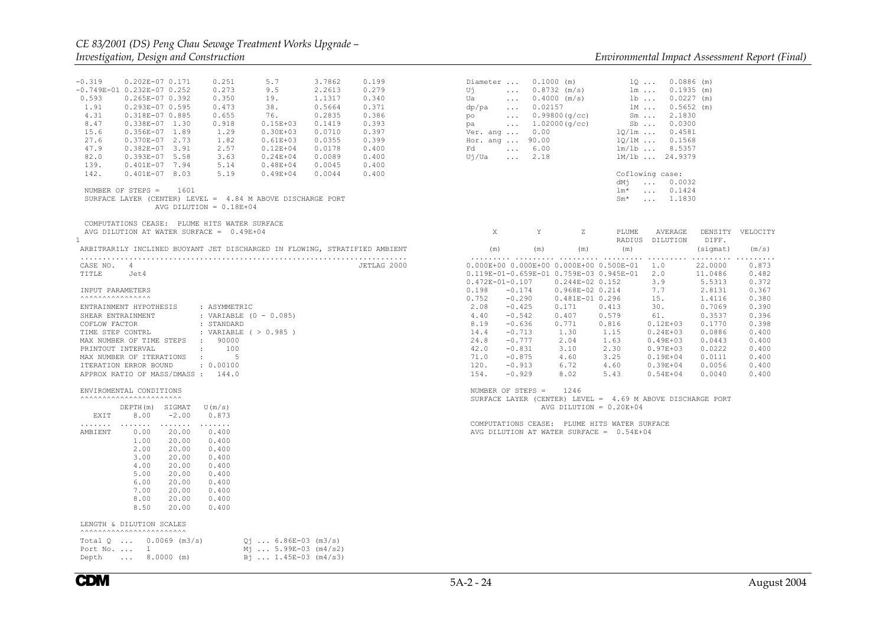```
-0.319    0.202E-07 0.171    0.251     5.7       3.7862     0.199
-0.749E-01 0.232E-07 0.252   0.273     9.5       2.2613     0.279
 0.593    0.265E-07 0.392    0.350     19.       1.1317     0.340
 1.91     0.293E-07 0.595    0.473     38.       0.5664     0.371
 4.31     0.318E-07 0.885    0.655     76.       0.2835     0.386
 8.47     0.338E-07  1.30    0.918    0.15E+03   0.1419     0.393
 15.6     0.356E-07  1.89     1.29    0.30E+03   0.0710     0.397
 27.6     0.370E-07  2.73     1.82    0.61E+03   0.0355     0.399
 47.9     0.382E-07  3.91     2.57    0.12E+04   0.0178     0.400
 82.0     0.393E-07  5.58     3.63    0.24E+04   0.0089     0.400
 139.     0.401E-07  7.94     5.14    0.48E+04   0.0045     0.400
 142.     0.401E-07  8.03     5.19    0.49E+04   0.0044     0.400

 NUMBER OF STEPS =    1601
 SURFACE LAYER (CENTER) LEVEL =  4.84 M ABOVE DISCHARGE PORT
              AVG DILUTION = 0.18E+04

 COMPUTATIONS CEASE:  PLUME HITS WATER SURFACE
 AVG DILUTION AT WATER SURFACE =  0.49E+04
1
 ARBITRARILY INCLINED BUOYANT JET DISCHARGED IN FLOWING, STRATIFIED AMBIENT
 ..........................................................................
 CASE NO.   4                                                  JETLAG 2000
 TITLE      Jet4

 INPUT PARAMETERS
 ^^^^^^^^^^^^^^^^
 ENTRAINMENT HYPOTHESIS      : ASYMMETRIC
 SHEAR ENTRAINMENT           : VARIABLE (0 - 0.085)
 COFLOW FACTOR               : STANDARD
 TIME STEP CONTRL            : VARIABLE ( > 0.985 )
 MAX NUMBER OF TIME STEPS   :    90000
 PRINTOUT INTERVAL          :     100
 MAX NUMBER OF ITERATIONS   :       5
 ITERATION ERROR BOUND       : 0.00100
 APPROX RATIO OF MASS/DMASS :   144.0

 ENVIROMENTAL CONDITIONS
 ^^^^^^^^^^^^^^^^^^^^^^^
          DEPTH(m)  SIGMAT   U(m/s)
   EXIT     8.00    -2.00    0.873
 .......  .......  .......  .......
 AMBIENT    0.00    20.00    0.400
            1.00    20.00    0.400
            2.00    20.00    0.400
            3.00    20.00    0.400
            4.00    20.00    0.400
            5.00    20.00    0.400
            6.00    20.00    0.400
            7.00    20.00    0.400
            8.00    20.00    0.400
            8.50    20.00    0.400

 LENGTH & DILUTION SCALES
 ^^^^^^^^^^^^^^^^^^^^^^^^
 Total Q  ...   0.0069 (m3/s)        Qj ... 6.86E-03 (m3/s)
 Port No. ...   1                    Mj ... 5.99E-03 (m4/s2)
 Depth    ...   8.0000 (m)           Bj ... 1.45E-03 (m4/s3)

 Diameter ...   0.1000 (m)            lQ ...   0.0886 (m)
 Uj       ...   0.8732 (m/s)          lm ...   0.1935 (m)
 Ua       ...   0.4000 (m/s)          lb ...   0.0227 (m)
 dp/pa    ...   0.02157               lM ...   0.5652 (m)
 po       ...   0.99800(g/cc)         Sm ...   2.1830
 pa       ...   1.02000(g/cc)         Sb ...   0.0300
 Ver. ang ...   0.00                lQ/lm ...  0.4581
 Hor. ang ...  90.00                lQ/lM ...  0.1568
 Fd       ...   6.00                lm/lb ...  8.5357
 Uj/Ua    ...   2.18                lM/lb ... 24.9379

                                    Coflowing case:
                                      dMj  ...  0.0032
                                      lm*  ...  0.1424
                                      Sm*  ...  1.1830

     X         Y         Z       PLUME    AVERAGE    DENSITY  VELOCITY
                                 RADIUS   DILUTION    DIFF.
    (m)       (m)       (m)       (m)                (sigmat)   (m/s)
 ......... ......... ......... ......... ......... ......... .........
 0.000E+00 0.000E+00 0.000E+00 0.500E-01    1.0      22.0000    0.873
 0.119E-01-0.659E-01 0.759E-03 0.945E-01    2.0      11.0486    0.482
 0.472E-01-0.107     0.244E-02 0.152        3.9       5.5313    0.372
 0.198    -0.174     0.968E-02 0.214        7.7       2.8131    0.367
 0.752    -0.290     0.481E-01 0.296        15.       1.4116    0.380
  2.08    -0.425     0.171     0.413        30.       0.7069    0.390
  4.40    -0.542     0.407     0.579        61.       0.3537    0.396
  8.19    -0.636     0.771     0.816      0.12E+03    0.1770    0.398
  14.4    -0.713      1.30      1.15      0.24E+03    0.0886    0.400
  24.8    -0.777      2.04      1.63      0.49E+03    0.0443    0.400
  42.0    -0.831      3.10      2.30      0.97E+03    0.0222    0.400
  71.0    -0.875      4.60      3.25      0.19E+04    0.0111    0.400
  120.    -0.913      6.72      4.60      0.39E+04    0.0056    0.400
  154.    -0.929      8.02      5.43      0.54E+04    0.0040    0.400

 NUMBER OF STEPS =    1246
 SURFACE LAYER (CENTER) LEVEL =  4.69 M ABOVE DISCHARGE PORT
              AVG DILUTION = 0.20E+04

 COMPUTATIONS CEASE:  PLUME HITS WATER SURFACE
 AVG DILUTION AT WATER SURFACE =  0.54E+04
```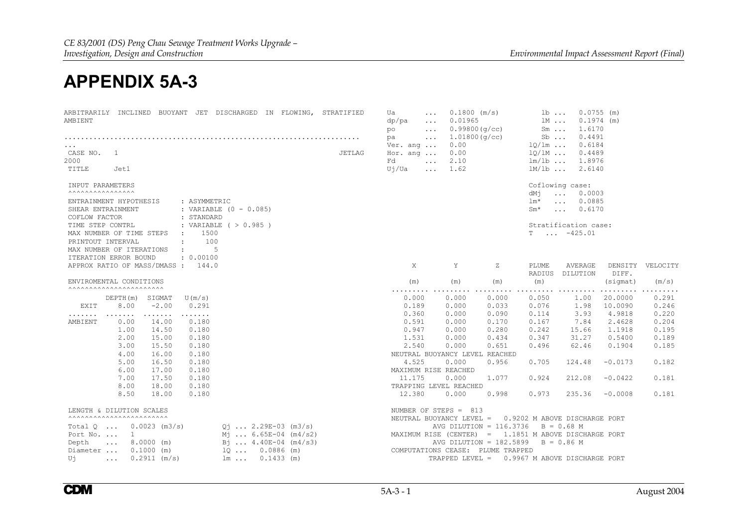# APPENDIX 5A-3

```
ARBITRARILY  INCLINED  BUOYANT  JET  DISCHARGED  IN  FLOWING,  STRATIFIED
AMBIENT

.....................................................................
...
CASE NO.   1                                                      JETLAG
2000
 TITLE      Jet1

 INPUT PARAMETERS
 ^^^^^^^^^^^^^^^^
 ENTRAINMENT HYPOTHESIS       : ASYMMETRIC
 SHEAR ENTRAINMENT            : VARIABLE (0 - 0.085)
 COFLOW FACTOR                : STANDARD
 TIME STEP CONTRL             : VARIABLE ( > 0.985 )
 MAX NUMBER OF TIME STEPS   :    1500
 PRINTOUT INTERVAL          :     100
 MAX NUMBER OF ITERATIONS   :       5
 ITERATION ERROR BOUND        : 0.00100
 APPROX RATIO OF MASS/DMASS :   144.0

 ENVIROMENTAL CONDITIONS
 ^^^^^^^^^^^^^^^^^^^^^^^

          DEPTH(m)  SIGMAT   U(m/s)
   EXIT     8.00    -2.00    0.291
 .......  .......  .......  .......
 AMBIENT    0.00    14.00    0.180
            1.00    14.50    0.180
            2.00    15.00    0.180
            3.00    15.50    0.180
            4.00    16.00    0.180
            5.00    16.50    0.180
            6.00    17.00    0.180
            7.00    17.50    0.180
            8.00    18.00    0.180
            8.50    18.00    0.180

 LENGTH & DILUTION SCALES
 ^^^^^^^^^^^^^^^^^^^^^^^^
 Total Q  ...   0.0023 (m3/s)          Qj ... 2.29E-03 (m3/s)
 Port No. ...   1                      Mj ... 6.65E-04 (m4/s2)
 Depth    ...   8.0000 (m)             Bj ... 4.40E-04 (m4/s3)
 Diameter ...   0.1000 (m)             lQ ...   0.0886 (m)
 Uj       ...   0.2911 (m/s)           lm ...   0.1433 (m)

 Ua       ...   0.1800 (m/s)           lb ...   0.0755 (m)
 dp/pa    ...   0.01965                lM ...   0.1974 (m)
 po       ...   0.99800(g/cc)          Sm ...   1.6170
 pa       ...   1.01800(g/cc)          Sb ...   0.4491
 Ver. ang ...   0.00                   lQ/lm ...   0.6184
 Hor. ang ...   0.00                   lQ/lM ...   0.4489
 Fd       ...   2.10                   lm/lb ...   1.8976
 Uj/Ua    ...   1.62                   lM/lb ...   2.6140

                                       Coflowing case:
                                       dMj   ...  0.0003
                                       lm*   ...  0.0885
                                       Sm*   ...  0.6170

                                       Stratification case:
                                       T   ...  -425.01

      X         Y         Z       PLUME    AVERAGE   DENSITY  VELOCITY
                                  RADIUS   DILUTION   DIFF.
     (m)       (m)       (m)       (m)               (sigmat)   (m/s)
 ......... ......... ......... ......... ......... ......... .........
    0.000     0.000     0.000     0.050      1.00   20.0000     0.291
    0.189     0.000     0.033     0.076      1.98   10.0090     0.246
    0.360     0.000     0.090     0.114      3.93    4.9818     0.220
    0.591     0.000     0.170     0.167      7.84    2.4628     0.204
    0.947     0.000     0.280     0.242     15.66    1.1918     0.195
    1.531     0.000     0.434     0.347     31.27    0.5400     0.189
    2.540     0.000     0.651     0.496     62.46    0.1904     0.185
 NEUTRAL BUOYANCY LEVEL REACHED
    4.525     0.000     0.956     0.705    124.48   -0.0173     0.182
 MAXIMUM RISE REACHED
   11.175     0.000     1.077     0.924    212.08   -0.0422     0.181
 TRAPPING LEVEL REACHED
   12.380     0.000     0.998     0.973    235.36   -0.0008     0.181

 NUMBER OF STEPS =  813
 NEUTRAL BUOYANCY LEVEL =   0.9202 M ABOVE DISCHARGE PORT
          AVG DILUTION = 116.3736   B = 0.68 M
 MAXIMUM RISE (CENTER)  =   1.1851 M ABOVE DISCHARGE PORT
          AVG DILUTION = 182.5899   B = 0.86 M
 COMPUTATIONS CEASE:  PLUME TRAPPED
          TRAPPED LEVEL =   0.9967 M ABOVE DISCHARGE PORT
```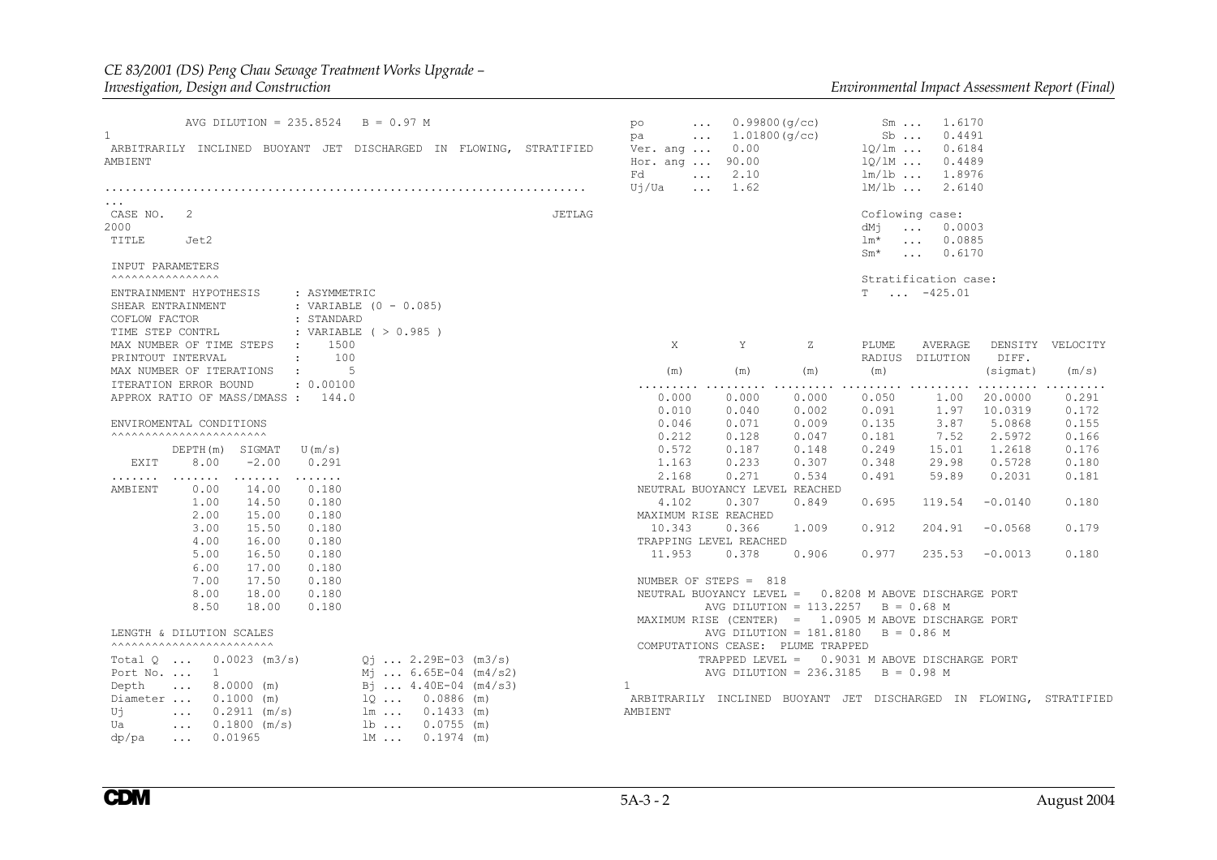```
          AVG DILUTION = 235.8524   B = 0.97 M
1
 ARBITRARILY  INCLINED  BUOYANT  JET  DISCHARGED  IN  FLOWING,  STRATIFIED
AMBIENT

.....................................................................
...
 CASE NO.   2                                                     JETLAG
2000
 TITLE      Jet2

 INPUT PARAMETERS
 ^^^^^^^^^^^^^^^^

 ENTRAINMENT HYPOTHESIS      : ASYMMETRIC
 SHEAR ENTRAINMENT           : VARIABLE (0 - 0.085)
 COFLOW FACTOR               : STANDARD
 TIME STEP CONTRL            : VARIABLE ( > 0.985 )
 MAX NUMBER OF TIME STEPS   :    1500
 PRINTOUT INTERVAL          :     100
 MAX NUMBER OF ITERATIONS   :       5
 ITERATION ERROR BOUND       : 0.00100
 APPROX RATIO OF MASS/DMASS :   144.0

 ENVIROMENTAL CONDITIONS
 ^^^^^^^^^^^^^^^^^^^^^^^

          DEPTH(m)  SIGMAT   U(m/s)
   EXIT     8.00    -2.00    0.291
 .......  .......  .......  .......
 AMBIENT    0.00    14.00    0.180
            1.00    14.50    0.180
            2.00    15.00    0.180
            3.00    15.50    0.180
            4.00    16.00    0.180
            5.00    16.50    0.180
            6.00    17.00    0.180
            7.00    17.50    0.180
            8.00    18.00    0.180
            8.50    18.00    0.180

 LENGTH & DILUTION SCALES
 ^^^^^^^^^^^^^^^^^^^^^^^^

 Total Q  ...   0.0023 (m3/s)         Qj ... 2.29E-03 (m3/s)
 Port No. ...   1                     Mj ... 6.65E-04 (m4/s2)
 Depth    ...   8.0000 (m)            Bj ... 4.40E-04 (m4/s3)
 Diameter ...   0.1000 (m)            lQ ...   0.0886 (m)
 Uj       ...   0.2911 (m/s)          lm ...   0.1433 (m)
 Ua       ...   0.1800 (m/s)          lb ...   0.0755 (m)
 dp/pa    ...   0.01965               lM ...   0.1974 (m)

 po       ...   0.99800(g/cc)         Sm ...   1.6170
 pa       ...   1.01800(g/cc)         Sb ...   0.4491
 Ver. ang ...   0.00                  lQ/lm ...  0.6184
 Hor. ang ...  90.00                  lQ/lM ...  0.4489
 Fd       ...   2.10                  lm/lb ...  1.8976
 Uj/Ua    ...   1.62                  lM/lb ...  2.6140

                                      Coflowing case:
                                      dMj   ...  0.0003
                                      lm*   ...  0.0885
                                      Sm*   ...  0.6170

                                      Stratification case:
                                      T  ...  -425.01

       X          Y          Z       PLUME    AVERAGE    DENSITY  VELOCITY
                                     RADIUS   DILUTION    DIFF.
      (m)        (m)        (m)       (m)                (sigmat)   (m/s)
 .........  .........  .........  .........  .........  .........  .........
     0.000      0.000      0.000     0.050       1.00    20.0000     0.291
     0.010      0.040      0.002     0.091       1.97    10.0319     0.172
     0.046      0.071      0.009     0.135       3.87     5.0868     0.155
     0.212      0.128      0.047     0.181       7.52     2.5972     0.166
     0.572      0.187      0.148     0.249      15.01     1.2618     0.176
     1.163      0.233      0.307     0.348      29.98     0.5728     0.180
     2.168      0.271      0.534     0.491      59.89     0.2031     0.181
   NEUTRAL BUOYANCY LEVEL REACHED
     4.102      0.307      0.849     0.695     119.54    -0.0140     0.180
   MAXIMUM RISE REACHED
    10.343      0.366      1.009     0.912     204.91    -0.0568     0.179
   TRAPPING LEVEL REACHED
    11.953      0.378      0.906     0.977     235.53    -0.0013     0.180

   NUMBER OF STEPS =  818
   NEUTRAL BUOYANCY LEVEL =   0.8208 M ABOVE DISCHARGE PORT
              AVG DILUTION = 113.2257   B = 0.68 M
   MAXIMUM RISE (CENTER)  =   1.0905 M ABOVE DISCHARGE PORT
              AVG DILUTION = 181.8180   B = 0.86 M
   COMPUTATIONS CEASE:  PLUME TRAPPED
            TRAPPED LEVEL =   0.9031 M ABOVE DISCHARGE PORT
              AVG DILUTION = 236.3185   B = 0.98 M
1
 ARBITRARILY  INCLINED  BUOYANT  JET  DISCHARGED  IN  FLOWING,  STRATIFIED
AMBIENT
```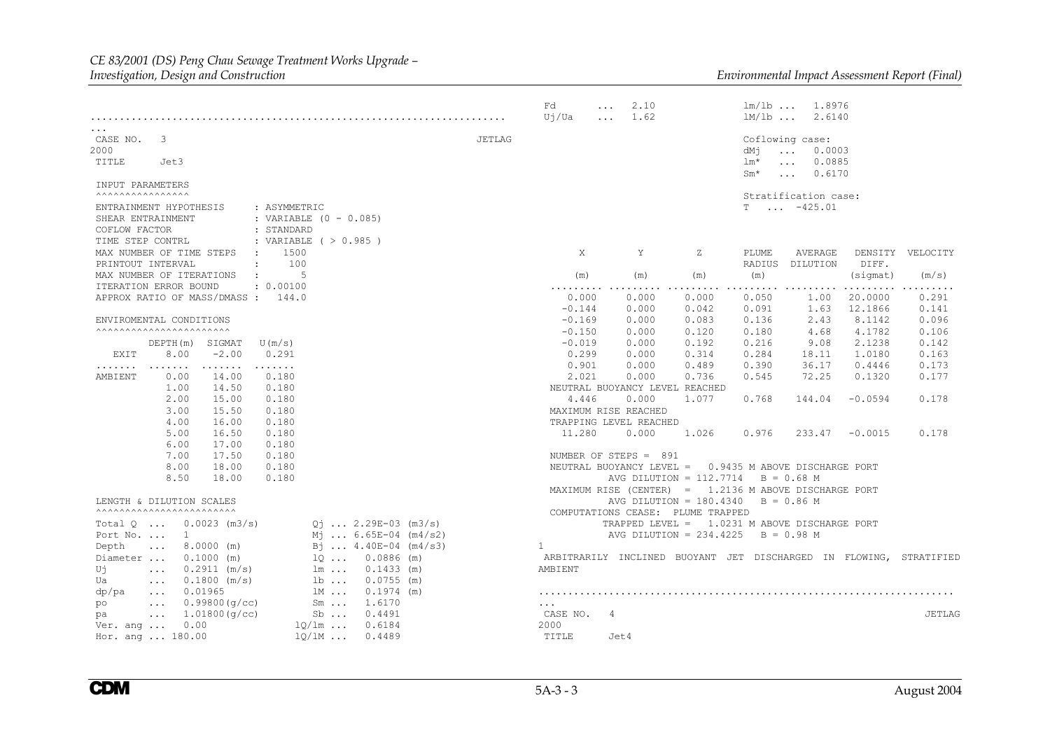```
........................................................................
...
 CASE NO.   3                                                    JETLAG
2000
 TITLE      Jet3

 INPUT PARAMETERS
 ^^^^^^^^^^^^^^^^
 ENTRAINMENT HYPOTHESIS     : ASYMMETRIC
 SHEAR ENTRAINMENT          : VARIABLE (0 - 0.085)
 COFLOW FACTOR              : STANDARD
 TIME STEP CONTRL           : VARIABLE ( > 0.985 )
 MAX NUMBER OF TIME STEPS   :    1500
 PRINTOUT INTERVAL          :     100
 MAX NUMBER OF ITERATIONS   :       5
 ITERATION ERROR BOUND      : 0.00100
 APPROX RATIO OF MASS/DMASS :   144.0

 ENVIROMENTAL CONDITIONS
 ^^^^^^^^^^^^^^^^^^^^^^^

          DEPTH(m)  SIGMAT   U(m/s)
   EXIT     8.00    -2.00    0.291
 .......  .......  .......  .......
 AMBIENT    0.00    14.00    0.180
            1.00    14.50    0.180
            2.00    15.00    0.180
            3.00    15.50    0.180
            4.00    16.00    0.180
            5.00    16.50    0.180
            6.00    17.00    0.180
            7.00    17.50    0.180
            8.00    18.00    0.180
            8.50    18.00    0.180

 LENGTH & DILUTION SCALES
 ^^^^^^^^^^^^^^^^^^^^^^^^
 Total Q  ...   0.0023 (m3/s)        Qj ... 2.29E-03 (m3/s)
 Port No. ...   1                    Mj ... 6.65E-04 (m4/s2)
 Depth    ...   8.0000 (m)           Bj ... 4.40E-04 (m4/s3)
 Diameter ...   0.1000 (m)           lQ ...   0.0886 (m)
 Uj       ...   0.2911 (m/s)         lm ...   0.1433 (m)
 Ua       ...   0.1800 (m/s)         lb ...   0.0755 (m)
 dp/pa    ...   0.01965              lM ...   0.1974 (m)
 po       ...   0.99800(g/cc)        Sm ...   1.6170
 pa       ...   1.01800(g/cc)        Sb ...   0.4491
 Ver. ang ...   0.00                 lQ/lm ...   0.6184
 Hor. ang ... 180.00                 lQ/lM ...   0.4489
 Fd       ...   2.10                 lm/lb ...   1.8976
 Uj/Ua    ...   1.62                 lM/lb ...   2.6140

                                     Coflowing case:
                                     dMj   ...   0.0003
                                     lm*   ...   0.0885
                                     Sm*   ...   0.6170

                                     Stratification case:
                                     T   ...  -425.01

      X          Y          Z       PLUME    AVERAGE   DENSITY  VELOCITY
                                    RADIUS   DILUTION   DIFF.
     (m)        (m)        (m)       (m)               (sigmat)   (m/s)
 ......... ......... ......... ......... ......... ......... .........
     0.000      0.000      0.000     0.050      1.00   20.0000    0.291
    -0.144      0.000      0.042     0.091      1.63   12.1866    0.141
    -0.169      0.000      0.083     0.136      2.43    8.1142    0.096
    -0.150      0.000      0.120     0.180      4.68    4.1782    0.106
    -0.019      0.000      0.192     0.216      9.08    2.1238    0.142
     0.299      0.000      0.314     0.284     18.11    1.0180    0.163
     0.901      0.000      0.489     0.390     36.17    0.4446    0.173
     2.021      0.000      0.736     0.545     72.25    0.1320    0.177
 NEUTRAL BUOYANCY LEVEL REACHED
     4.446      0.000      1.077     0.768    144.04   -0.0594    0.178
 MAXIMUM RISE REACHED
 TRAPPING LEVEL REACHED
    11.280      0.000      1.026     0.976    233.47   -0.0015    0.178

 NUMBER OF STEPS =  891
 NEUTRAL BUOYANCY LEVEL =   0.9435 M ABOVE DISCHARGE PORT
          AVG DILUTION = 112.7714   B = 0.68 M
 MAXIMUM RISE (CENTER)  =   1.2136 M ABOVE DISCHARGE PORT
          AVG DILUTION = 180.4340   B = 0.86 M
 COMPUTATIONS CEASE:  PLUME TRAPPED
          TRAPPED LEVEL =   1.0231 M ABOVE DISCHARGE PORT
          AVG DILUTION = 234.4225   B = 0.98 M
1
 ARBITRARILY INCLINED BUOYANT JET DISCHARGED IN FLOWING, STRATIFIED
AMBIENT

........................................................................
...
 CASE NO.   4                                                    JETLAG
2000
 TITLE      Jet4
```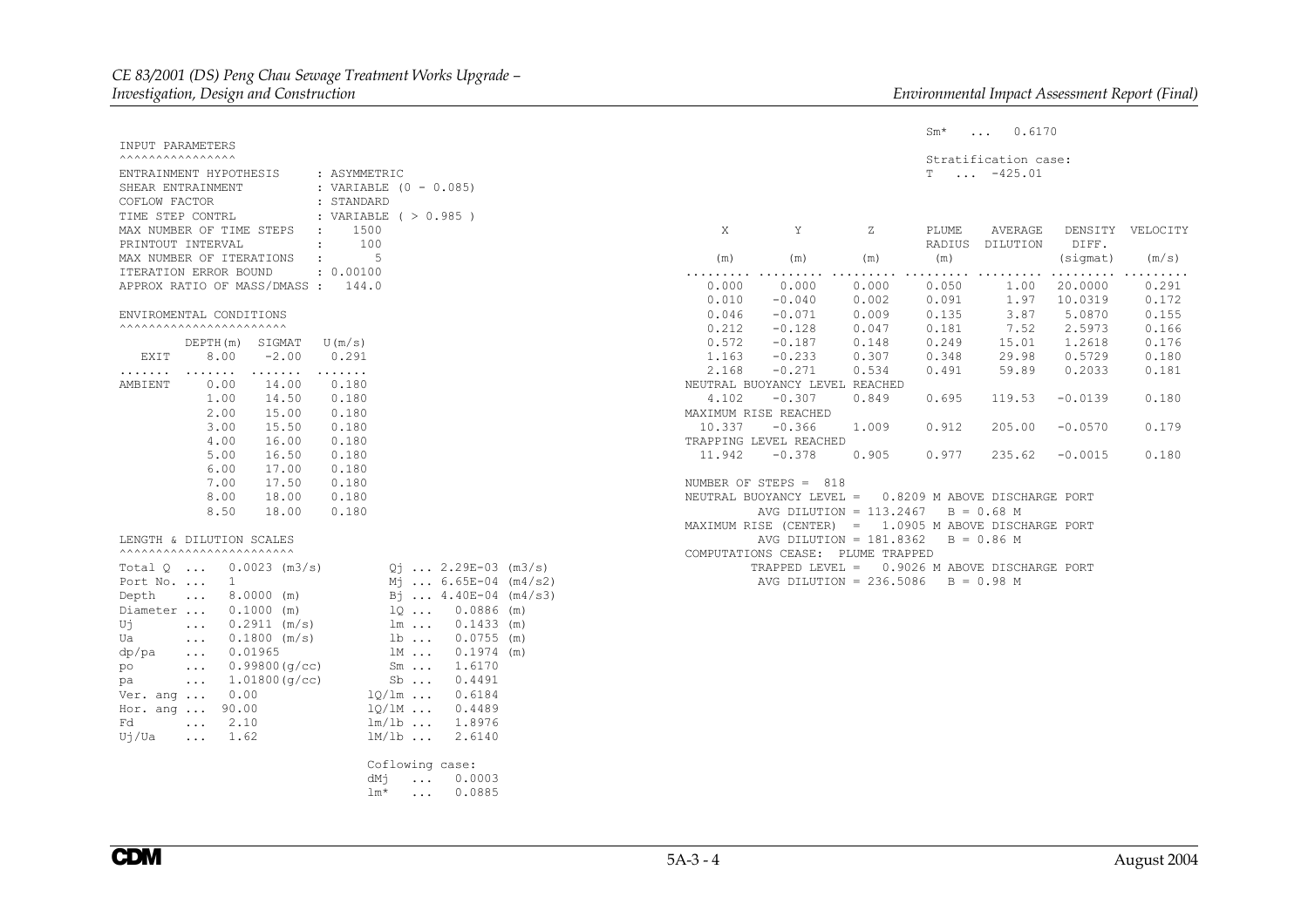INPUT PARAMETERS
^^^^^^^^^^^^^^^^

```
ENTRAINMENT HYPOTHESIS      : ASYMMETRIC
SHEAR ENTRAINMENT           : VARIABLE (0 - 0.085)
COFLOW FACTOR               : STANDARD
TIME STEP CONTRL            : VARIABLE ( > 0.985 )
MAX NUMBER OF TIME STEPS  :    1500
PRINTOUT INTERVAL         :     100
MAX NUMBER OF ITERATIONS  :       5
ITERATION ERROR BOUND       : 0.00100
APPROX RATIO OF MASS/DMASS :  144.0
```

ENVIROMENTAL CONDITIONS
^^^^^^^^^^^^^^^^^^^^^^^

| | DEPTH(m) | SIGMAT | U(m/s) |
|---|---|---|---|
| EXIT | 8.00 | -2.00 | 0.291 |
| ....... | ....... | ....... | ....... |
| AMBIENT | 0.00 | 14.00 | 0.180 |
| | 1.00 | 14.50 | 0.180 |
| | 2.00 | 15.00 | 0.180 |
| | 3.00 | 15.50 | 0.180 |
| | 4.00 | 16.00 | 0.180 |
| | 5.00 | 16.50 | 0.180 |
| | 6.00 | 17.00 | 0.180 |
| | 7.00 | 17.50 | 0.180 |
| | 8.00 | 18.00 | 0.180 |
| | 8.50 | 18.00 | 0.180 |

LENGTH & DILUTION SCALES
^^^^^^^^^^^^^^^^^^^^^^^^

```
Total Q  ...   0.0023 (m3/s)        Qj ... 2.29E-03 (m3/s)
Port No. ...   1                    Mj ... 6.65E-04 (m4/s2)
Depth    ...   8.0000 (m)           Bj ... 4.40E-04 (m4/s3)
Diameter ...   0.1000 (m)           lQ ...   0.0886 (m)
Uj       ...   0.2911 (m/s)         lm ...   0.1433 (m)
Ua       ...   0.1800 (m/s)         lb ...   0.0755 (m)
dp/pa    ...   0.01965              lM ...   0.1974 (m)
po       ...   0.99800(g/cc)        Sm ...   1.6170
pa       ...   1.01800(g/cc)        Sb ...   0.4491
Ver. ang ...   0.00              lQ/lm ...   0.6184
Hor. ang ...   90.00             lQ/lM ...   0.4489
Fd       ...   2.10              lm/lb ...   1.8976
Uj/Ua    ...   1.62              lM/lb ...   2.6140

                                 Coflowing case:
                                 dMj   ...   0.0003
                                 lm*   ...   0.0885
                                 Sm*   ...   0.6170

                                 Stratification case:
                                 T   ...  -425.01
```

| X (m) | Y (m) | Z (m) | PLUME RADIUS (m) | AVERAGE DILUTION | DENSITY DIFF. (sigmat) | VELOCITY (m/s) |
|---|---|---|---|---|---|---|
| 0.000 | 0.000 | 0.000 | 0.050 | 1.00 | 20.0000 | 0.291 |
| 0.010 | -0.040 | 0.002 | 0.091 | 1.97 | 10.0319 | 0.172 |
| 0.046 | -0.071 | 0.009 | 0.135 | 3.87 | 5.0870 | 0.155 |
| 0.212 | -0.128 | 0.047 | 0.181 | 7.52 | 2.5973 | 0.166 |
| 0.572 | -0.187 | 0.148 | 0.249 | 15.01 | 1.2618 | 0.176 |
| 1.163 | -0.233 | 0.307 | 0.348 | 29.98 | 0.5729 | 0.180 |
| 2.168 | -0.271 | 0.534 | 0.491 | 59.89 | 0.2033 | 0.181 |
| NEUTRAL BUOYANCY LEVEL REACHED | | | | | | |
| 4.102 | -0.307 | 0.849 | 0.695 | 119.53 | -0.0139 | 0.180 |
| MAXIMUM RISE REACHED | | | | | | |
| 10.337 | -0.366 | 1.009 | 0.912 | 205.00 | -0.0570 | 0.179 |
| TRAPPING LEVEL REACHED | | | | | | |
| 11.942 | -0.378 | 0.905 | 0.977 | 235.62 | -0.0015 | 0.180 |

```
NUMBER OF STEPS =  818
NEUTRAL BUOYANCY LEVEL =   0.8209 M ABOVE DISCHARGE PORT
         AVG DILUTION = 113.2467   B = 0.68 M
MAXIMUM RISE (CENTER)  =   1.0905 M ABOVE DISCHARGE PORT
         AVG DILUTION = 181.8362   B = 0.86 M
COMPUTATIONS CEASE:  PLUME TRAPPED
       TRAPPED LEVEL =   0.9026 M ABOVE DISCHARGE PORT
         AVG DILUTION = 236.5086   B = 0.98 M
```